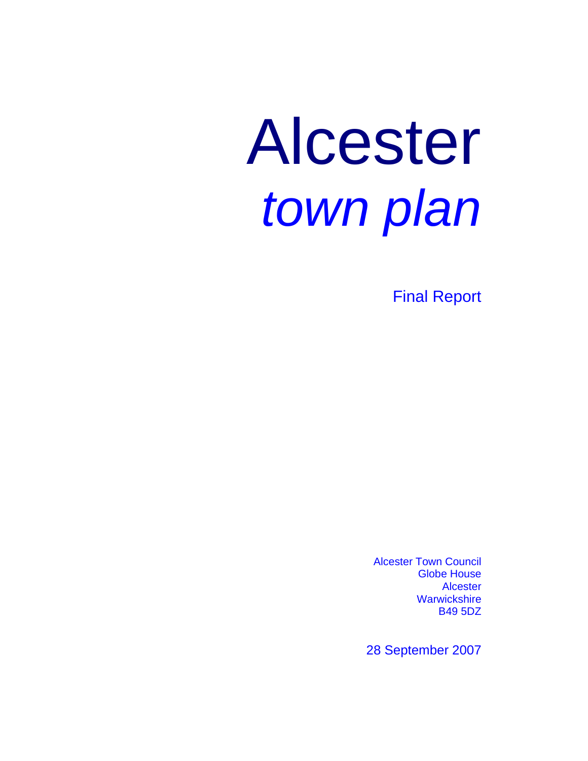# Alcester

## *town plan*

Final Report

Alcester Town Council
Globe House
Alcester
Warwickshire
B49 5DZ

28 September 2007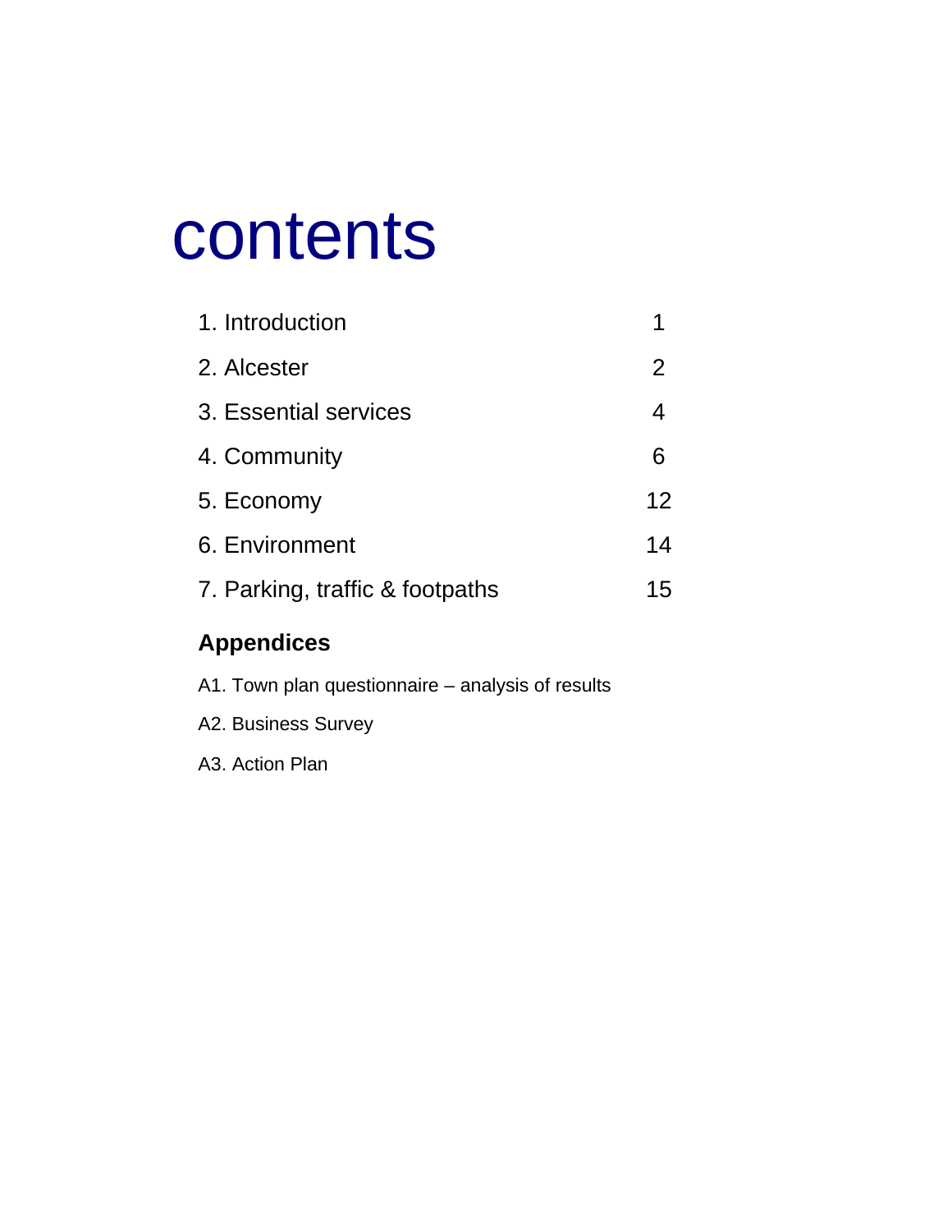# contents

| | |
|---|---|
| 1. Introduction | 1 |
| 2. Alcester | 2 |
| 3. Essential services | 4 |
| 4. Community | 6 |
| 5. Economy | 12 |
| 6. Environment | 14 |
| 7. Parking, traffic & footpaths | 15 |

## Appendices

A1. Town plan questionnaire – analysis of results

A2. Business Survey

A3. Action Plan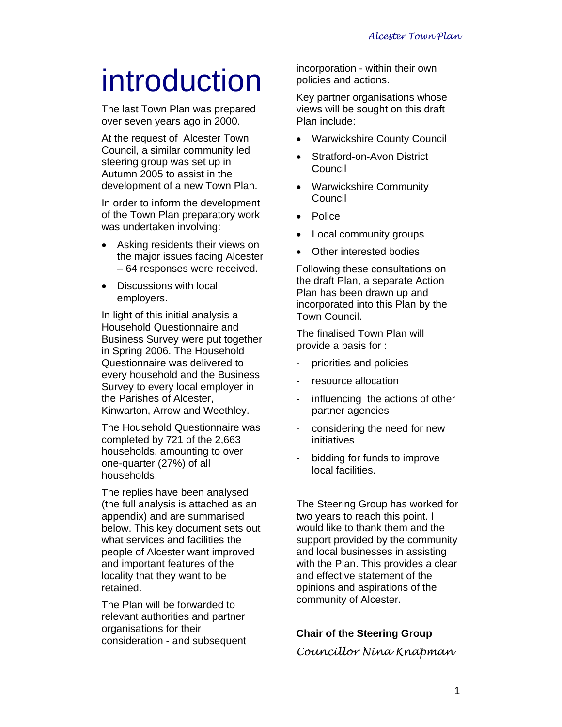# introduction

The last Town Plan was prepared over seven years ago in 2000.

At the request of Alcester Town Council, a similar community led steering group was set up in Autumn 2005 to assist in the development of a new Town Plan.

In order to inform the development of the Town Plan preparatory work was undertaken involving:

- Asking residents their views on the major issues facing Alcester – 64 responses were received.
- Discussions with local employers.

In light of this initial analysis a Household Questionnaire and Business Survey were put together in Spring 2006. The Household Questionnaire was delivered to every household and the Business Survey to every local employer in the Parishes of Alcester, Kinwarton, Arrow and Weethley.

The Household Questionnaire was completed by 721 of the 2,663 households, amounting to over one-quarter (27%) of all households.

The replies have been analysed (the full analysis is attached as an appendix) and are summarised below. This key document sets out what services and facilities the people of Alcester want improved and important features of the locality that they want to be retained.

The Plan will be forwarded to relevant authorities and partner organisations for their consideration - and subsequent incorporation - within their own policies and actions.

Key partner organisations whose views will be sought on this draft Plan include:

- Warwickshire County Council
- Stratford-on-Avon District Council
- Warwickshire Community Council
- Police
- Local community groups
- Other interested bodies

Following these consultations on the draft Plan, a separate Action Plan has been drawn up and incorporated into this Plan by the Town Council.

The finalised Town Plan will provide a basis for :

- priorities and policies
- resource allocation
- influencing the actions of other partner agencies
- considering the need for new initiatives
- bidding for funds to improve local facilities.

The Steering Group has worked for two years to reach this point. I would like to thank them and the support provided by the community and local businesses in assisting with the Plan. This provides a clear and effective statement of the opinions and aspirations of the community of Alcester.

**Chair of the Steering Group**

*Councillor Nina Knapman*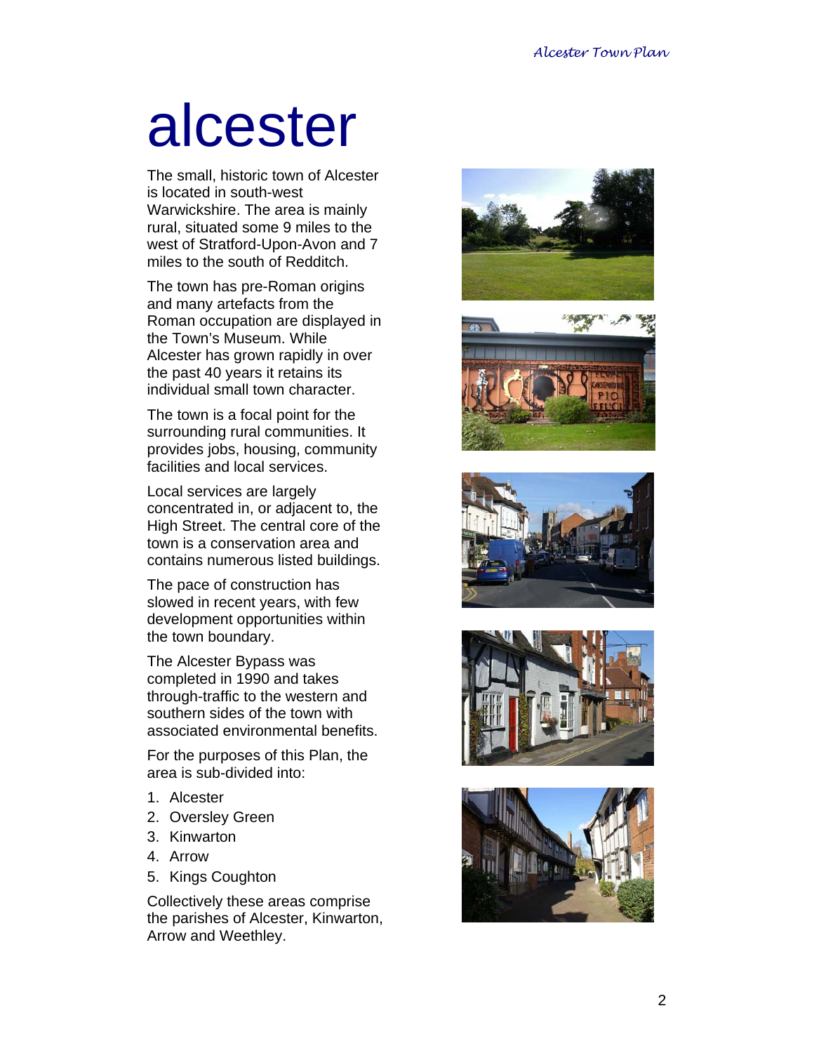# alcester

The small, historic town of Alcester is located in south-west Warwickshire. The area is mainly rural, situated some 9 miles to the west of Stratford-Upon-Avon and 7 miles to the south of Redditch.

The town has pre-Roman origins and many artefacts from the Roman occupation are displayed in the Town's Museum. While Alcester has grown rapidly in over the past 40 years it retains its individual small town character.

The town is a focal point for the surrounding rural communities. It provides jobs, housing, community facilities and local services.

Local services are largely concentrated in, or adjacent to, the High Street. The central core of the town is a conservation area and contains numerous listed buildings.

The pace of construction has slowed in recent years, with few development opportunities within the town boundary.

The Alcester Bypass was completed in 1990 and takes through-traffic to the western and southern sides of the town with associated environmental benefits.

For the purposes of this Plan, the area is sub-divided into:

1. Alcester
2. Oversley Green
3. Kinwarton
4. Arrow
5. Kings Coughton

Collectively these areas comprise the parishes of Alcester, Kinwarton, Arrow and Weethley.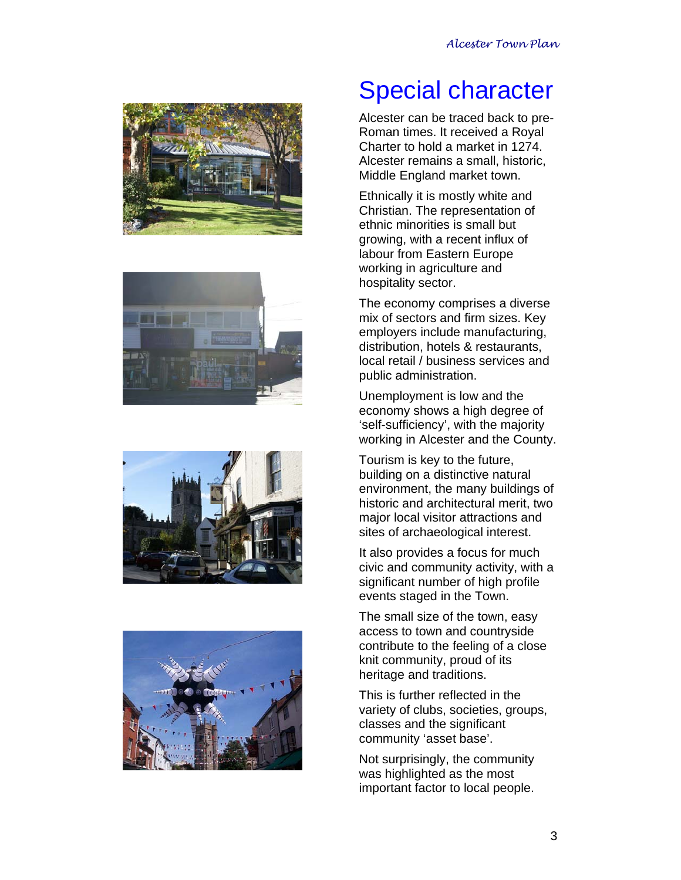# Special character

Alcester can be traced back to pre-Roman times. It received a Royal Charter to hold a market in 1274. Alcester remains a small, historic, Middle England market town.

Ethnically it is mostly white and Christian. The representation of ethnic minorities is small but growing, with a recent influx of labour from Eastern Europe working in agriculture and hospitality sector.

The economy comprises a diverse mix of sectors and firm sizes. Key employers include manufacturing, distribution, hotels & restaurants, local retail / business services and public administration.

Unemployment is low and the economy shows a high degree of 'self-sufficiency', with the majority working in Alcester and the County.

Tourism is key to the future, building on a distinctive natural environment, the many buildings of historic and architectural merit, two major local visitor attractions and sites of archaeological interest.

It also provides a focus for much civic and community activity, with a significant number of high profile events staged in the Town.

The small size of the town, easy access to town and countryside contribute to the feeling of a close knit community, proud of its heritage and traditions.

This is further reflected in the variety of clubs, societies, groups, classes and the significant community 'asset base'.

Not surprisingly, the community was highlighted as the most important factor to local people.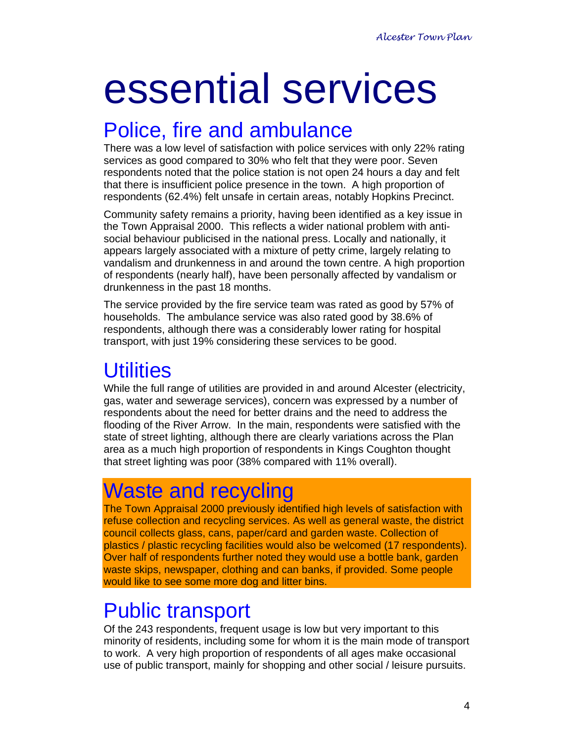# essential services

## Police, fire and ambulance

There was a low level of satisfaction with police services with only 22% rating services as good compared to 30% who felt that they were poor. Seven respondents noted that the police station is not open 24 hours a day and felt that there is insufficient police presence in the town. A high proportion of respondents (62.4%) felt unsafe in certain areas, notably Hopkins Precinct.

Community safety remains a priority, having been identified as a key issue in the Town Appraisal 2000. This reflects a wider national problem with anti-social behaviour publicised in the national press. Locally and nationally, it appears largely associated with a mixture of petty crime, largely relating to vandalism and drunkenness in and around the town centre. A high proportion of respondents (nearly half), have been personally affected by vandalism or drunkenness in the past 18 months.

The service provided by the fire service team was rated as good by 57% of households. The ambulance service was also rated good by 38.6% of respondents, although there was a considerably lower rating for hospital transport, with just 19% considering these services to be good.

## Utilities

While the full range of utilities are provided in and around Alcester (electricity, gas, water and sewerage services), concern was expressed by a number of respondents about the need for better drains and the need to address the flooding of the River Arrow. In the main, respondents were satisfied with the state of street lighting, although there are clearly variations across the Plan area as a much high proportion of respondents in Kings Coughton thought that street lighting was poor (38% compared with 11% overall).

## Waste and recycling

The Town Appraisal 2000 previously identified high levels of satisfaction with refuse collection and recycling services. As well as general waste, the district council collects glass, cans, paper/card and garden waste. Collection of plastics / plastic recycling facilities would also be welcomed (17 respondents). Over half of respondents further noted they would use a bottle bank, garden waste skips, newspaper, clothing and can banks, if provided. Some people would like to see some more dog and litter bins.

## Public transport

Of the 243 respondents, frequent usage is low but very important to this minority of residents, including some for whom it is the main mode of transport to work. A very high proportion of respondents of all ages make occasional use of public transport, mainly for shopping and other social / leisure pursuits.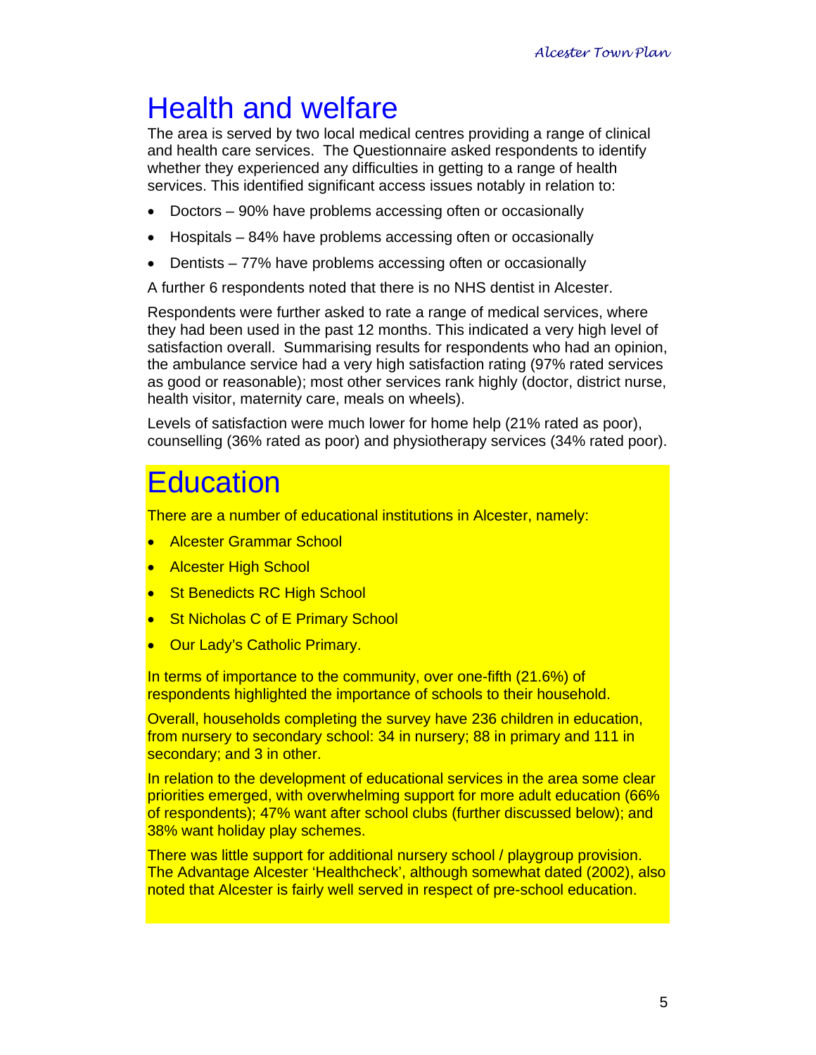# Health and welfare

The area is served by two local medical centres providing a range of clinical and health care services. The Questionnaire asked respondents to identify whether they experienced any difficulties in getting to a range of health services. This identified significant access issues notably in relation to:

- Doctors – 90% have problems accessing often or occasionally
- Hospitals – 84% have problems accessing often or occasionally
- Dentists – 77% have problems accessing often or occasionally

A further 6 respondents noted that there is no NHS dentist in Alcester.

Respondents were further asked to rate a range of medical services, where they had been used in the past 12 months. This indicated a very high level of satisfaction overall. Summarising results for respondents who had an opinion, the ambulance service had a very high satisfaction rating (97% rated services as good or reasonable); most other services rank highly (doctor, district nurse, health visitor, maternity care, meals on wheels).

Levels of satisfaction were much lower for home help (21% rated as poor), counselling (36% rated as poor) and physiotherapy services (34% rated poor).

# Education

There are a number of educational institutions in Alcester, namely:

- Alcester Grammar School
- Alcester High School
- St Benedicts RC High School
- St Nicholas C of E Primary School
- Our Lady's Catholic Primary.

In terms of importance to the community, over one-fifth (21.6%) of respondents highlighted the importance of schools to their household.

Overall, households completing the survey have 236 children in education, from nursery to secondary school: 34 in nursery; 88 in primary and 111 in secondary; and 3 in other.

In relation to the development of educational services in the area some clear priorities emerged, with overwhelming support for more adult education (66% of respondents); 47% want after school clubs (further discussed below); and 38% want holiday play schemes.

There was little support for additional nursery school / playgroup provision. The Advantage Alcester 'Healthcheck', although somewhat dated (2002), also noted that Alcester is fairly well served in respect of pre-school education.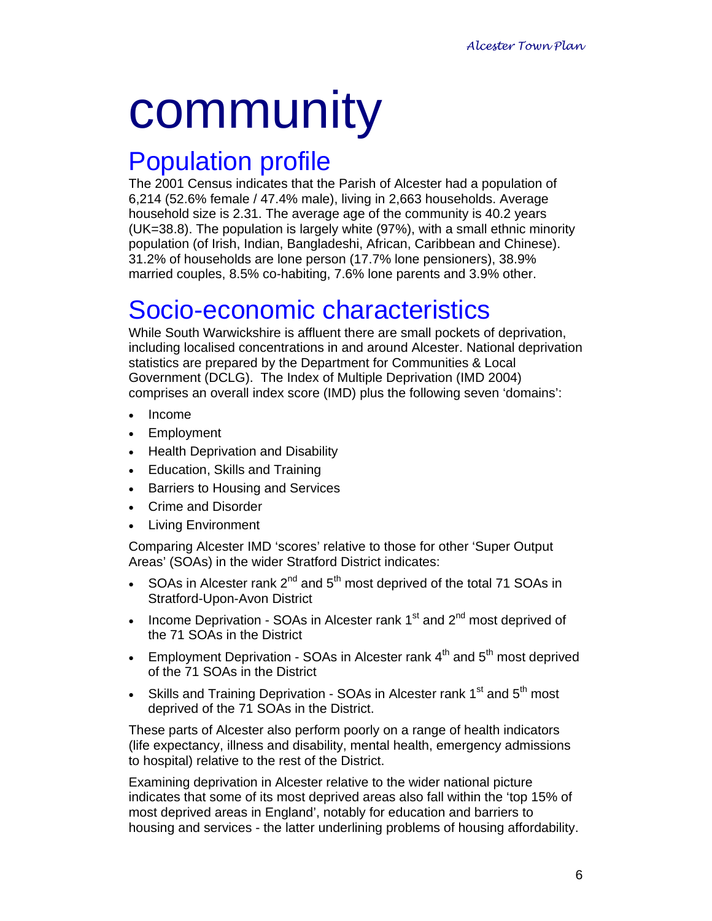# community

## Population profile

The 2001 Census indicates that the Parish of Alcester had a population of 6,214 (52.6% female / 47.4% male), living in 2,663 households. Average household size is 2.31. The average age of the community is 40.2 years (UK=38.8). The population is largely white (97%), with a small ethnic minority population (of Irish, Indian, Bangladeshi, African, Caribbean and Chinese). 31.2% of households are lone person (17.7% lone pensioners), 38.9% married couples, 8.5% co-habiting, 7.6% lone parents and 3.9% other.

## Socio-economic characteristics

While South Warwickshire is affluent there are small pockets of deprivation, including localised concentrations in and around Alcester. National deprivation statistics are prepared by the Department for Communities & Local Government (DCLG). The Index of Multiple Deprivation (IMD 2004) comprises an overall index score (IMD) plus the following seven 'domains':

- Income
- Employment
- Health Deprivation and Disability
- Education, Skills and Training
- Barriers to Housing and Services
- Crime and Disorder
- Living Environment

Comparing Alcester IMD 'scores' relative to those for other 'Super Output Areas' (SOAs) in the wider Stratford District indicates:

- SOAs in Alcester rank 2nd and 5th most deprived of the total 71 SOAs in Stratford-Upon-Avon District
- Income Deprivation - SOAs in Alcester rank 1st and 2nd most deprived of the 71 SOAs in the District
- Employment Deprivation - SOAs in Alcester rank 4th and 5th most deprived of the 71 SOAs in the District
- Skills and Training Deprivation - SOAs in Alcester rank 1st and 5th most deprived of the 71 SOAs in the District.

These parts of Alcester also perform poorly on a range of health indicators (life expectancy, illness and disability, mental health, emergency admissions to hospital) relative to the rest of the District.

Examining deprivation in Alcester relative to the wider national picture indicates that some of its most deprived areas also fall within the 'top 15% of most deprived areas in England', notably for education and barriers to housing and services - the latter underlining problems of housing affordability.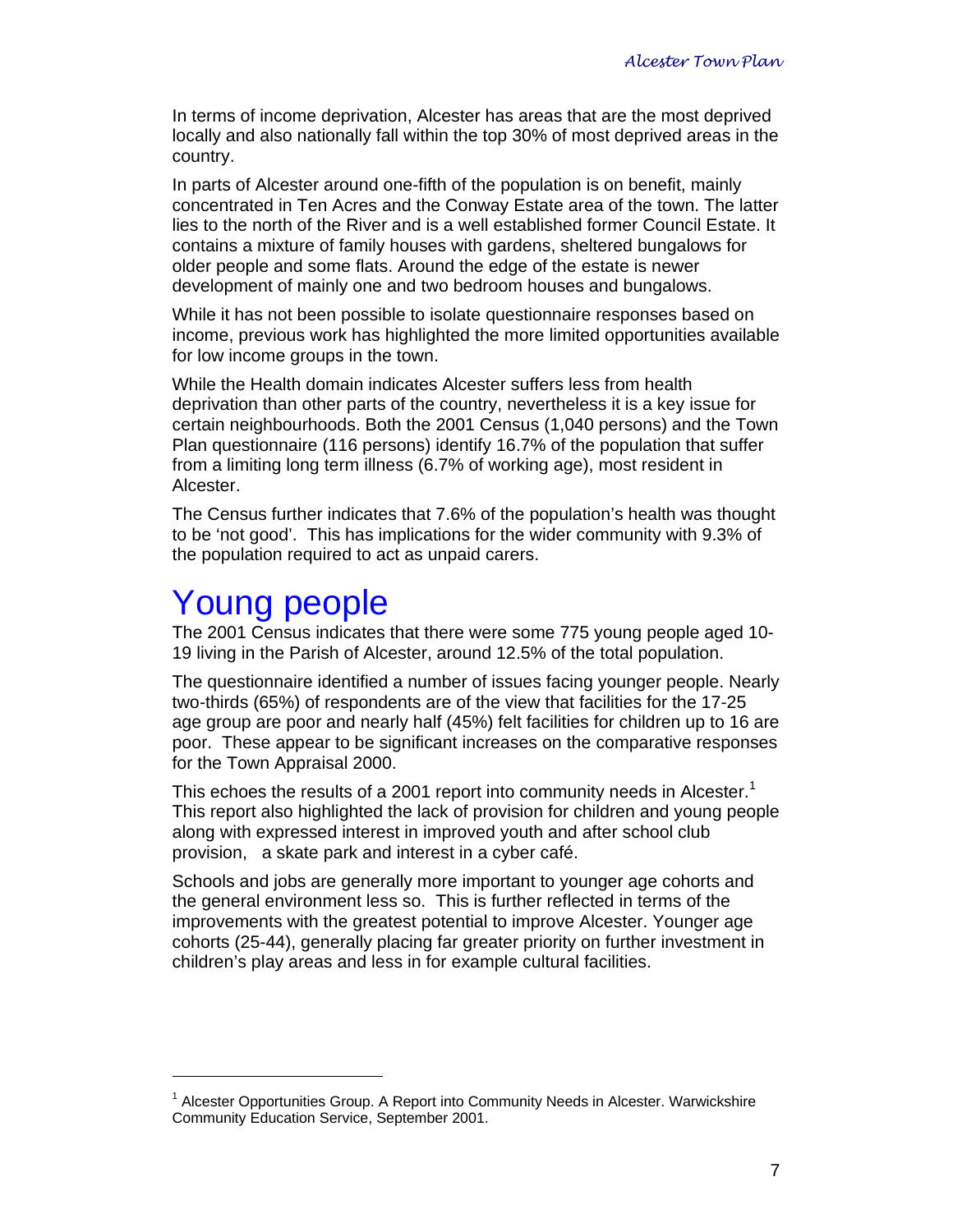In terms of income deprivation, Alcester has areas that are the most deprived locally and also nationally fall within the top 30% of most deprived areas in the country.

In parts of Alcester around one-fifth of the population is on benefit, mainly concentrated in Ten Acres and the Conway Estate area of the town. The latter lies to the north of the River and is a well established former Council Estate. It contains a mixture of family houses with gardens, sheltered bungalows for older people and some flats. Around the edge of the estate is newer development of mainly one and two bedroom houses and bungalows.

While it has not been possible to isolate questionnaire responses based on income, previous work has highlighted the more limited opportunities available for low income groups in the town.

While the Health domain indicates Alcester suffers less from health deprivation than other parts of the country, nevertheless it is a key issue for certain neighbourhoods. Both the 2001 Census (1,040 persons) and the Town Plan questionnaire (116 persons) identify 16.7% of the population that suffer from a limiting long term illness (6.7% of working age), most resident in Alcester.

The Census further indicates that 7.6% of the population's health was thought to be 'not good'. This has implications for the wider community with 9.3% of the population required to act as unpaid carers.

# Young people

The 2001 Census indicates that there were some 775 young people aged 10-19 living in the Parish of Alcester, around 12.5% of the total population.

The questionnaire identified a number of issues facing younger people. Nearly two-thirds (65%) of respondents are of the view that facilities for the 17-25 age group are poor and nearly half (45%) felt facilities for children up to 16 are poor. These appear to be significant increases on the comparative responses for the Town Appraisal 2000.

This echoes the results of a 2001 report into community needs in Alcester.[1] This report also highlighted the lack of provision for children and young people along with expressed interest in improved youth and after school club provision, a skate park and interest in a cyber café.

Schools and jobs are generally more important to younger age cohorts and the general environment less so. This is further reflected in terms of the improvements with the greatest potential to improve Alcester. Younger age cohorts (25-44), generally placing far greater priority on further investment in children's play areas and less in for example cultural facilities.

---

[1] Alcester Opportunities Group. A Report into Community Needs in Alcester. Warwickshire Community Education Service, September 2001.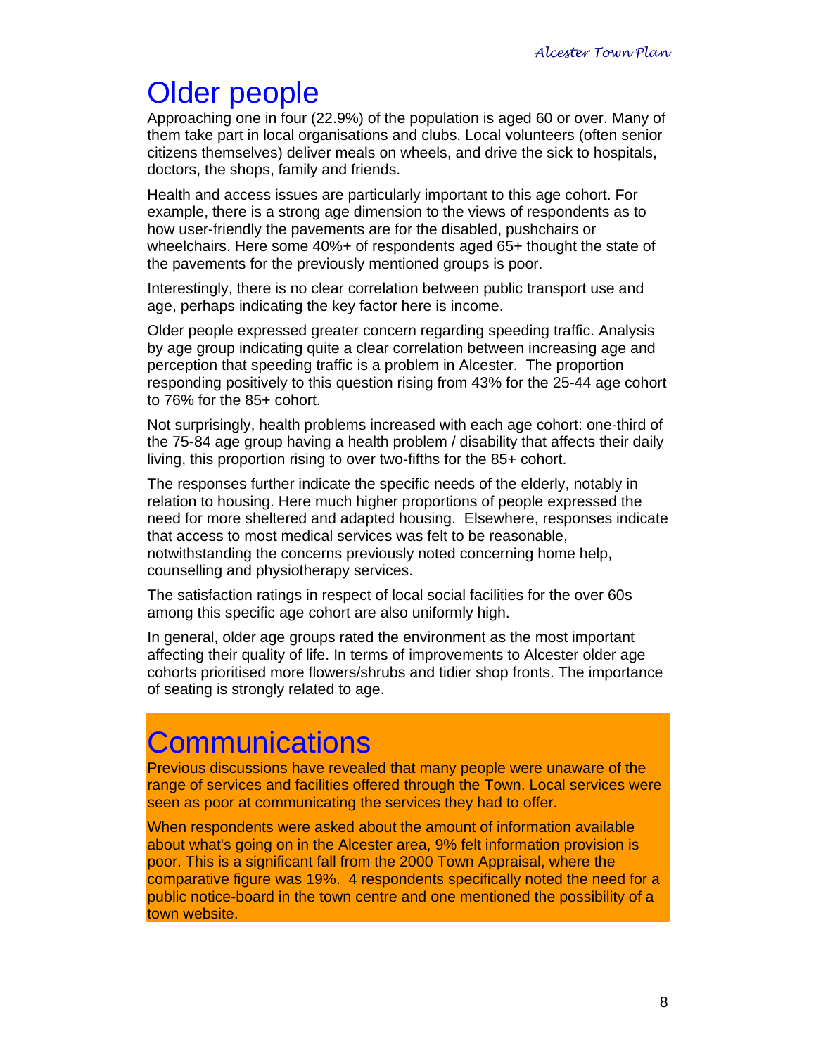# Older people

Approaching one in four (22.9%) of the population is aged 60 or over. Many of them take part in local organisations and clubs. Local volunteers (often senior citizens themselves) deliver meals on wheels, and drive the sick to hospitals, doctors, the shops, family and friends.

Health and access issues are particularly important to this age cohort. For example, there is a strong age dimension to the views of respondents as to how user-friendly the pavements are for the disabled, pushchairs or wheelchairs. Here some 40%+ of respondents aged 65+ thought the state of the pavements for the previously mentioned groups is poor.

Interestingly, there is no clear correlation between public transport use and age, perhaps indicating the key factor here is income.

Older people expressed greater concern regarding speeding traffic. Analysis by age group indicating quite a clear correlation between increasing age and perception that speeding traffic is a problem in Alcester. The proportion responding positively to this question rising from 43% for the 25-44 age cohort to 76% for the 85+ cohort.

Not surprisingly, health problems increased with each age cohort: one-third of the 75-84 age group having a health problem / disability that affects their daily living, this proportion rising to over two-fifths for the 85+ cohort.

The responses further indicate the specific needs of the elderly, notably in relation to housing. Here much higher proportions of people expressed the need for more sheltered and adapted housing. Elsewhere, responses indicate that access to most medical services was felt to be reasonable, notwithstanding the concerns previously noted concerning home help, counselling and physiotherapy services.

The satisfaction ratings in respect of local social facilities for the over 60s among this specific age cohort are also uniformly high.

In general, older age groups rated the environment as the most important affecting their quality of life. In terms of improvements to Alcester older age cohorts prioritised more flowers/shrubs and tidier shop fronts. The importance of seating is strongly related to age.

# Communications

Previous discussions have revealed that many people were unaware of the range of services and facilities offered through the Town. Local services were seen as poor at communicating the services they had to offer.

When respondents were asked about the amount of information available about what's going on in the Alcester area, 9% felt information provision is poor. This is a significant fall from the 2000 Town Appraisal, where the comparative figure was 19%. 4 respondents specifically noted the need for a public notice-board in the town centre and one mentioned the possibility of a town website.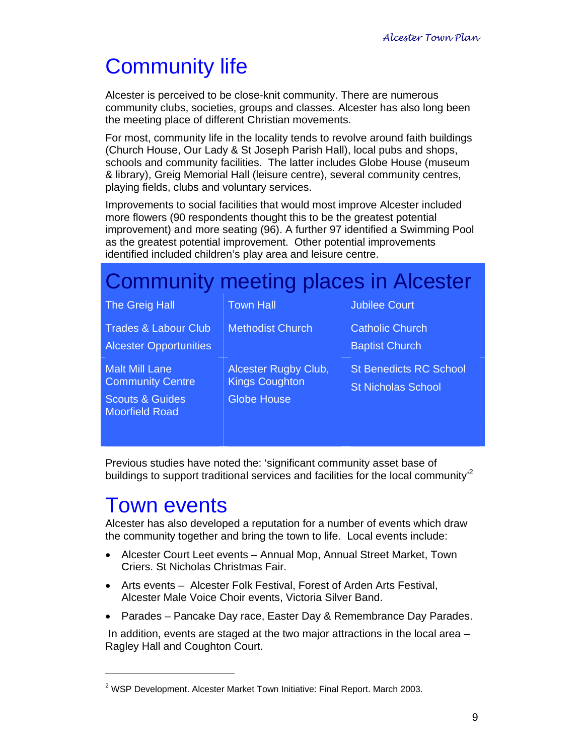# Community life

Alcester is perceived to be close-knit community. There are numerous community clubs, societies, groups and classes. Alcester has also long been the meeting place of different Christian movements.

For most, community life in the locality tends to revolve around faith buildings (Church House, Our Lady & St Joseph Parish Hall), local pubs and shops, schools and community facilities. The latter includes Globe House (museum & library), Greig Memorial Hall (leisure centre), several community centres, playing fields, clubs and voluntary services.

Improvements to social facilities that would most improve Alcester included more flowers (90 respondents thought this to be the greatest potential improvement) and more seating (96). A further 97 identified a Swimming Pool as the greatest potential improvement. Other potential improvements identified included children's play area and leisure centre.

## Community meeting places in Alcester

| | | |
|---|---|---|
| The Greig Hall | Town Hall | Jubilee Court |
| Trades & Labour Club<br>Alcester Opportunities | Methodist Church | Catholic Church<br>Baptist Church |
| Malt Mill Lane Community Centre<br>Scouts & Guides Moorfield Road | Alcester Rugby Club, Kings Coughton<br>Globe House | St Benedicts RC School<br>St Nicholas School |

Previous studies have noted the: 'significant community asset base of buildings to support traditional services and facilities for the local community'[2]

# Town events

Alcester has also developed a reputation for a number of events which draw the community together and bring the town to life. Local events include:

- Alcester Court Leet events – Annual Mop, Annual Street Market, Town Criers. St Nicholas Christmas Fair.
- Arts events – Alcester Folk Festival, Forest of Arden Arts Festival, Alcester Male Voice Choir events, Victoria Silver Band.
- Parades – Pancake Day race, Easter Day & Remembrance Day Parades.

In addition, events are staged at the two major attractions in the local area – Ragley Hall and Coughton Court.

---

[2] WSP Development. Alcester Market Town Initiative: Final Report. March 2003.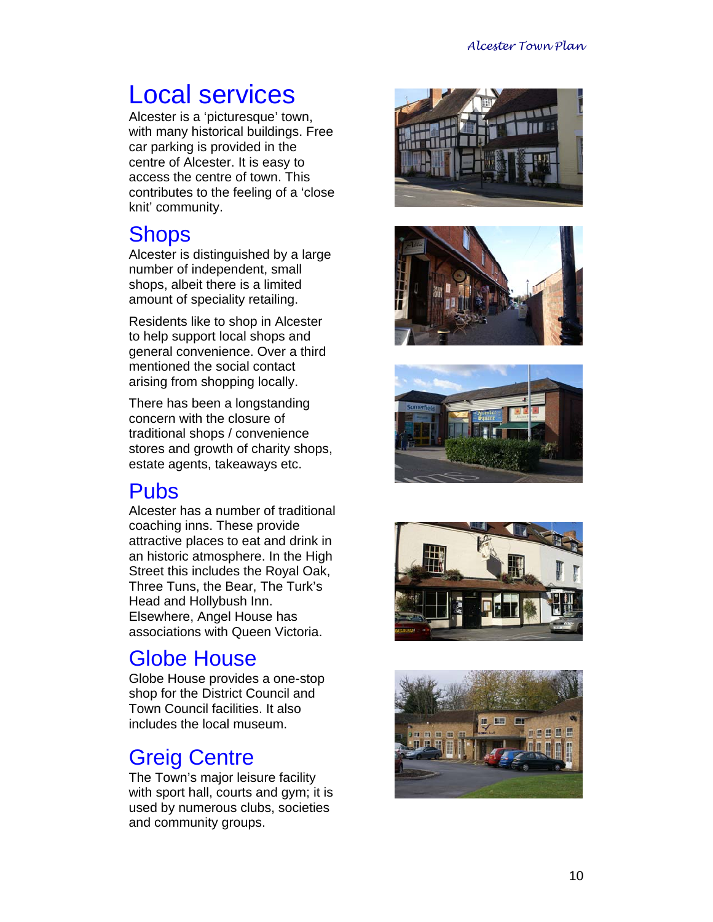# Local services

Alcester is a 'picturesque' town, with many historical buildings. Free car parking is provided in the centre of Alcester. It is easy to access the centre of town. This contributes to the feeling of a 'close knit' community.

## Shops

Alcester is distinguished by a large number of independent, small shops, albeit there is a limited amount of speciality retailing.

Residents like to shop in Alcester to help support local shops and general convenience. Over a third mentioned the social contact arising from shopping locally.

There has been a longstanding concern with the closure of traditional shops / convenience stores and growth of charity shops, estate agents, takeaways etc.

## Pubs

Alcester has a number of traditional coaching inns. These provide attractive places to eat and drink in an historic atmosphere. In the High Street this includes the Royal Oak, Three Tuns, the Bear, The Turk's Head and Hollybush Inn. Elsewhere, Angel House has associations with Queen Victoria.

## Globe House

Globe House provides a one-stop shop for the District Council and Town Council facilities. It also includes the local museum.

## Greig Centre

The Town's major leisure facility with sport hall, courts and gym; it is used by numerous clubs, societies and community groups.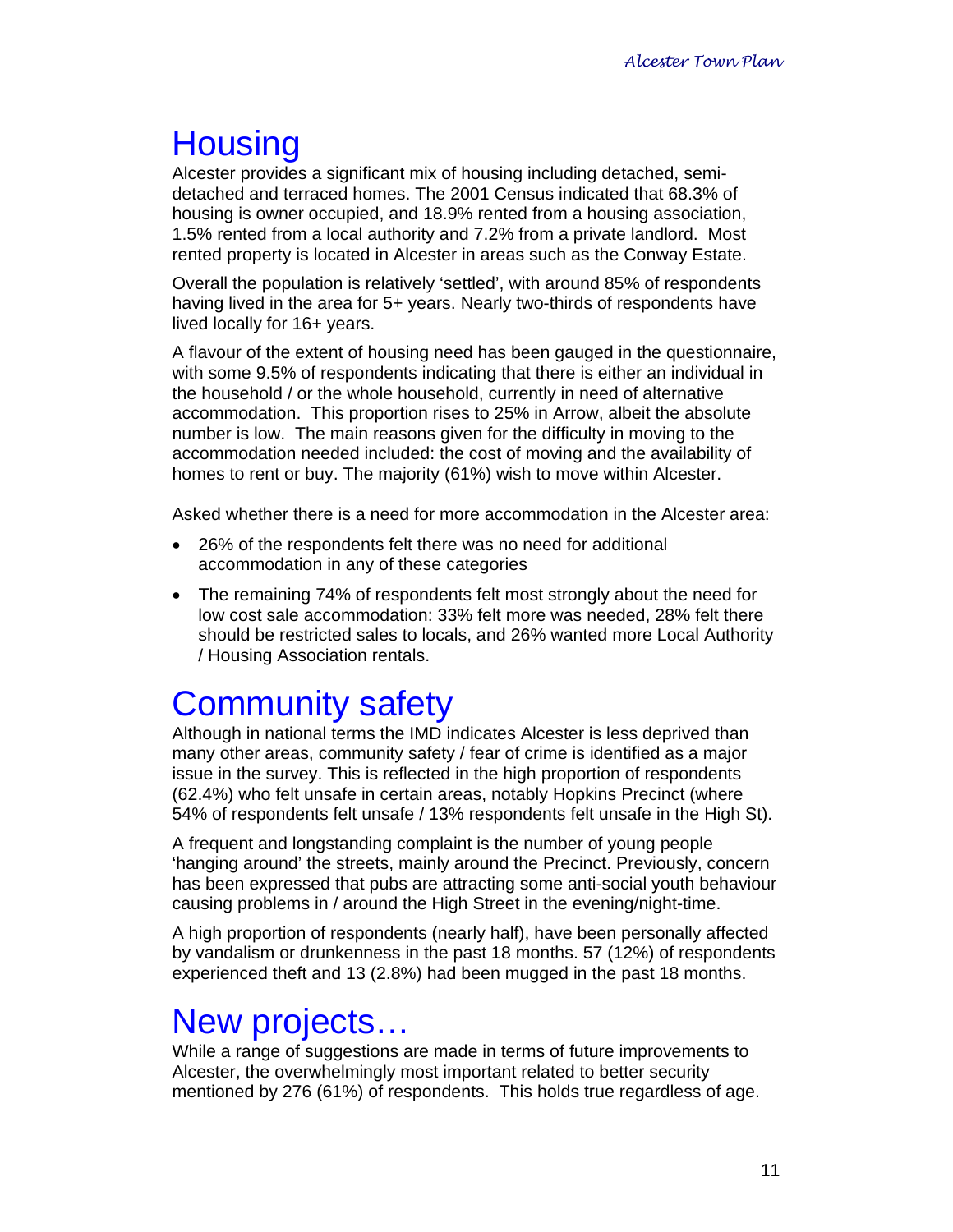# Housing

Alcester provides a significant mix of housing including detached, semi-detached and terraced homes. The 2001 Census indicated that 68.3% of housing is owner occupied, and 18.9% rented from a housing association, 1.5% rented from a local authority and 7.2% from a private landlord. Most rented property is located in Alcester in areas such as the Conway Estate.

Overall the population is relatively 'settled', with around 85% of respondents having lived in the area for 5+ years. Nearly two-thirds of respondents have lived locally for 16+ years.

A flavour of the extent of housing need has been gauged in the questionnaire, with some 9.5% of respondents indicating that there is either an individual in the household / or the whole household, currently in need of alternative accommodation. This proportion rises to 25% in Arrow, albeit the absolute number is low. The main reasons given for the difficulty in moving to the accommodation needed included: the cost of moving and the availability of homes to rent or buy. The majority (61%) wish to move within Alcester.

Asked whether there is a need for more accommodation in the Alcester area:

- 26% of the respondents felt there was no need for additional accommodation in any of these categories
- The remaining 74% of respondents felt most strongly about the need for low cost sale accommodation: 33% felt more was needed, 28% felt there should be restricted sales to locals, and 26% wanted more Local Authority / Housing Association rentals.

# Community safety

Although in national terms the IMD indicates Alcester is less deprived than many other areas, community safety / fear of crime is identified as a major issue in the survey. This is reflected in the high proportion of respondents (62.4%) who felt unsafe in certain areas, notably Hopkins Precinct (where 54% of respondents felt unsafe / 13% respondents felt unsafe in the High St).

A frequent and longstanding complaint is the number of young people 'hanging around' the streets, mainly around the Precinct. Previously, concern has been expressed that pubs are attracting some anti-social youth behaviour causing problems in / around the High Street in the evening/night-time.

A high proportion of respondents (nearly half), have been personally affected by vandalism or drunkenness in the past 18 months. 57 (12%) of respondents experienced theft and 13 (2.8%) had been mugged in the past 18 months.

# New projects…

While a range of suggestions are made in terms of future improvements to Alcester, the overwhelmingly most important related to better security mentioned by 276 (61%) of respondents. This holds true regardless of age.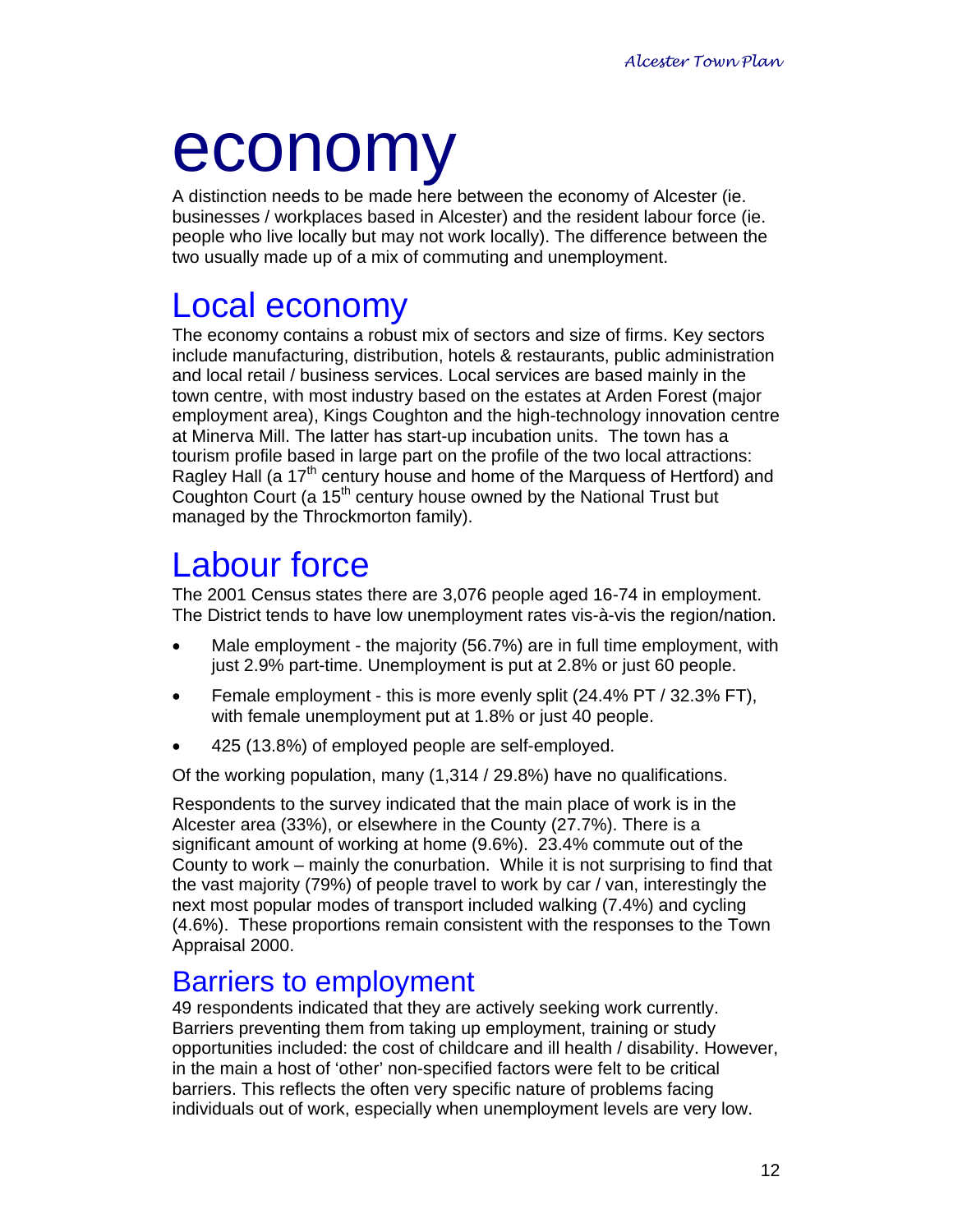# economy

A distinction needs to be made here between the economy of Alcester (ie. businesses / workplaces based in Alcester) and the resident labour force (ie. people who live locally but may not work locally). The difference between the two usually made up of a mix of commuting and unemployment.

## Local economy

The economy contains a robust mix of sectors and size of firms. Key sectors include manufacturing, distribution, hotels & restaurants, public administration and local retail / business services. Local services are based mainly in the town centre, with most industry based on the estates at Arden Forest (major employment area), Kings Coughton and the high-technology innovation centre at Minerva Mill. The latter has start-up incubation units. The town has a tourism profile based in large part on the profile of the two local attractions: Ragley Hall (a 17th century house and home of the Marquess of Hertford) and Coughton Court (a 15th century house owned by the National Trust but managed by the Throckmorton family).

## Labour force

The 2001 Census states there are 3,076 people aged 16-74 in employment. The District tends to have low unemployment rates vis-à-vis the region/nation.

- Male employment - the majority (56.7%) are in full time employment, with just 2.9% part-time. Unemployment is put at 2.8% or just 60 people.
- Female employment - this is more evenly split (24.4% PT / 32.3% FT), with female unemployment put at 1.8% or just 40 people.
- 425 (13.8%) of employed people are self-employed.

Of the working population, many (1,314 / 29.8%) have no qualifications.

Respondents to the survey indicated that the main place of work is in the Alcester area (33%), or elsewhere in the County (27.7%). There is a significant amount of working at home (9.6%). 23.4% commute out of the County to work – mainly the conurbation. While it is not surprising to find that the vast majority (79%) of people travel to work by car / van, interestingly the next most popular modes of transport included walking (7.4%) and cycling (4.6%). These proportions remain consistent with the responses to the Town Appraisal 2000.

## Barriers to employment

49 respondents indicated that they are actively seeking work currently. Barriers preventing them from taking up employment, training or study opportunities included: the cost of childcare and ill health / disability. However, in the main a host of 'other' non-specified factors were felt to be critical barriers. This reflects the often very specific nature of problems facing individuals out of work, especially when unemployment levels are very low.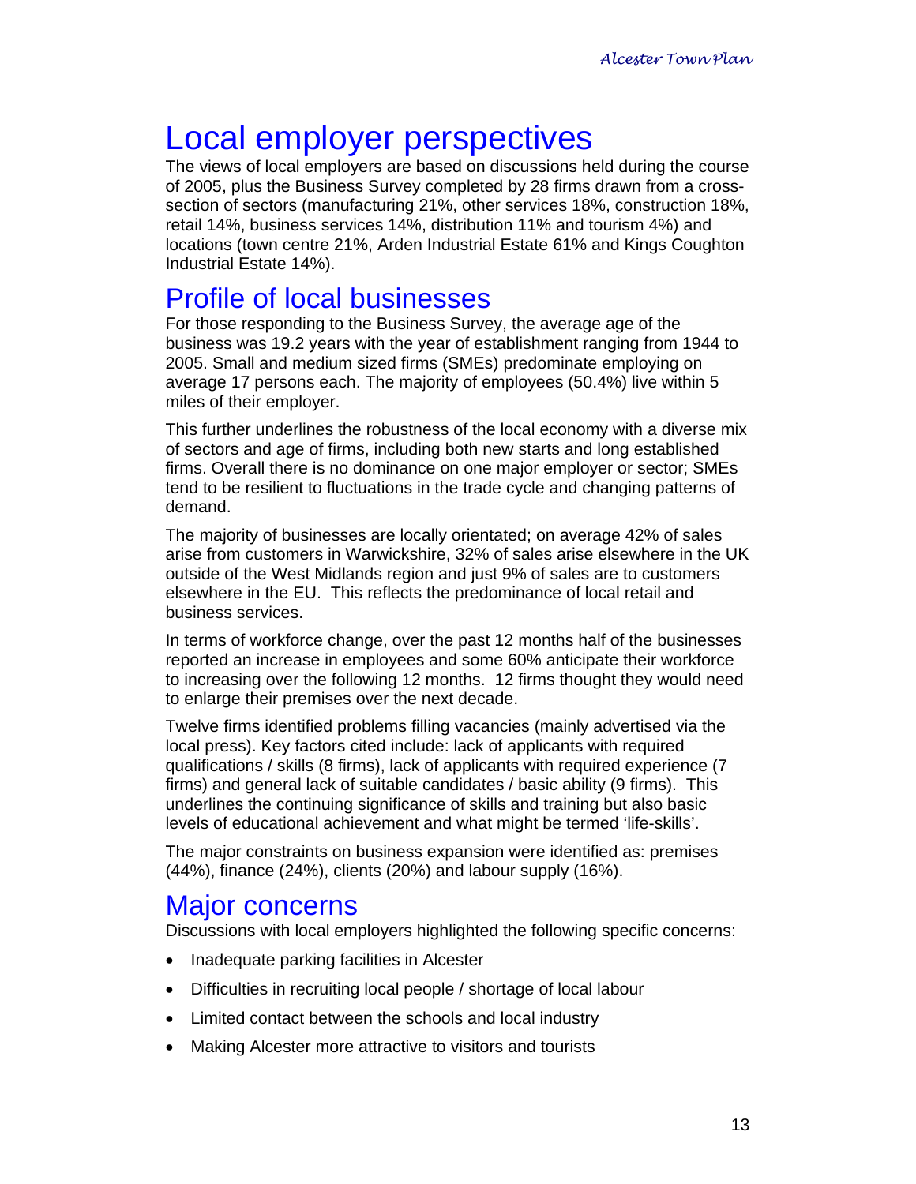# Local employer perspectives

The views of local employers are based on discussions held during the course of 2005, plus the Business Survey completed by 28 firms drawn from a cross-section of sectors (manufacturing 21%, other services 18%, construction 18%, retail 14%, business services 14%, distribution 11% and tourism 4%) and locations (town centre 21%, Arden Industrial Estate 61% and Kings Coughton Industrial Estate 14%).

## Profile of local businesses

For those responding to the Business Survey, the average age of the business was 19.2 years with the year of establishment ranging from 1944 to 2005. Small and medium sized firms (SMEs) predominate employing on average 17 persons each. The majority of employees (50.4%) live within 5 miles of their employer.

This further underlines the robustness of the local economy with a diverse mix of sectors and age of firms, including both new starts and long established firms. Overall there is no dominance on one major employer or sector; SMEs tend to be resilient to fluctuations in the trade cycle and changing patterns of demand.

The majority of businesses are locally orientated; on average 42% of sales arise from customers in Warwickshire, 32% of sales arise elsewhere in the UK outside of the West Midlands region and just 9% of sales are to customers elsewhere in the EU. This reflects the predominance of local retail and business services.

In terms of workforce change, over the past 12 months half of the businesses reported an increase in employees and some 60% anticipate their workforce to increasing over the following 12 months. 12 firms thought they would need to enlarge their premises over the next decade.

Twelve firms identified problems filling vacancies (mainly advertised via the local press). Key factors cited include: lack of applicants with required qualifications / skills (8 firms), lack of applicants with required experience (7 firms) and general lack of suitable candidates / basic ability (9 firms). This underlines the continuing significance of skills and training but also basic levels of educational achievement and what might be termed 'life-skills'.

The major constraints on business expansion were identified as: premises (44%), finance (24%), clients (20%) and labour supply (16%).

## Major concerns

Discussions with local employers highlighted the following specific concerns:

- Inadequate parking facilities in Alcester
- Difficulties in recruiting local people / shortage of local labour
- Limited contact between the schools and local industry
- Making Alcester more attractive to visitors and tourists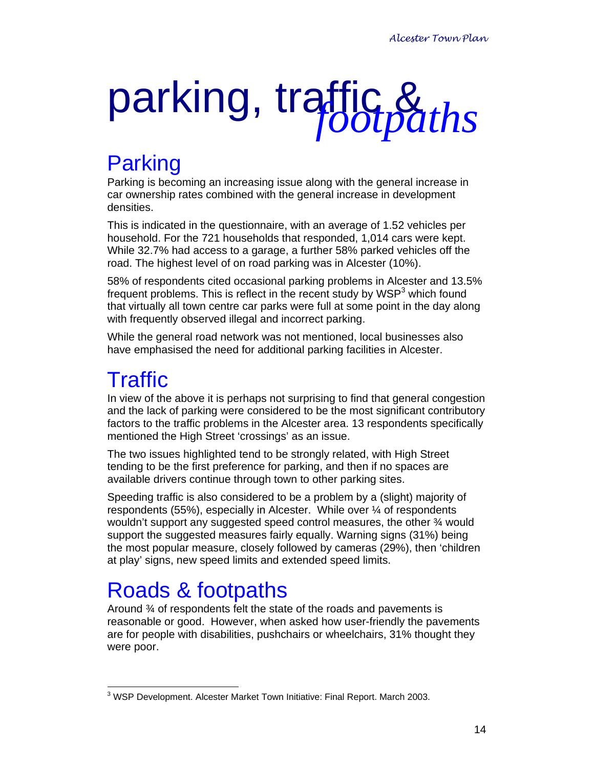# parking, traffic & *footpaths*

## Parking

Parking is becoming an increasing issue along with the general increase in car ownership rates combined with the general increase in development densities.

This is indicated in the questionnaire, with an average of 1.52 vehicles per household. For the 721 households that responded, 1,014 cars were kept. While 32.7% had access to a garage, a further 58% parked vehicles off the road. The highest level of on road parking was in Alcester (10%).

58% of respondents cited occasional parking problems in Alcester and 13.5% frequent problems. This is reflect in the recent study by WSP[3] which found that virtually all town centre car parks were full at some point in the day along with frequently observed illegal and incorrect parking.

While the general road network was not mentioned, local businesses also have emphasised the need for additional parking facilities in Alcester.

## Traffic

In view of the above it is perhaps not surprising to find that general congestion and the lack of parking were considered to be the most significant contributory factors to the traffic problems in the Alcester area. 13 respondents specifically mentioned the High Street 'crossings' as an issue.

The two issues highlighted tend to be strongly related, with High Street tending to be the first preference for parking, and then if no spaces are available drivers continue through town to other parking sites.

Speeding traffic is also considered to be a problem by a (slight) majority of respondents (55%), especially in Alcester. While over ¼ of respondents wouldn't support any suggested speed control measures, the other ¾ would support the suggested measures fairly equally. Warning signs (31%) being the most popular measure, closely followed by cameras (29%), then 'children at play' signs, new speed limits and extended speed limits.

## Roads & footpaths

Around ¾ of respondents felt the state of the roads and pavements is reasonable or good. However, when asked how user-friendly the pavements are for people with disabilities, pushchairs or wheelchairs, 31% thought they were poor.

---

[3] WSP Development. Alcester Market Town Initiative: Final Report. March 2003.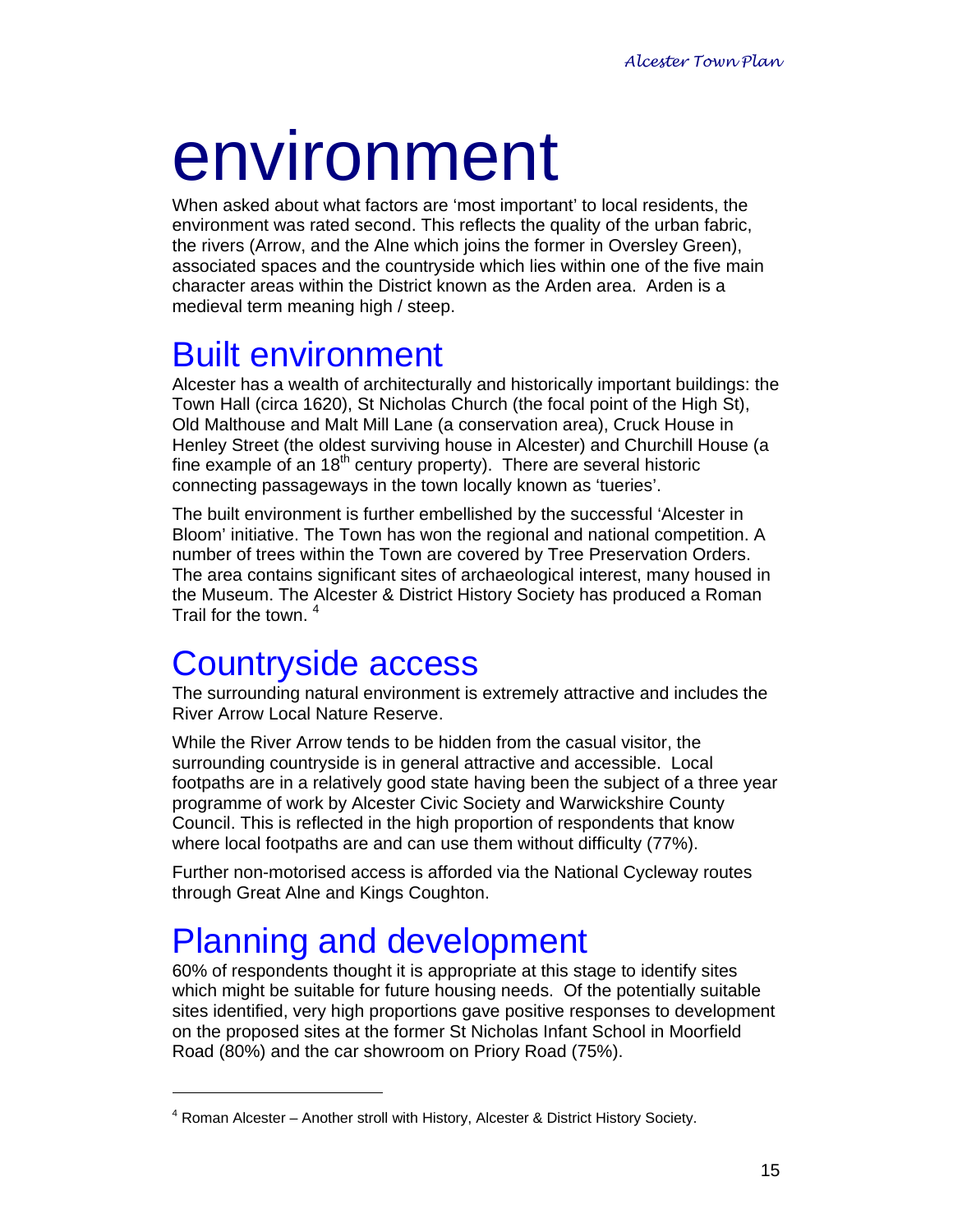# environment

When asked about what factors are 'most important' to local residents, the environment was rated second. This reflects the quality of the urban fabric, the rivers (Arrow, and the Alne which joins the former in Oversley Green), associated spaces and the countryside which lies within one of the five main character areas within the District known as the Arden area. Arden is a medieval term meaning high / steep.

## Built environment

Alcester has a wealth of architecturally and historically important buildings: the Town Hall (circa 1620), St Nicholas Church (the focal point of the High St), Old Malthouse and Malt Mill Lane (a conservation area), Cruck House in Henley Street (the oldest surviving house in Alcester) and Churchill House (a fine example of an 18th century property). There are several historic connecting passageways in the town locally known as 'tueries'.

The built environment is further embellished by the successful 'Alcester in Bloom' initiative. The Town has won the regional and national competition. A number of trees within the Town are covered by Tree Preservation Orders. The area contains significant sites of archaeological interest, many housed in the Museum. The Alcester & District History Society has produced a Roman Trail for the town. [4]

## Countryside access

The surrounding natural environment is extremely attractive and includes the River Arrow Local Nature Reserve.

While the River Arrow tends to be hidden from the casual visitor, the surrounding countryside is in general attractive and accessible. Local footpaths are in a relatively good state having been the subject of a three year programme of work by Alcester Civic Society and Warwickshire County Council. This is reflected in the high proportion of respondents that know where local footpaths are and can use them without difficulty (77%).

Further non-motorised access is afforded via the National Cycleway routes through Great Alne and Kings Coughton.

## Planning and development

60% of respondents thought it is appropriate at this stage to identify sites which might be suitable for future housing needs. Of the potentially suitable sites identified, very high proportions gave positive responses to development on the proposed sites at the former St Nicholas Infant School in Moorfield Road (80%) and the car showroom on Priory Road (75%).

---

[4] Roman Alcester – Another stroll with History, Alcester & District History Society.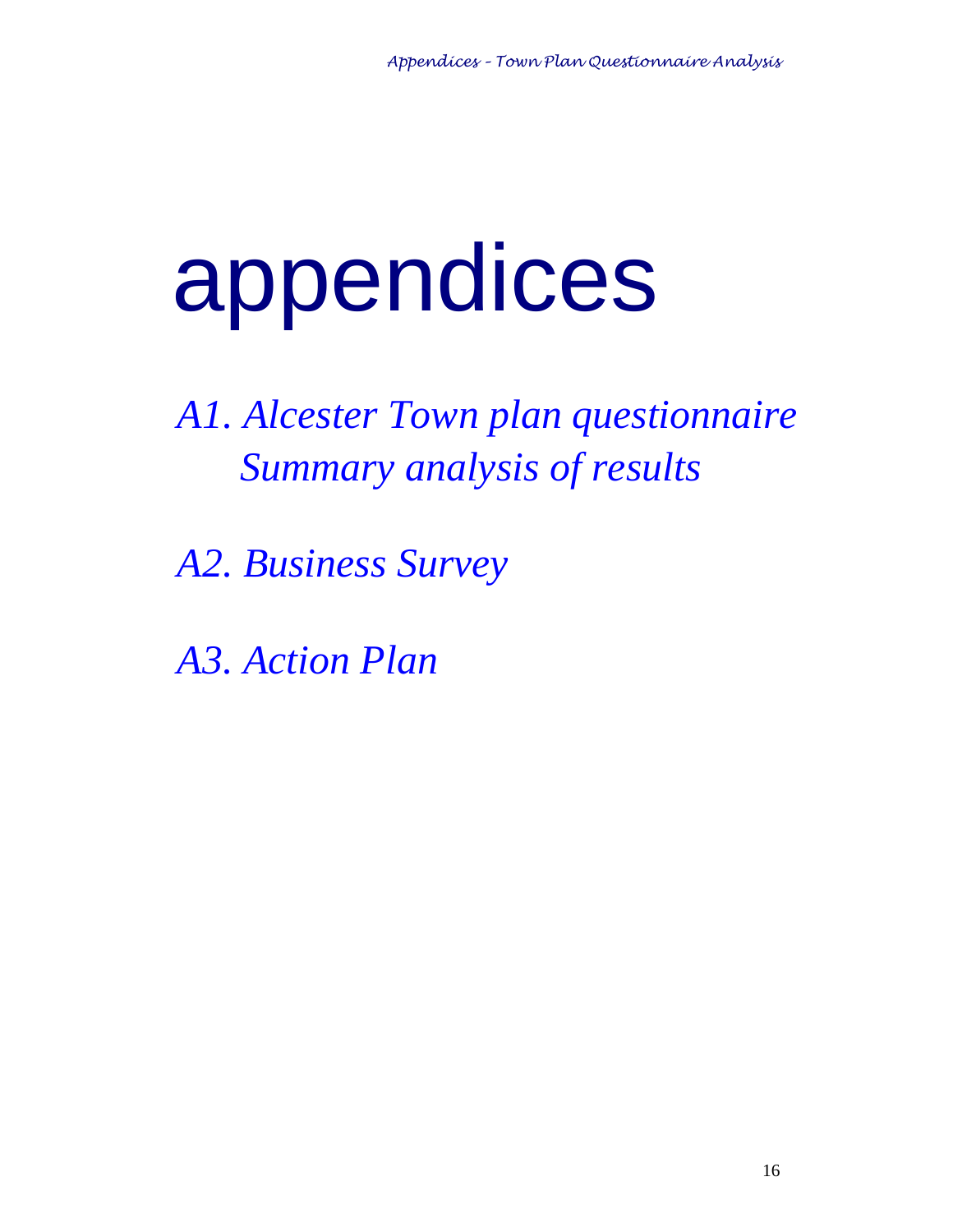# appendices

*A1. Alcester Town plan questionnaire Summary analysis of results*

*A2. Business Survey*

*A3. Action Plan*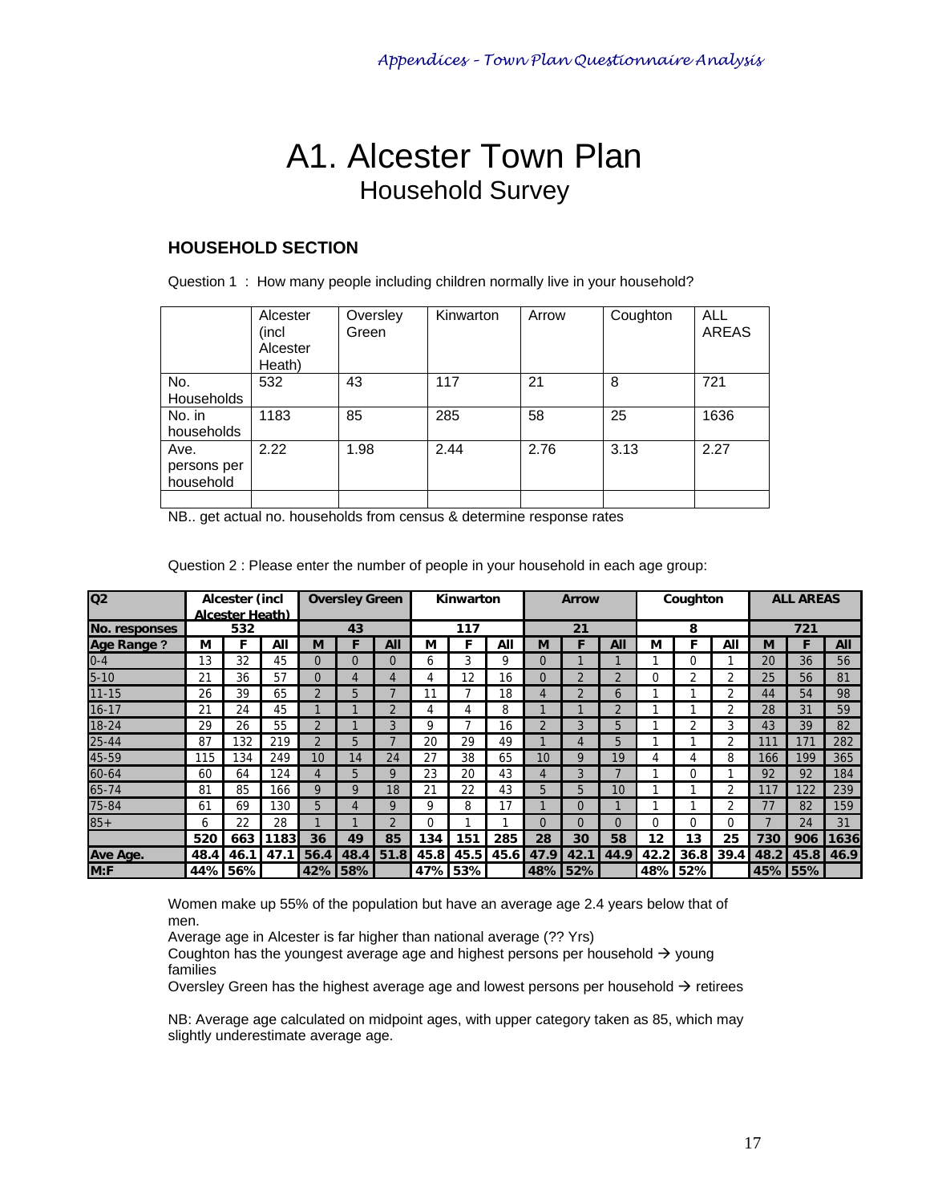# A1. Alcester Town Plan
## Household Survey

### HOUSEHOLD SECTION

Question 1 : How many people including children normally live in your household?

| | Alcester (incl Alcester Heath) | Oversley Green | Kinwarton | Arrow | Coughton | ALL AREAS |
|---|---|---|---|---|---|---|
| No. Households | 532 | 43 | 117 | 21 | 8 | 721 |
| No. in households | 1183 | 85 | 285 | 58 | 25 | 1636 |
| Ave. persons per household | 2.22 | 1.98 | 2.44 | 2.76 | 3.13 | 2.27 |
| | | | | | | |

NB.. get actual no. households from census & determine response rates

Question 2 : Please enter the number of people in your household in each age group:

| Q2 | Alcester (incl Alcester Heath) | | | Oversley Green | | | Kinwarton | | | Arrow | | | Coughton | | | ALL AREAS | | |
|---|---|---|---|---|---|---|---|---|---|---|---|---|---|---|---|---|---|---|
| No. responses | 532 | | | 43 | | | 117 | | | 21 | | | 8 | | | 721 | | |
| Age Range ? | M | F | All | M | F | All | M | F | All | M | F | All | M | F | All | M | F | All |
| 0-4 | 13 | 32 | 45 | 0 | 0 | 0 | 6 | 3 | 9 | 0 | 1 | 1 | 1 | 0 | 1 | 20 | 36 | 56 |
| 5-10 | 21 | 36 | 57 | 0 | 4 | 4 | 4 | 12 | 16 | 0 | 2 | 2 | 0 | 2 | 2 | 25 | 56 | 81 |
| 11-15 | 26 | 39 | 65 | 2 | 5 | 7 | 11 | 7 | 18 | 4 | 2 | 6 | 1 | 1 | 2 | 44 | 54 | 98 |
| 16-17 | 21 | 24 | 45 | 1 | 1 | 2 | 4 | 4 | 8 | 1 | 1 | 2 | 1 | 1 | 2 | 28 | 31 | 59 |
| 18-24 | 29 | 26 | 55 | 2 | 1 | 3 | 9 | 7 | 16 | 2 | 3 | 5 | 1 | 2 | 3 | 43 | 39 | 82 |
| 25-44 | 87 | 132 | 219 | 2 | 5 | 7 | 20 | 29 | 49 | 1 | 4 | 5 | 1 | 1 | 2 | 111 | 171 | 282 |
| 45-59 | 115 | 134 | 249 | 10 | 14 | 24 | 27 | 38 | 65 | 10 | 9 | 19 | 4 | 4 | 8 | 166 | 199 | 365 |
| 60-64 | 60 | 64 | 124 | 4 | 5 | 9 | 23 | 20 | 43 | 4 | 3 | 7 | 1 | 0 | 1 | 92 | 92 | 184 |
| 65-74 | 81 | 85 | 166 | 9 | 9 | 18 | 21 | 22 | 43 | 5 | 5 | 10 | 1 | 1 | 2 | 117 | 122 | 239 |
| 75-84 | 61 | 69 | 130 | 5 | 4 | 9 | 9 | 8 | 17 | 1 | 0 | 1 | 1 | 1 | 2 | 77 | 82 | 159 |
| 85+ | 6 | 22 | 28 | 1 | 1 | 2 | 0 | 1 | 1 | 0 | 0 | 0 | 0 | 0 | 0 | 7 | 24 | 31 |
| | 520 | 663 | 1183 | 36 | 49 | 85 | 134 | 151 | 285 | 28 | 30 | 58 | 12 | 13 | 25 | 730 | 906 | 1636 |
| Ave Age. | 48.4 | 46.1 | 47.1 | 56.4 | 48.4 | 51.8 | 45.8 | 45.5 | 45.6 | 47.9 | 42.1 | 44.9 | 42.2 | 36.8 | 39.4 | 48.2 | 45.8 | 46.9 |
| M:F | 44% | 56% | | 42% | 58% | | 47% | 53% | | 48% | 52% | | 48% | 52% | | 45% | 55% | |

Women make up 55% of the population but have an average age 2.4 years below that of men.

Average age in Alcester is far higher than national average (?? Yrs)

Coughton has the youngest average age and highest persons per household → young families

Oversley Green has the highest average age and lowest persons per household → retirees

NB: Average age calculated on midpoint ages, with upper category taken as 85, which may slightly underestimate average age.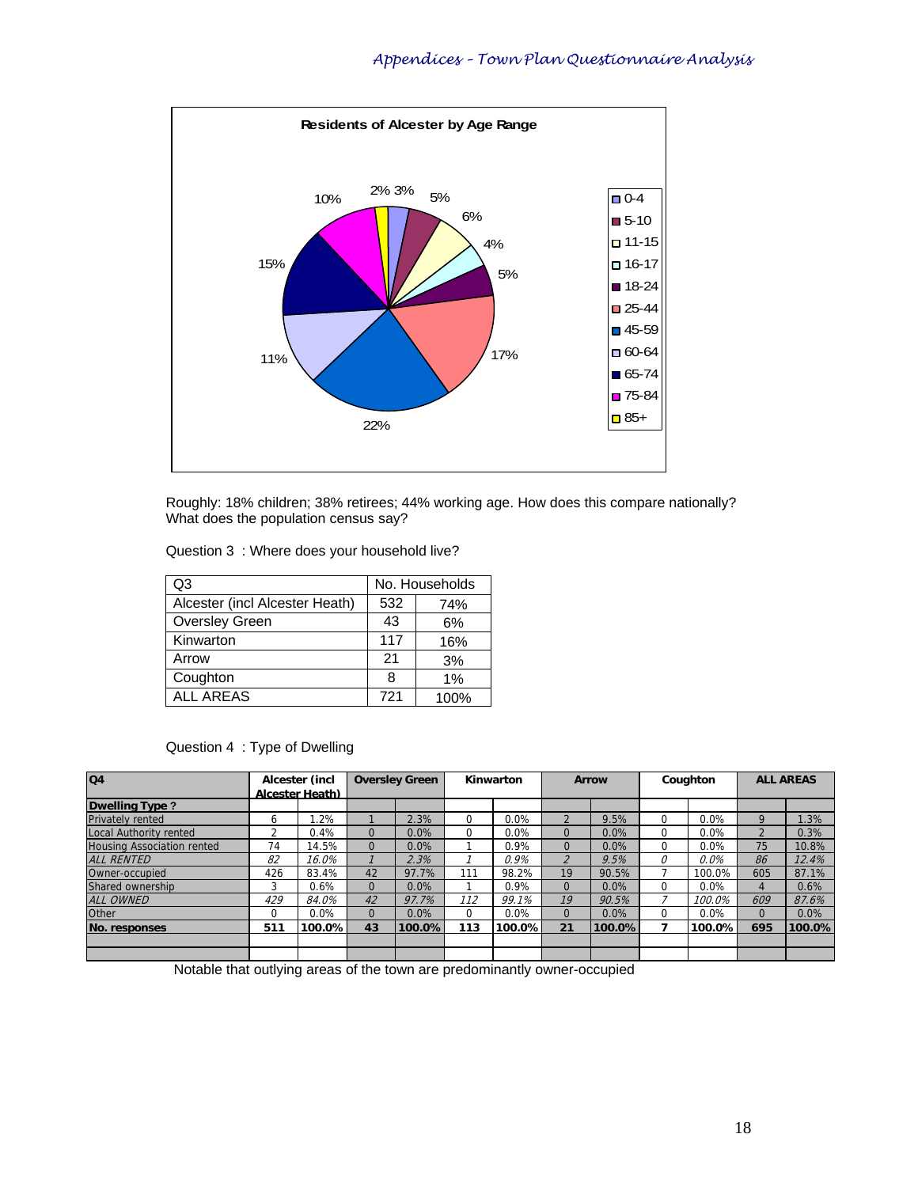**Residents of Alcester by Age Range**

| Age Range | % |
|---|---|
| 0-4 | 3% |
| 5-10 | 5% |
| 11-15 | 6% |
| 16-17 | 4% |
| 18-24 | 5% |
| 25-44 | 17% |
| 45-59 | 22% |
| 60-64 | 11% |
| 65-74 | 15% |
| 75-84 | 10% |
| 85+ | 2% |

Roughly: 18% children; 38% retirees; 44% working age. How does this compare nationally? What does the population census say?

Question 3 : Where does your household live?

| Q3 | No. Households | |
|---|---|---|
| Alcester (incl Alcester Heath) | 532 | 74% |
| Oversley Green | 43 | 6% |
| Kinwarton | 117 | 16% |
| Arrow | 21 | 3% |
| Coughton | 8 | 1% |
| ALL AREAS | 721 | 100% |

Question 4 : Type of Dwelling

| **Q4** | **Alcester (incl Alcester Heath)** | | **Oversley Green** | | **Kinwarton** | | **Arrow** | | **Coughton** | | **ALL AREAS** | |
|---|---|---|---|---|---|---|---|---|---|---|---|---|
| **Dwelling Type ?** | | | | | | | | | | | | |
| Privately rented | 6 | 1.2% | 1 | 2.3% | 0 | 0.0% | 2 | 9.5% | 0 | 0.0% | 9 | 1.3% |
| Local Authority rented | 2 | 0.4% | 0 | 0.0% | 0 | 0.0% | 0 | 0.0% | 0 | 0.0% | 2 | 0.3% |
| Housing Association rented | 74 | 14.5% | 0 | 0.0% | 1 | 0.9% | 0 | 0.0% | 0 | 0.0% | 75 | 10.8% |
| *ALL RENTED* | *82* | *16.0%* | *1* | *2.3%* | *1* | *0.9%* | *2* | *9.5%* | *0* | *0.0%* | *86* | *12.4%* |
| Owner-occupied | 426 | 83.4% | 42 | 97.7% | 111 | 98.2% | 19 | 90.5% | 7 | 100.0% | 605 | 87.1% |
| Shared ownership | 3 | 0.6% | 0 | 0.0% | 1 | 0.9% | 0 | 0.0% | 0 | 0.0% | 4 | 0.6% |
| *ALL OWNED* | *429* | *84.0%* | *42* | *97.7%* | *112* | *99.1%* | *19* | *90.5%* | *7* | *100.0%* | *609* | *87.6%* |
| Other | 0 | 0.0% | 0 | 0.0% | 0 | 0.0% | 0 | 0.0% | 0 | 0.0% | 0 | 0.0% |
| **No. responses** | **511** | **100.0%** | **43** | **100.0%** | **113** | **100.0%** | **21** | **100.0%** | **7** | **100.0%** | **695** | **100.0%** |

Notable that outlying areas of the town are predominantly owner-occupied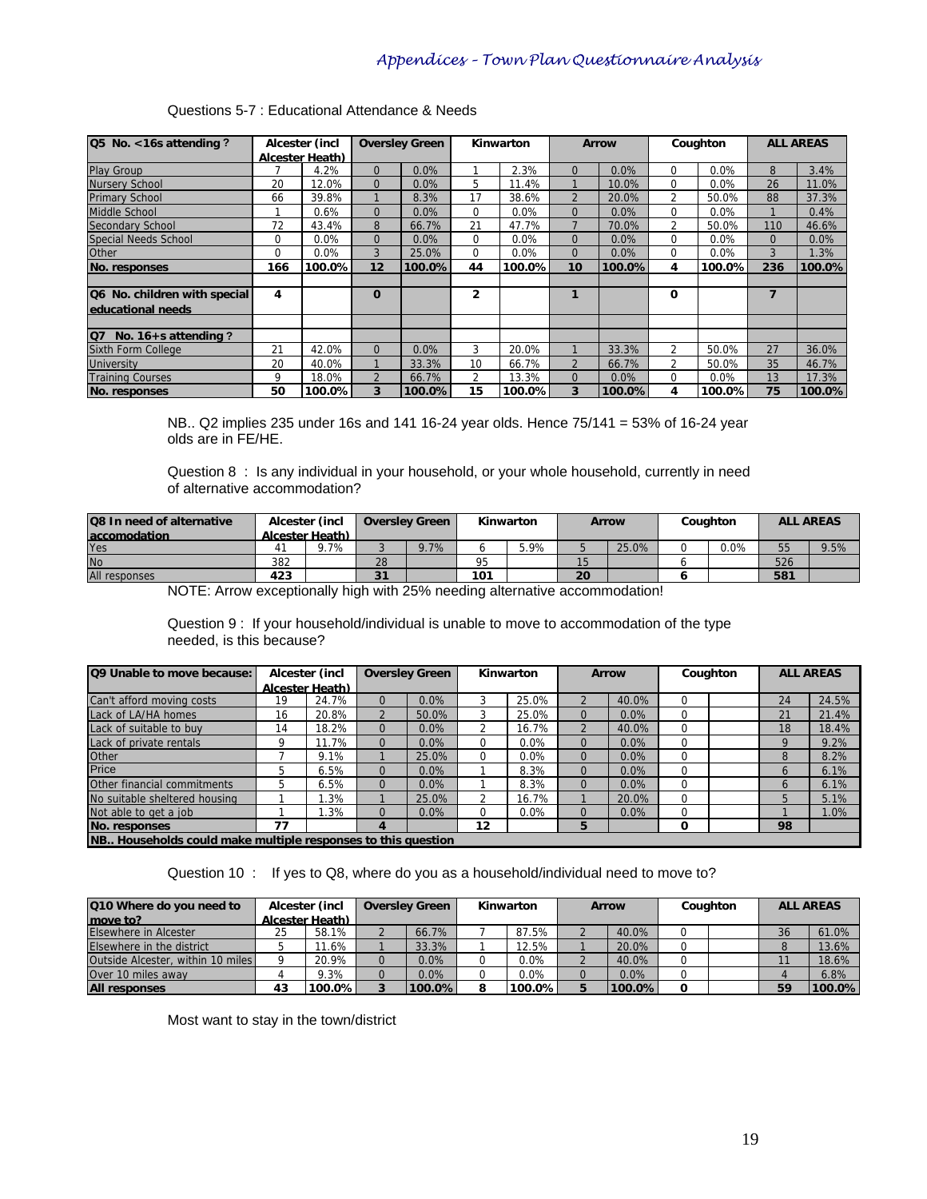Questions 5-7 : Educational Attendance & Needs

| Q5 No. <16s attending ? | Alcester (incl Alcester Heath) | | Oversley Green | | Kinwarton | | Arrow | | Coughton | | ALL AREAS | |
|---|---|---|---|---|---|---|---|---|---|---|---|---|
| Play Group | 7 | 4.2% | 0 | 0.0% | 1 | 2.3% | 0 | 0.0% | 0 | 0.0% | 8 | 3.4% |
| Nursery School | 20 | 12.0% | 0 | 0.0% | 5 | 11.4% | 1 | 10.0% | 0 | 0.0% | 26 | 11.0% |
| Primary School | 66 | 39.8% | 1 | 8.3% | 17 | 38.6% | 2 | 20.0% | 2 | 50.0% | 88 | 37.3% |
| Middle School | 1 | 0.6% | 0 | 0.0% | 0 | 0.0% | 0 | 0.0% | 0 | 0.0% | 1 | 0.4% |
| Secondary School | 72 | 43.4% | 8 | 66.7% | 21 | 47.7% | 7 | 70.0% | 2 | 50.0% | 110 | 46.6% |
| Special Needs School | 0 | 0.0% | 0 | 0.0% | 0 | 0.0% | 0 | 0.0% | 0 | 0.0% | 0 | 0.0% |
| Other | 0 | 0.0% | 3 | 25.0% | 0 | 0.0% | 0 | 0.0% | 0 | 0.0% | 3 | 1.3% |
| **No. responses** | **166** | **100.0%** | **12** | **100.0%** | **44** | **100.0%** | **10** | **100.0%** | **4** | **100.0%** | **236** | **100.0%** |
| | | | | | | | | | | | | |
| **Q6 No. children with special educational needs** | **4** | | **0** | | **2** | | **1** | | **0** | | **7** | |
| | | | | | | | | | | | | |
| **Q7 No. 16+s attending ?** | | | | | | | | | | | | |
| Sixth Form College | 21 | 42.0% | 0 | 0.0% | 3 | 20.0% | 1 | 33.3% | 2 | 50.0% | 27 | 36.0% |
| University | 20 | 40.0% | 1 | 33.3% | 10 | 66.7% | 2 | 66.7% | 2 | 50.0% | 35 | 46.7% |
| Training Courses | 9 | 18.0% | 2 | 66.7% | 2 | 13.3% | 0 | 0.0% | 0 | 0.0% | 13 | 17.3% |
| **No. responses** | **50** | **100.0%** | **3** | **100.0%** | **15** | **100.0%** | **3** | **100.0%** | **4** | **100.0%** | **75** | **100.0%** |

NB.. Q2 implies 235 under 16s and 141 16-24 year olds. Hence 75/141 = 53% of 16-24 year olds are in FE/HE.

Question 8 : Is any individual in your household, or your whole household, currently in need of alternative accommodation?

| Q8 In need of alternative accomodation | Alcester (incl Alcester Heath) | | Oversley Green | | Kinwarton | | Arrow | | Coughton | | ALL AREAS | |
|---|---|---|---|---|---|---|---|---|---|---|---|---|
| Yes | 41 | 9.7% | 3 | 9.7% | 6 | 5.9% | 5 | 25.0% | 0 | 0.0% | 55 | 9.5% |
| No | 382 | | 28 | | 95 | | 15 | | 6 | | 526 | |
| All responses | **423** | | **31** | | **101** | | **20** | | **6** | | **581** | |

NOTE: Arrow exceptionally high with 25% needing alternative accommodation!

Question 9 : If your household/individual is unable to move to accommodation of the type needed, is this because?

| Q9 Unable to move because: | Alcester (incl Alcester Heath) | | Oversley Green | | Kinwarton | | Arrow | | Coughton | | ALL AREAS | |
|---|---|---|---|---|---|---|---|---|---|---|---|---|
| Can't afford moving costs | 19 | 24.7% | 0 | 0.0% | 3 | 25.0% | 2 | 40.0% | 0 | | 24 | 24.5% |
| Lack of LA/HA homes | 16 | 20.8% | 2 | 50.0% | 3 | 25.0% | 0 | 0.0% | 0 | | 21 | 21.4% |
| Lack of suitable to buy | 14 | 18.2% | 0 | 0.0% | 2 | 16.7% | 2 | 40.0% | 0 | | 18 | 18.4% |
| Lack of private rentals | 9 | 11.7% | 0 | 0.0% | 0 | 0.0% | 0 | 0.0% | 0 | | 9 | 9.2% |
| Other | 7 | 9.1% | 1 | 25.0% | 0 | 0.0% | 0 | 0.0% | 0 | | 8 | 8.2% |
| Price | 5 | 6.5% | 0 | 0.0% | 1 | 8.3% | 0 | 0.0% | 0 | | 6 | 6.1% |
| Other financial commitments | 5 | 6.5% | 0 | 0.0% | 1 | 8.3% | 0 | 0.0% | 0 | | 6 | 6.1% |
| No suitable sheltered housing | 1 | 1.3% | 1 | 25.0% | 2 | 16.7% | 1 | 20.0% | 0 | | 5 | 5.1% |
| Not able to get a job | 1 | 1.3% | 0 | 0.0% | 0 | 0.0% | 0 | 0.0% | 0 | | 1 | 1.0% |
| **No. responses** | **77** | | **4** | | **12** | | **5** | | **0** | | **98** | |
| **NB.. Households could make multiple responses to this question** | | | | | | | | | | | | |

Question 10 : If yes to Q8, where do you as a household/individual need to move to?

| Q10 Where do you need to move to? | Alcester (incl Alcester Heath) | | Oversley Green | | Kinwarton | | Arrow | | Coughton | | ALL AREAS | |
|---|---|---|---|---|---|---|---|---|---|---|---|---|
| Elsewhere in Alcester | 25 | 58.1% | 2 | 66.7% | 7 | 87.5% | 2 | 40.0% | 0 | | 36 | 61.0% |
| Elsewhere in the district | 5 | 11.6% | 1 | 33.3% | 1 | 12.5% | 1 | 20.0% | 0 | | 8 | 13.6% |
| Outside Alcester, within 10 miles | 9 | 20.9% | 0 | 0.0% | 0 | 0.0% | 2 | 40.0% | 0 | | 11 | 18.6% |
| Over 10 miles away | 4 | 9.3% | 0 | 0.0% | 0 | 0.0% | 0 | 0.0% | 0 | | 4 | 6.8% |
| **All responses** | **43** | **100.0%** | **3** | **100.0%** | **8** | **100.0%** | **5** | **100.0%** | **0** | | **59** | **100.0%** |

Most want to stay in the town/district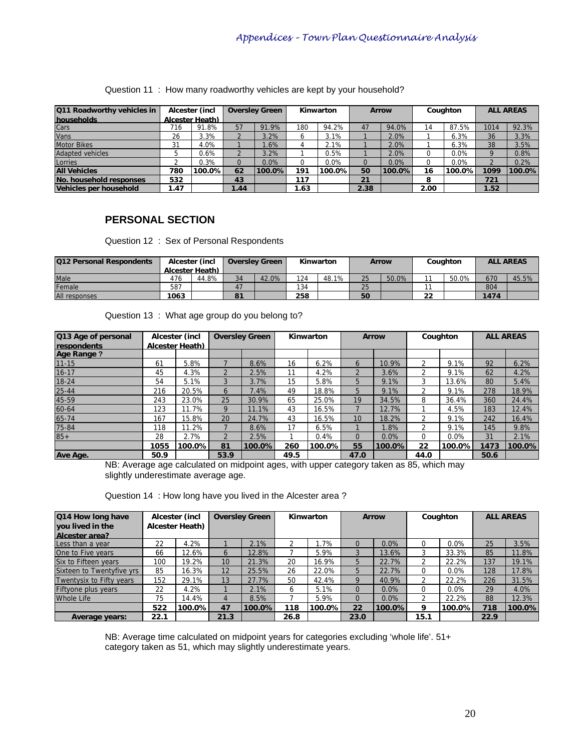Question 11 : How many roadworthy vehicles are kept by your household?

| Q11 Roadworthy vehicles in households | Alcester (incl Alcester Heath) | | Oversley Green | | Kinwarton | | Arrow | | Coughton | | ALL AREAS | |
|---|---|---|---|---|---|---|---|---|---|---|---|---|
| Cars | 716 | 91.8% | 57 | 91.9% | 180 | 94.2% | 47 | 94.0% | 14 | 87.5% | 1014 | 92.3% |
| Vans | 26 | 3.3% | 2 | 3.2% | 6 | 3.1% | 1 | 2.0% | 1 | 6.3% | 36 | 3.3% |
| Motor Bikes | 31 | 4.0% | 1 | 1.6% | 4 | 2.1% | 1 | 2.0% | 1 | 6.3% | 38 | 3.5% |
| Adapted vehicles | 5 | 0.6% | 2 | 3.2% | 1 | 0.5% | 1 | 2.0% | 0 | 0.0% | 9 | 0.8% |
| Lorries | 2 | 0.3% | 0 | 0.0% | 0 | 0.0% | 0 | 0.0% | 0 | 0.0% | 2 | 0.2% |
| **All Vehicles** | **780** | **100.0%** | **62** | **100.0%** | **191** | **100.0%** | **50** | **100.0%** | **16** | **100.0%** | **1099** | **100.0%** |
| **No. household responses** | **532** | | **43** | | **117** | | **21** | | **8** | | **721** | |
| **Vehicles per household** | **1.47** | | **1.44** | | **1.63** | | **2.38** | | **2.00** | | **1.52** | |

## PERSONAL SECTION

Question 12 : Sex of Personal Respondents

| Q12 Personal Respondents | Alcester (incl Alcester Heath) | | Oversley Green | | Kinwarton | | Arrow | | Coughton | | ALL AREAS | |
|---|---|---|---|---|---|---|---|---|---|---|---|---|
| Male | 476 | 44.8% | 34 | 42.0% | 124 | 48.1% | 25 | 50.0% | 11 | 50.0% | 670 | 45.5% |
| Female | 587 | | 47 | | 134 | | 25 | | 11 | | 804 | |
| All responses | **1063** | | **81** | | **258** | | **50** | | **22** | | **1474** | |

Question 13 : What age group do you belong to?

| Q13 Age of personal respondents | Alcester (incl Alcester Heath) | | Oversley Green | | Kinwarton | | Arrow | | Coughton | | ALL AREAS | |
|---|---|---|---|---|---|---|---|---|---|---|---|---|
| **Age Range ?** | | | | | | | | | | | | |
| 11-15 | 61 | 5.8% | 7 | 8.6% | 16 | 6.2% | 6 | 10.9% | 2 | 9.1% | 92 | 6.2% |
| 16-17 | 45 | 4.3% | 2 | 2.5% | 11 | 4.2% | 2 | 3.6% | 2 | 9.1% | 62 | 4.2% |
| 18-24 | 54 | 5.1% | 3 | 3.7% | 15 | 5.8% | 5 | 9.1% | 3 | 13.6% | 80 | 5.4% |
| 25-44 | 216 | 20.5% | 6 | 7.4% | 49 | 18.8% | 5 | 9.1% | 2 | 9.1% | 278 | 18.9% |
| 45-59 | 243 | 23.0% | 25 | 30.9% | 65 | 25.0% | 19 | 34.5% | 8 | 36.4% | 360 | 24.4% |
| 60-64 | 123 | 11.7% | 9 | 11.1% | 43 | 16.5% | 7 | 12.7% | 1 | 4.5% | 183 | 12.4% |
| 65-74 | 167 | 15.8% | 20 | 24.7% | 43 | 16.5% | 10 | 18.2% | 2 | 9.1% | 242 | 16.4% |
| 75-84 | 118 | 11.2% | 7 | 8.6% | 17 | 6.5% | 1 | 1.8% | 2 | 9.1% | 145 | 9.8% |
| 85+ | 28 | 2.7% | 2 | 2.5% | 1 | 0.4% | 0 | 0.0% | 0 | 0.0% | 31 | 2.1% |
| | **1055** | **100.0%** | **81** | **100.0%** | **260** | **100.0%** | **55** | **100.0%** | **22** | **100.0%** | **1473** | **100.0%** |
| **Ave Age.** | **50.9** | | **53.9** | | **49.5** | | **47.0** | | **44.0** | | **50.6** | |

NB: Average age calculated on midpoint ages, with upper category taken as 85, which may slightly underestimate average age.

Question 14 : How long have you lived in the Alcester area ?

| Q14 How long have you lived in the Alcester area? | Alcester (incl Alcester Heath) | | Oversley Green | | Kinwarton | | Arrow | | Coughton | | ALL AREAS | |
|---|---|---|---|---|---|---|---|---|---|---|---|---|
| Less than a year | 22 | 4.2% | 1 | 2.1% | 2 | 1.7% | 0 | 0.0% | 0 | 0.0% | 25 | 3.5% |
| One to Five years | 66 | 12.6% | 6 | 12.8% | 7 | 5.9% | 3 | 13.6% | 3 | 33.3% | 85 | 11.8% |
| Six to Fifteen years | 100 | 19.2% | 10 | 21.3% | 20 | 16.9% | 5 | 22.7% | 2 | 22.2% | 137 | 19.1% |
| Sixteen to Twentyfive yrs | 85 | 16.3% | 12 | 25.5% | 26 | 22.0% | 5 | 22.7% | 0 | 0.0% | 128 | 17.8% |
| Twentysix to Fifty years | 152 | 29.1% | 13 | 27.7% | 50 | 42.4% | 9 | 40.9% | 2 | 22.2% | 226 | 31.5% |
| Fiftyone plus years | 22 | 4.2% | 1 | 2.1% | 6 | 5.1% | 0 | 0.0% | 0 | 0.0% | 29 | 4.0% |
| Whole Life | 75 | 14.4% | 4 | 8.5% | 7 | 5.9% | 0 | 0.0% | 2 | 22.2% | 88 | 12.3% |
| | **522** | **100.0%** | **47** | **100.0%** | **118** | **100.0%** | **22** | **100.0%** | **9** | **100.0%** | **718** | **100.0%** |
| **Average years:** | **22.1** | | **21.3** | | **26.8** | | **23.0** | | **15.1** | | **22.9** | |

NB: Average time calculated on midpoint years for categories excluding 'whole life'. 51+ category taken as 51, which may slightly underestimate years.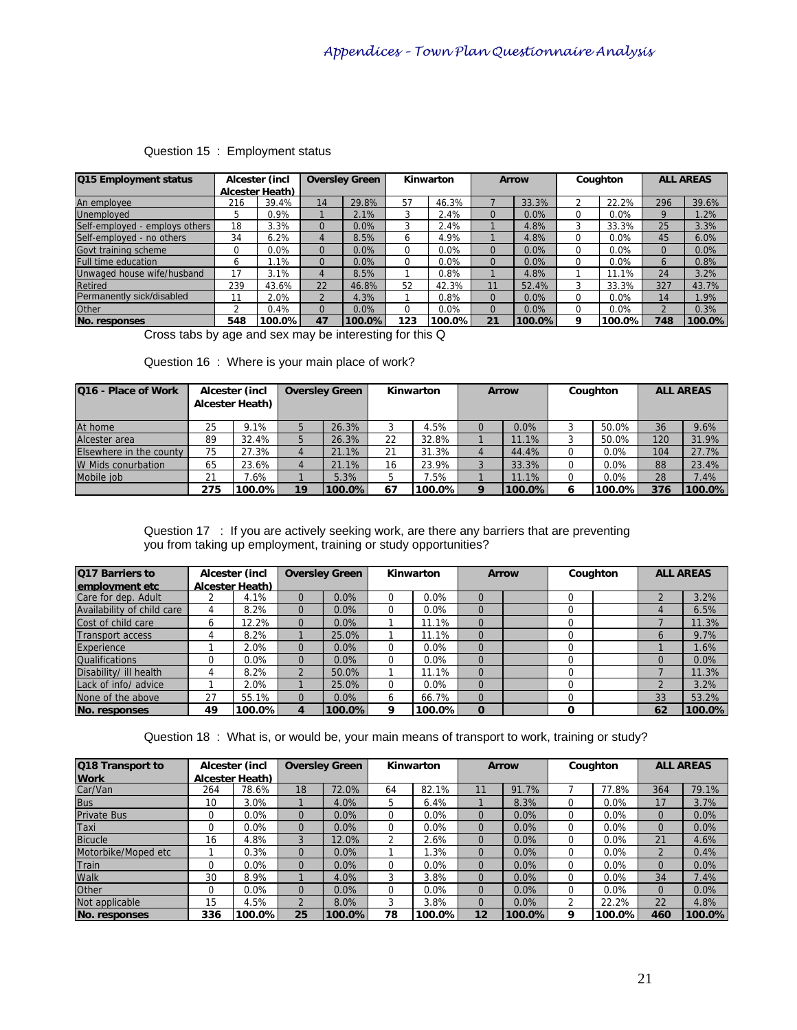Question 15 : Employment status

| Q15 Employment status | Alester (incl Alcester Heath) | | Oversley Green | | Kinwarton | | Arrow | | Coughton | | ALL AREAS | |
|---|---|---|---|---|---|---|---|---|---|---|---|---|
| An employee | 216 | 39.4% | 14 | 29.8% | 57 | 46.3% | 7 | 33.3% | 2 | 22.2% | 296 | 39.6% |
| Unemployed | 5 | 0.9% | 1 | 2.1% | 3 | 2.4% | 0 | 0.0% | 0 | 0.0% | 9 | 1.2% |
| Self-employed - employs others | 18 | 3.3% | 0 | 0.0% | 3 | 2.4% | 1 | 4.8% | 3 | 33.3% | 25 | 3.3% |
| Self-employed - no others | 34 | 6.2% | 4 | 8.5% | 6 | 4.9% | 1 | 4.8% | 0 | 0.0% | 45 | 6.0% |
| Govt training scheme | 0 | 0.0% | 0 | 0.0% | 0 | 0.0% | 0 | 0.0% | 0 | 0.0% | 0 | 0.0% |
| Full time education | 6 | 1.1% | 0 | 0.0% | 0 | 0.0% | 0 | 0.0% | 0 | 0.0% | 6 | 0.8% |
| Unwaged house wife/husband | 17 | 3.1% | 4 | 8.5% | 1 | 0.8% | 1 | 4.8% | 1 | 11.1% | 24 | 3.2% |
| Retired | 239 | 43.6% | 22 | 46.8% | 52 | 42.3% | 11 | 52.4% | 3 | 33.3% | 327 | 43.7% |
| Permanently sick/disabled | 11 | 2.0% | 2 | 4.3% | 1 | 0.8% | 0 | 0.0% | 0 | 0.0% | 14 | 1.9% |
| Other | 2 | 0.4% | 0 | 0.0% | 0 | 0.0% | 0 | 0.0% | 0 | 0.0% | 2 | 0.3% |
| **No. responses** | **548** | **100.0%** | **47** | **100.0%** | **123** | **100.0%** | **21** | **100.0%** | **9** | **100.0%** | **748** | **100.0%** |

Cross tabs by age and sex may be interesting for this Q

Question 16 : Where is your main place of work?

| Q16 - Place of Work | Alcester (incl Alcester Heath) | | Oversley Green | | Kinwarton | | Arrow | | Coughton | | ALL AREAS | |
|---|---|---|---|---|---|---|---|---|---|---|---|---|
| At home | 25 | 9.1% | 5 | 26.3% | 3 | 4.5% | 0 | 0.0% | 3 | 50.0% | 36 | 9.6% |
| Alcester area | 89 | 32.4% | 5 | 26.3% | 22 | 32.8% | 1 | 11.1% | 3 | 50.0% | 120 | 31.9% |
| Elsewhere in the county | 75 | 27.3% | 4 | 21.1% | 21 | 31.3% | 4 | 44.4% | 0 | 0.0% | 104 | 27.7% |
| W Mids conurbation | 65 | 23.6% | 4 | 21.1% | 16 | 23.9% | 3 | 33.3% | 0 | 0.0% | 88 | 23.4% |
| Mobile job | 21 | 7.6% | 1 | 5.3% | 5 | 7.5% | 1 | 11.1% | 0 | 0.0% | 28 | 7.4% |
| | **275** | **100.0%** | **19** | **100.0%** | **67** | **100.0%** | **9** | **100.0%** | **6** | **100.0%** | **376** | **100.0%** |

Question 17 : If you are actively seeking work, are there any barriers that are preventing you from taking up employment, training or study opportunities?

| Q17 Barriers to employment etc | Alcester (incl Alcester Heath) | | Oversley Green | | Kinwarton | | Arrow | | Coughton | | ALL AREAS | |
|---|---|---|---|---|---|---|---|---|---|---|---|---|
| Care for dep. Adult | 2 | 4.1% | 0 | 0.0% | 0 | 0.0% | 0 | | 0 | | 2 | 3.2% |
| Availability of child care | 4 | 8.2% | 0 | 0.0% | 0 | 0.0% | 0 | | 0 | | 4 | 6.5% |
| Cost of child care | 6 | 12.2% | 0 | 0.0% | 1 | 11.1% | 0 | | 0 | | 7 | 11.3% |
| Transport access | 4 | 8.2% | 1 | 25.0% | 1 | 11.1% | 0 | | 0 | | 6 | 9.7% |
| Experience | 1 | 2.0% | 0 | 0.0% | 0 | 0.0% | 0 | | 0 | | 1 | 1.6% |
| Qualifications | 0 | 0.0% | 0 | 0.0% | 0 | 0.0% | 0 | | 0 | | 0 | 0.0% |
| Disability/ ill health | 4 | 8.2% | 2 | 50.0% | 1 | 11.1% | 0 | | 0 | | 7 | 11.3% |
| Lack of info/ advice | 1 | 2.0% | 1 | 25.0% | 0 | 0.0% | 0 | | 0 | | 2 | 3.2% |
| None of the above | 27 | 55.1% | 0 | 0.0% | 6 | 66.7% | 0 | | 0 | | 33 | 53.2% |
| **No. responses** | **49** | **100.0%** | **4** | **100.0%** | **9** | **100.0%** | **0** | | **0** | | **62** | **100.0%** |

Question 18 : What is, or would be, your main means of transport to work, training or study?

| Q18 Transport to Work | Alcester (incl Alcester Heath) | | Oversley Green | | Kinwarton | | Arrow | | Coughton | | ALL AREAS | |
|---|---|---|---|---|---|---|---|---|---|---|---|---|
| Car/Van | 264 | 78.6% | 18 | 72.0% | 64 | 82.1% | 11 | 91.7% | 7 | 77.8% | 364 | 79.1% |
| Bus | 10 | 3.0% | 1 | 4.0% | 5 | 6.4% | 1 | 8.3% | 0 | 0.0% | 17 | 3.7% |
| Private Bus | 0 | 0.0% | 0 | 0.0% | 0 | 0.0% | 0 | 0.0% | 0 | 0.0% | 0 | 0.0% |
| Taxi | 0 | 0.0% | 0 | 0.0% | 0 | 0.0% | 0 | 0.0% | 0 | 0.0% | 0 | 0.0% |
| Bicucle | 16 | 4.8% | 3 | 12.0% | 2 | 2.6% | 0 | 0.0% | 0 | 0.0% | 21 | 4.6% |
| Motorbike/Moped etc | 1 | 0.3% | 0 | 0.0% | 1 | 1.3% | 0 | 0.0% | 0 | 0.0% | 2 | 0.4% |
| Train | 0 | 0.0% | 0 | 0.0% | 0 | 0.0% | 0 | 0.0% | 0 | 0.0% | 0 | 0.0% |
| Walk | 30 | 8.9% | 1 | 4.0% | 3 | 3.8% | 0 | 0.0% | 0 | 0.0% | 34 | 7.4% |
| Other | 0 | 0.0% | 0 | 0.0% | 0 | 0.0% | 0 | 0.0% | 0 | 0.0% | 0 | 0.0% |
| Not applicable | 15 | 4.5% | 2 | 8.0% | 3 | 3.8% | 0 | 0.0% | 2 | 22.2% | 22 | 4.8% |
| **No. responses** | **336** | **100.0%** | **25** | **100.0%** | **78** | **100.0%** | **12** | **100.0%** | **9** | **100.0%** | **460** | **100.0%** |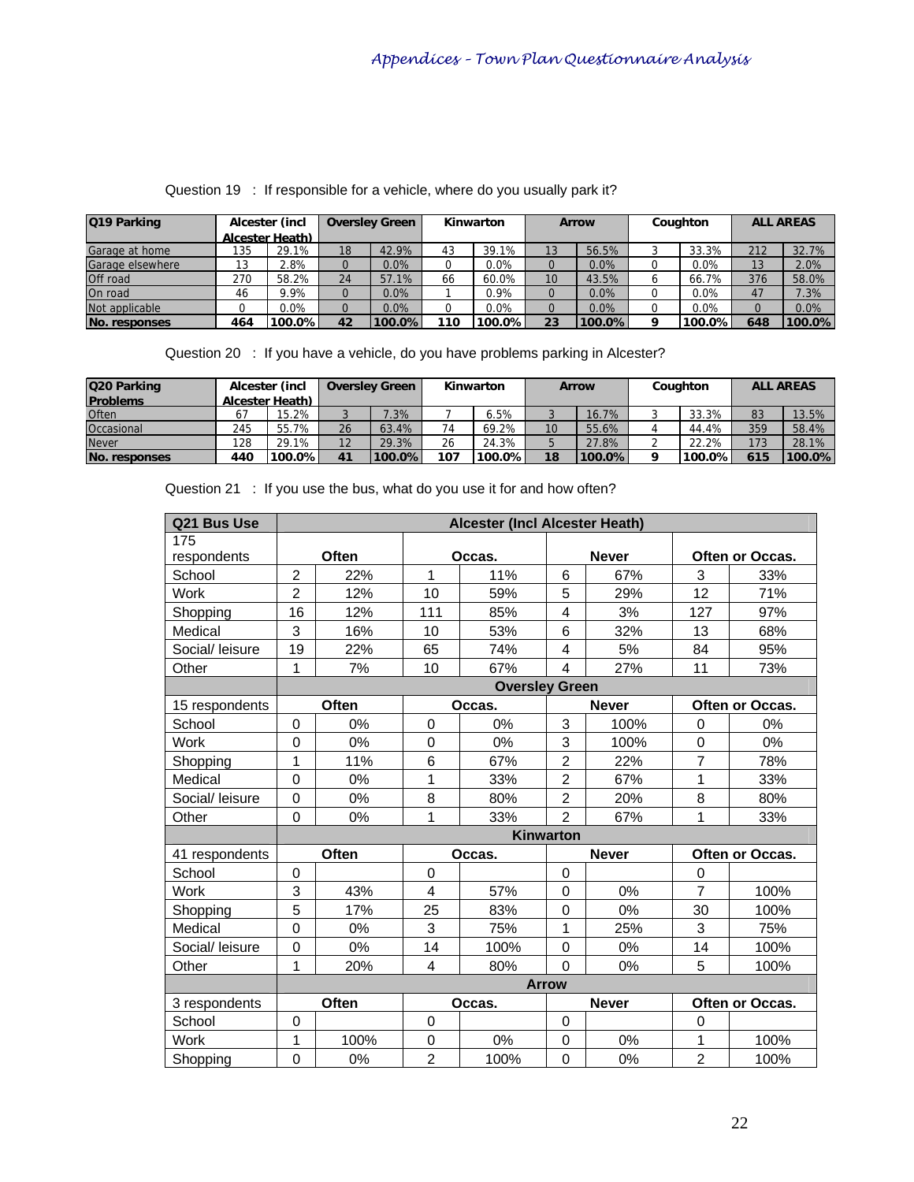Question 19 : If responsible for a vehicle, where do you usually park it?

| Q19 Parking | Alcester (incl Alcester Heath) | | Oversley Green | | Kinwarton | | Arrow | | Coughton | | ALL AREAS | |
|---|---|---|---|---|---|---|---|---|---|---|---|---|
| Garage at home | 135 | 29.1% | 18 | 42.9% | 43 | 39.1% | 13 | 56.5% | 3 | 33.3% | 212 | 32.7% |
| Garage elsewhere | 13 | 2.8% | 0 | 0.0% | 0 | 0.0% | 0 | 0.0% | 0 | 0.0% | 13 | 2.0% |
| Off road | 270 | 58.2% | 24 | 57.1% | 66 | 60.0% | 10 | 43.5% | 6 | 66.7% | 376 | 58.0% |
| On road | 46 | 9.9% | 0 | 0.0% | 1 | 0.9% | 0 | 0.0% | 0 | 0.0% | 47 | 7.3% |
| Not applicable | 0 | 0.0% | 0 | 0.0% | 0 | 0.0% | 0 | 0.0% | 0 | 0.0% | 0 | 0.0% |
| **No. responses** | **464** | **100.0%** | **42** | **100.0%** | **110** | **100.0%** | **23** | **100.0%** | **9** | **100.0%** | **648** | **100.0%** |

Question 20 : If you have a vehicle, do you have problems parking in Alcester?

| Q20 Parking Problems | Alcester (incl Alcester Heath) | | Oversley Green | | Kinwarton | | Arrow | | Coughton | | ALL AREAS | |
|---|---|---|---|---|---|---|---|---|---|---|---|---|
| Often | 67 | 15.2% | 3 | 7.3% | 7 | 6.5% | 3 | 16.7% | 3 | 33.3% | 83 | 13.5% |
| Occasional | 245 | 55.7% | 26 | 63.4% | 74 | 69.2% | 10 | 55.6% | 4 | 44.4% | 359 | 58.4% |
| Never | 128 | 29.1% | 12 | 29.3% | 26 | 24.3% | 5 | 27.8% | 2 | 22.2% | 173 | 28.1% |
| **No. responses** | **440** | **100.0%** | **41** | **100.0%** | **107** | **100.0%** | **18** | **100.0%** | **9** | **100.0%** | **615** | **100.0%** |

Question 21 : If you use the bus, what do you use it for and how often?

| Q21 Bus Use | Alcester (Incl Alcester Heath) | | | | | | | |
|---|---|---|---|---|---|---|---|---|
| 175 respondents | Often | | Occas. | | Never | | Often or Occas. | |
| School | 2 | 22% | 1 | 11% | 6 | 67% | 3 | 33% |
| Work | 2 | 12% | 10 | 59% | 5 | 29% | 12 | 71% |
| Shopping | 16 | 12% | 111 | 85% | 4 | 3% | 127 | 97% |
| Medical | 3 | 16% | 10 | 53% | 6 | 32% | 13 | 68% |
| Social/ leisure | 19 | 22% | 65 | 74% | 4 | 5% | 84 | 95% |
| Other | 1 | 7% | 10 | 67% | 4 | 27% | 11 | 73% |
| | **Oversley Green** | | | | | | | |
| 15 respondents | Often | | Occas. | | Never | | Often or Occas. | |
| School | 0 | 0% | 0 | 0% | 3 | 100% | 0 | 0% |
| Work | 0 | 0% | 0 | 0% | 3 | 100% | 0 | 0% |
| Shopping | 1 | 11% | 6 | 67% | 2 | 22% | 7 | 78% |
| Medical | 0 | 0% | 1 | 33% | 2 | 67% | 1 | 33% |
| Social/ leisure | 0 | 0% | 8 | 80% | 2 | 20% | 8 | 80% |
| Other | 0 | 0% | 1 | 33% | 2 | 67% | 1 | 33% |
| | **Kinwarton** | | | | | | | |
| 41 respondents | Often | | Occas. | | Never | | Often or Occas. | |
| School | 0 | | 0 | | 0 | | 0 | |
| Work | 3 | 43% | 4 | 57% | 0 | 0% | 7 | 100% |
| Shopping | 5 | 17% | 25 | 83% | 0 | 0% | 30 | 100% |
| Medical | 0 | 0% | 3 | 75% | 1 | 25% | 3 | 75% |
| Social/ leisure | 0 | 0% | 14 | 100% | 0 | 0% | 14 | 100% |
| Other | 1 | 20% | 4 | 80% | 0 | 0% | 5 | 100% |
| | **Arrow** | | | | | | | |
| 3 respondents | Often | | Occas. | | Never | | Often or Occas. | |
| School | 0 | | 0 | | 0 | | 0 | |
| Work | 1 | 100% | 0 | 0% | 0 | 0% | 1 | 100% |
| Shopping | 0 | 0% | 2 | 100% | 0 | 0% | 2 | 100% |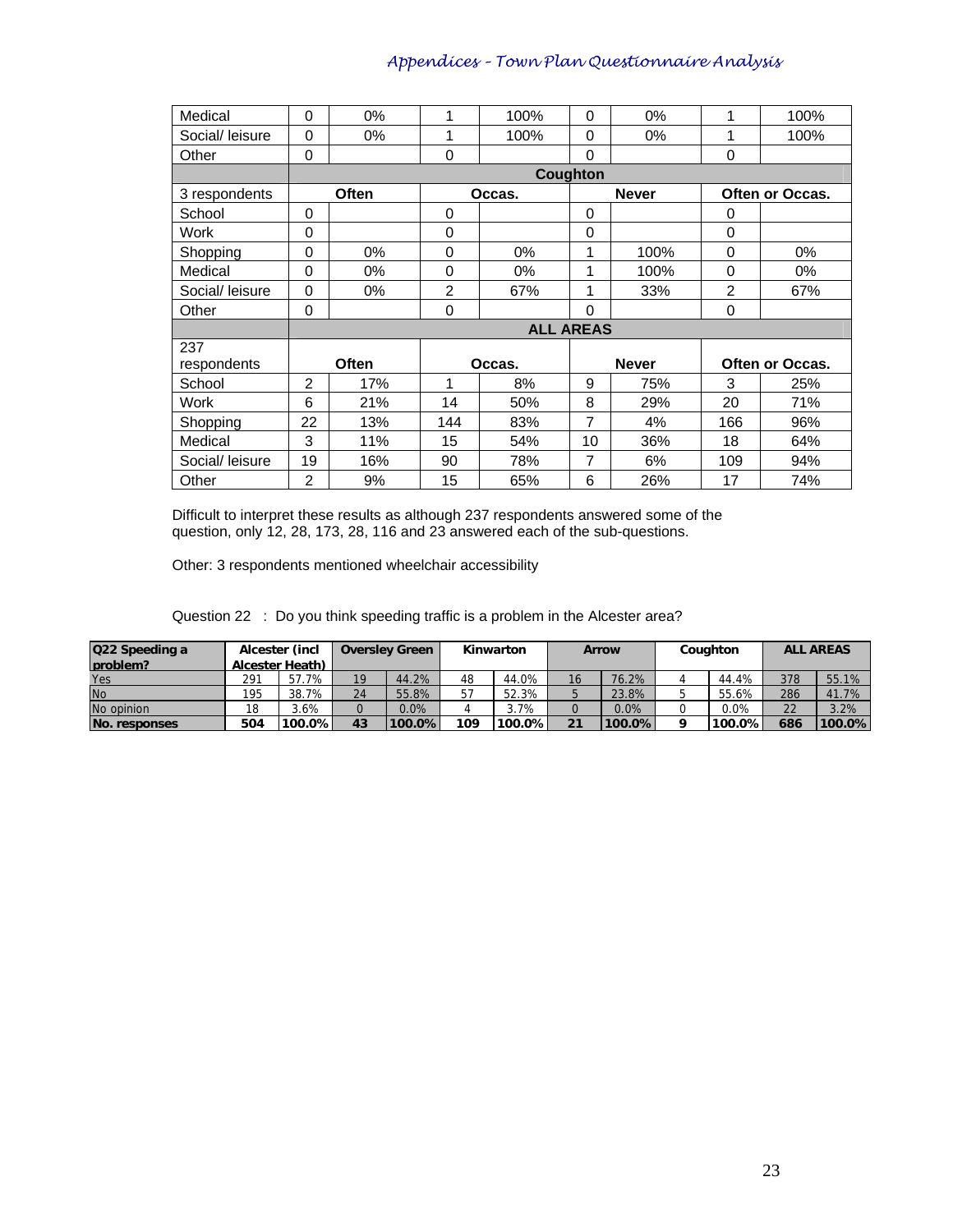| Medical | 0 | 0% | 1 | 100% | 0 | 0% | 1 | 100% |
|---|---|---|---|---|---|---|---|---|
| Social/ leisure | 0 | 0% | 1 | 100% | 0 | 0% | 1 | 100% |
| Other | 0 | | 0 | | 0 | | 0 | |
| | **Coughton** | | | | | | | |
| 3 respondents | **Often** | | **Occas.** | | **Never** | | **Often or Occas.** | |
| School | 0 | | 0 | | 0 | | 0 | |
| Work | 0 | | 0 | | 0 | | 0 | |
| Shopping | 0 | 0% | 0 | 0% | 1 | 100% | 0 | 0% |
| Medical | 0 | 0% | 0 | 0% | 1 | 100% | 0 | 0% |
| Social/ leisure | 0 | 0% | 2 | 67% | 1 | 33% | 2 | 67% |
| Other | 0 | | 0 | | 0 | | 0 | |
| | **ALL AREAS** | | | | | | | |
| 237 respondents | **Often** | | **Occas.** | | **Never** | | **Often or Occas.** | |
| School | 2 | 17% | 1 | 8% | 9 | 75% | 3 | 25% |
| Work | 6 | 21% | 14 | 50% | 8 | 29% | 20 | 71% |
| Shopping | 22 | 13% | 144 | 83% | 7 | 4% | 166 | 96% |
| Medical | 3 | 11% | 15 | 54% | 10 | 36% | 18 | 64% |
| Social/ leisure | 19 | 16% | 90 | 78% | 7 | 6% | 109 | 94% |
| Other | 2 | 9% | 15 | 65% | 6 | 26% | 17 | 74% |

Difficult to interpret these results as although 237 respondents answered some of the question, only 12, 28, 173, 28, 116 and 23 answered each of the sub-questions.

Other: 3 respondents mentioned wheelchair accessibility

Question 22 : Do you think speeding traffic is a problem in the Alcester area?

| Q22 Speeding a problem? | Alcester (incl Alcester Heath) | | Oversley Green | | Kinwarton | | Arrow | | Coughton | | ALL AREAS | |
|---|---|---|---|---|---|---|---|---|---|---|---|---|
| Yes | 291 | 57.7% | 19 | 44.2% | 48 | 44.0% | 16 | 76.2% | 4 | 44.4% | 378 | 55.1% |
| No | 195 | 38.7% | 24 | 55.8% | 57 | 52.3% | 5 | 23.8% | 5 | 55.6% | 286 | 41.7% |
| No opinion | 18 | 3.6% | 0 | 0.0% | 4 | 3.7% | 0 | 0.0% | 0 | 0.0% | 22 | 3.2% |
| **No. responses** | **504** | **100.0%** | **43** | **100.0%** | **109** | **100.0%** | **21** | **100.0%** | **9** | **100.0%** | **686** | **100.0%** |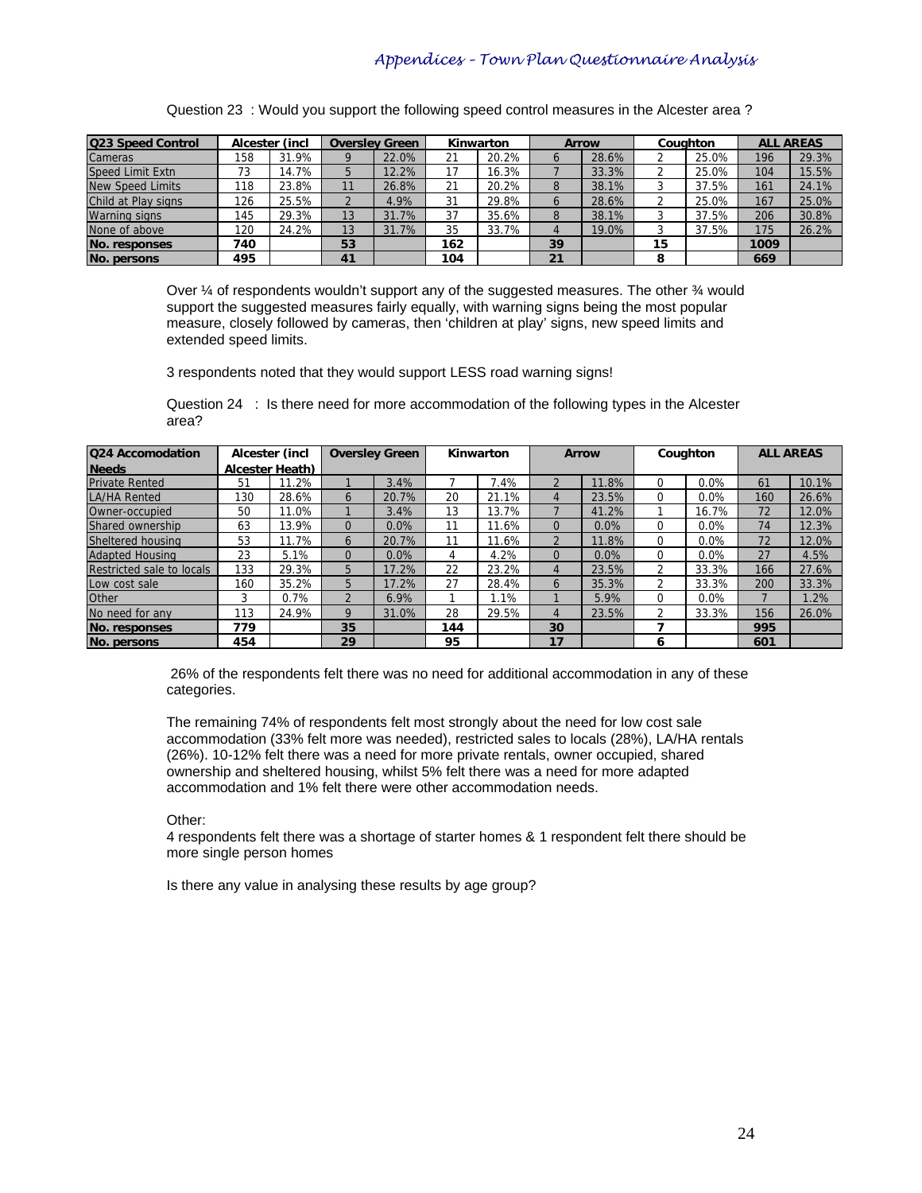Question 23 : Would you support the following speed control measures in the Alcester area ?

| Q23 Speed Control | Alcester (incl | | Oversley Green | | Kinwarton | | Arrow | | Coughton | | ALL AREAS | |
|---|---|---|---|---|---|---|---|---|---|---|---|---|
| Cameras | 158 | 31.9% | 9 | 22.0% | 21 | 20.2% | 6 | 28.6% | 2 | 25.0% | 196 | 29.3% |
| Speed Limit Extn | 73 | 14.7% | 5 | 12.2% | 17 | 16.3% | 7 | 33.3% | 2 | 25.0% | 104 | 15.5% |
| New Speed Limits | 118 | 23.8% | 11 | 26.8% | 21 | 20.2% | 8 | 38.1% | 3 | 37.5% | 161 | 24.1% |
| Child at Play signs | 126 | 25.5% | 2 | 4.9% | 31 | 29.8% | 6 | 28.6% | 2 | 25.0% | 167 | 25.0% |
| Warning signs | 145 | 29.3% | 13 | 31.7% | 37 | 35.6% | 8 | 38.1% | 3 | 37.5% | 206 | 30.8% |
| None of above | 120 | 24.2% | 13 | 31.7% | 35 | 33.7% | 4 | 19.0% | 3 | 37.5% | 175 | 26.2% |
| **No. responses** | **740** | | **53** | | **162** | | **39** | | **15** | | **1009** | |
| **No. persons** | **495** | | **41** | | **104** | | **21** | | **8** | | **669** | |

Over ¼ of respondents wouldn't support any of the suggested measures. The other ¾ would support the suggested measures fairly equally, with warning signs being the most popular measure, closely followed by cameras, then 'children at play' signs, new speed limits and extended speed limits.

3 respondents noted that they would support LESS road warning signs!

Question 24 : Is there need for more accommodation of the following types in the Alcester area?

| Q24 Accomodation Needs | Alcester (incl Alcester Heath) | | Oversley Green | | Kinwarton | | Arrow | | Coughton | | ALL AREAS | |
|---|---|---|---|---|---|---|---|---|---|---|---|---|
| Private Rented | 51 | 11.2% | 1 | 3.4% | 7 | 7.4% | 2 | 11.8% | 0 | 0.0% | 61 | 10.1% |
| LA/HA Rented | 130 | 28.6% | 6 | 20.7% | 20 | 21.1% | 4 | 23.5% | 0 | 0.0% | 160 | 26.6% |
| Owner-occupied | 50 | 11.0% | 1 | 3.4% | 13 | 13.7% | 7 | 41.2% | 1 | 16.7% | 72 | 12.0% |
| Shared ownership | 63 | 13.9% | 0 | 0.0% | 11 | 11.6% | 0 | 0.0% | 0 | 0.0% | 74 | 12.3% |
| Sheltered housing | 53 | 11.7% | 6 | 20.7% | 11 | 11.6% | 2 | 11.8% | 0 | 0.0% | 72 | 12.0% |
| Adapted Housing | 23 | 5.1% | 0 | 0.0% | 4 | 4.2% | 0 | 0.0% | 0 | 0.0% | 27 | 4.5% |
| Restricted sale to locals | 133 | 29.3% | 5 | 17.2% | 22 | 23.2% | 4 | 23.5% | 2 | 33.3% | 166 | 27.6% |
| Low cost sale | 160 | 35.2% | 5 | 17.2% | 27 | 28.4% | 6 | 35.3% | 2 | 33.3% | 200 | 33.3% |
| Other | 3 | 0.7% | 2 | 6.9% | 1 | 1.1% | 1 | 5.9% | 0 | 0.0% | 7 | 1.2% |
| No need for any | 113 | 24.9% | 9 | 31.0% | 28 | 29.5% | 4 | 23.5% | 2 | 33.3% | 156 | 26.0% |
| **No. responses** | **779** | | **35** | | **144** | | **30** | | **7** | | **995** | |
| **No. persons** | **454** | | **29** | | **95** | | **17** | | **6** | | **601** | |

26% of the respondents felt there was no need for additional accommodation in any of these categories.

The remaining 74% of respondents felt most strongly about the need for low cost sale accommodation (33% felt more was needed), restricted sales to locals (28%), LA/HA rentals (26%). 10-12% felt there was a need for more private rentals, owner occupied, shared ownership and sheltered housing, whilst 5% felt there was a need for more adapted accommodation and 1% felt there were other accommodation needs.

Other:
4 respondents felt there was a shortage of starter homes & 1 respondent felt there should be more single person homes

Is there any value in analysing these results by age group?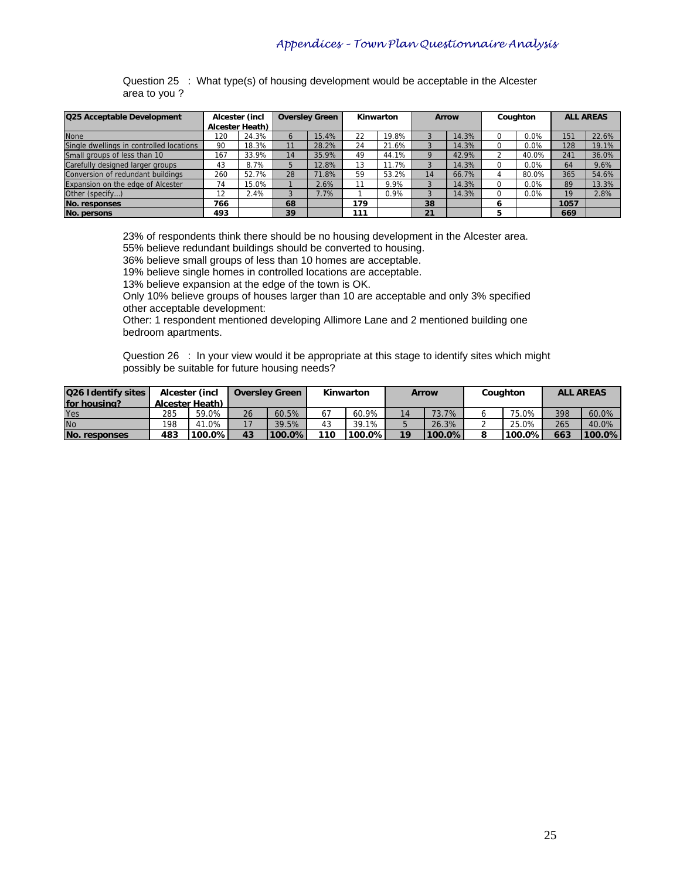Question 25 : What type(s) of housing development would be acceptable in the Alcester area to you ?

| Q25 Acceptable Development | Alcester (incl Alcester Heath) | | Oversley Green | | Kinwarton | | Arrow | | Coughton | | ALL AREAS | |
|---|---|---|---|---|---|---|---|---|---|---|---|---|
| None | 120 | 24.3% | 6 | 15.4% | 22 | 19.8% | 3 | 14.3% | 0 | 0.0% | 151 | 22.6% |
| Single dwellings in controlled locations | 90 | 18.3% | 11 | 28.2% | 24 | 21.6% | 3 | 14.3% | 0 | 0.0% | 128 | 19.1% |
| Small groups of less than 10 | 167 | 33.9% | 14 | 35.9% | 49 | 44.1% | 9 | 42.9% | 2 | 40.0% | 241 | 36.0% |
| Carefully designed larger groups | 43 | 8.7% | 5 | 12.8% | 13 | 11.7% | 3 | 14.3% | 0 | 0.0% | 64 | 9.6% |
| Conversion of redundant buildings | 260 | 52.7% | 28 | 71.8% | 59 | 53.2% | 14 | 66.7% | 4 | 80.0% | 365 | 54.6% |
| Expansion on the edge of Alcester | 74 | 15.0% | 1 | 2.6% | 11 | 9.9% | 3 | 14.3% | 0 | 0.0% | 89 | 13.3% |
| Other (specify...) | 12 | 2.4% | 3 | 7.7% | 1 | 0.9% | 3 | 14.3% | 0 | 0.0% | 19 | 2.8% |
| **No. responses** | **766** | | **68** | | **179** | | **38** | | **6** | | **1057** | |
| **No. persons** | **493** | | **39** | | **111** | | **21** | | **5** | | **669** | |

23% of respondents think there should be no housing development in the Alcester area.
55% believe redundant buildings should be converted to housing.
36% believe small groups of less than 10 homes are acceptable.
19% believe single homes in controlled locations are acceptable.
13% believe expansion at the edge of the town is OK.
Only 10% believe groups of houses larger than 10 are acceptable and only 3% specified other acceptable development:
Other: 1 respondent mentioned developing Allimore Lane and 2 mentioned building one bedroom apartments.

Question 26 : In your view would it be appropriate at this stage to identify sites which might possibly be suitable for future housing needs?

| Q26 Identify sites for housing? | Alcester (incl Alcester Heath) | | Oversley Green | | Kinwarton | | Arrow | | Coughton | | ALL AREAS | |
|---|---|---|---|---|---|---|---|---|---|---|---|---|
| Yes | 285 | 59.0% | 26 | 60.5% | 67 | 60.9% | 14 | 73.7% | 6 | 75.0% | 398 | 60.0% |
| No | 198 | 41.0% | 17 | 39.5% | 43 | 39.1% | 5 | 26.3% | 2 | 25.0% | 265 | 40.0% |
| **No. responses** | **483** | **100.0%** | **43** | **100.0%** | **110** | **100.0%** | **19** | **100.0%** | **8** | **100.0%** | **663** | **100.0%** |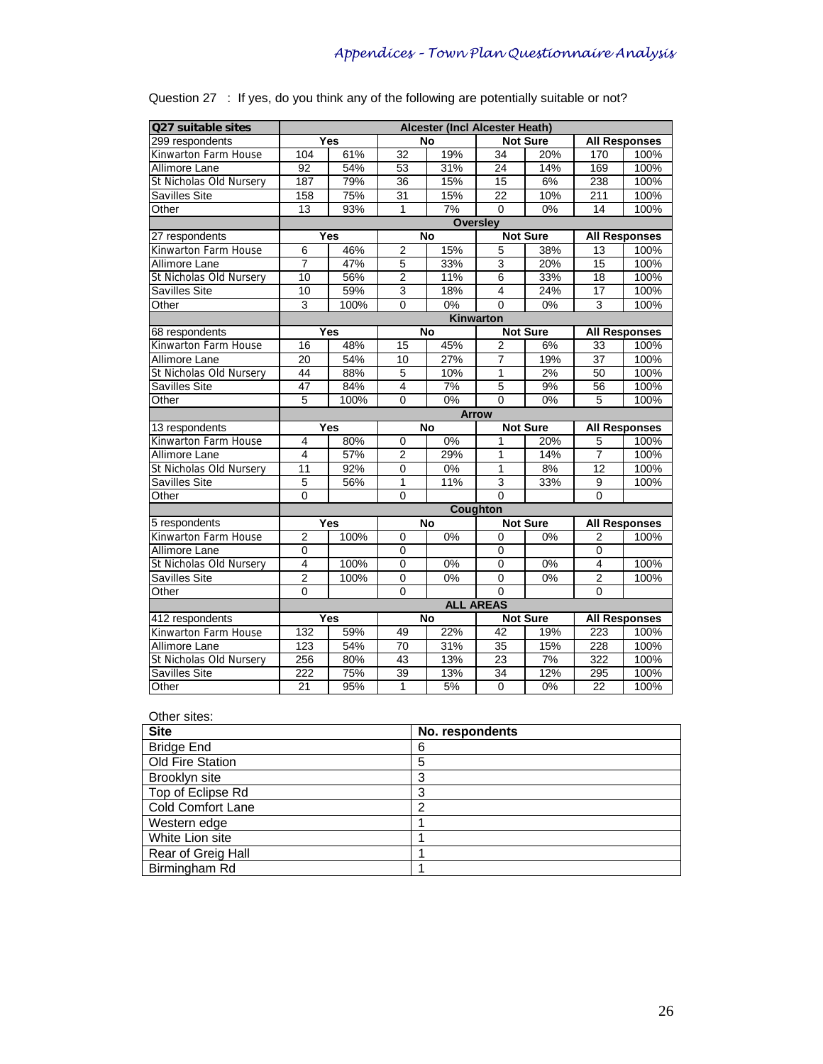Question 27 : If yes, do you think any of the following are potentially suitable or not?

| Q27 suitable sites | Alcester (Incl Alcester Heath) | | | | | | | |
|---|---|---|---|---|---|---|---|---|
| 299 respondents | Yes | | No | | Not Sure | | All Responses | |
| Kinwarton Farm House | 104 | 61% | 32 | 19% | 34 | 20% | 170 | 100% |
| Allimore Lane | 92 | 54% | 53 | 31% | 24 | 14% | 169 | 100% |
| St Nicholas Old Nursery | 187 | 79% | 36 | 15% | 15 | 6% | 238 | 100% |
| Savilles Site | 158 | 75% | 31 | 15% | 22 | 10% | 211 | 100% |
| Other | 13 | 93% | 1 | 7% | 0 | 0% | 14 | 100% |
| | Oversley | | | | | | | |
| 27 respondents | Yes | | No | | Not Sure | | All Responses | |
| Kinwarton Farm House | 6 | 46% | 2 | 15% | 5 | 38% | 13 | 100% |
| Allimore Lane | 7 | 47% | 5 | 33% | 3 | 20% | 15 | 100% |
| St Nicholas Old Nursery | 10 | 56% | 2 | 11% | 6 | 33% | 18 | 100% |
| Savilles Site | 10 | 59% | 3 | 18% | 4 | 24% | 17 | 100% |
| Other | 3 | 100% | 0 | 0% | 0 | 0% | 3 | 100% |
| | Kinwarton | | | | | | | |
| 68 respondents | Yes | | No | | Not Sure | | All Responses | |
| Kinwarton Farm House | 16 | 48% | 15 | 45% | 2 | 6% | 33 | 100% |
| Allimore Lane | 20 | 54% | 10 | 27% | 7 | 19% | 37 | 100% |
| St Nicholas Old Nursery | 44 | 88% | 5 | 10% | 1 | 2% | 50 | 100% |
| Savilles Site | 47 | 84% | 4 | 7% | 5 | 9% | 56 | 100% |
| Other | 5 | 100% | 0 | 0% | 0 | 0% | 5 | 100% |
| | Arrow | | | | | | | |
| 13 respondents | Yes | | No | | Not Sure | | All Responses | |
| Kinwarton Farm House | 4 | 80% | 0 | 0% | 1 | 20% | 5 | 100% |
| Allimore Lane | 4 | 57% | 2 | 29% | 1 | 14% | 7 | 100% |
| St Nicholas Old Nursery | 11 | 92% | 0 | 0% | 1 | 8% | 12 | 100% |
| Savilles Site | 5 | 56% | 1 | 11% | 3 | 33% | 9 | 100% |
| Other | 0 | | 0 | | 0 | | 0 | |
| | Coughton | | | | | | | |
| 5 respondents | Yes | | No | | Not Sure | | All Responses | |
| Kinwarton Farm House | 2 | 100% | 0 | 0% | 0 | 0% | 2 | 100% |
| Allimore Lane | 0 | | 0 | | 0 | | 0 | |
| St Nicholas Old Nursery | 4 | 100% | 0 | 0% | 0 | 0% | 4 | 100% |
| Savilles Site | 2 | 100% | 0 | 0% | 0 | 0% | 2 | 100% |
| Other | 0 | | 0 | | 0 | | 0 | |
| | ALL AREAS | | | | | | | |
| 412 respondents | Yes | | No | | Not Sure | | All Responses | |
| Kinwarton Farm House | 132 | 59% | 49 | 22% | 42 | 19% | 223 | 100% |
| Allimore Lane | 123 | 54% | 70 | 31% | 35 | 15% | 228 | 100% |
| St Nicholas Old Nursery | 256 | 80% | 43 | 13% | 23 | 7% | 322 | 100% |
| Savilles Site | 222 | 75% | 39 | 13% | 34 | 12% | 295 | 100% |
| Other | 21 | 95% | 1 | 5% | 0 | 0% | 22 | 100% |

Other sites:

| Site | No. respondents |
|---|---|
| Bridge End | 6 |
| Old Fire Station | 5 |
| Brooklyn site | 3 |
| Top of Eclipse Rd | 3 |
| Cold Comfort Lane | 2 |
| Western edge | 1 |
| White Lion site | 1 |
| Rear of Greig Hall | 1 |
| Birmingham Rd | 1 |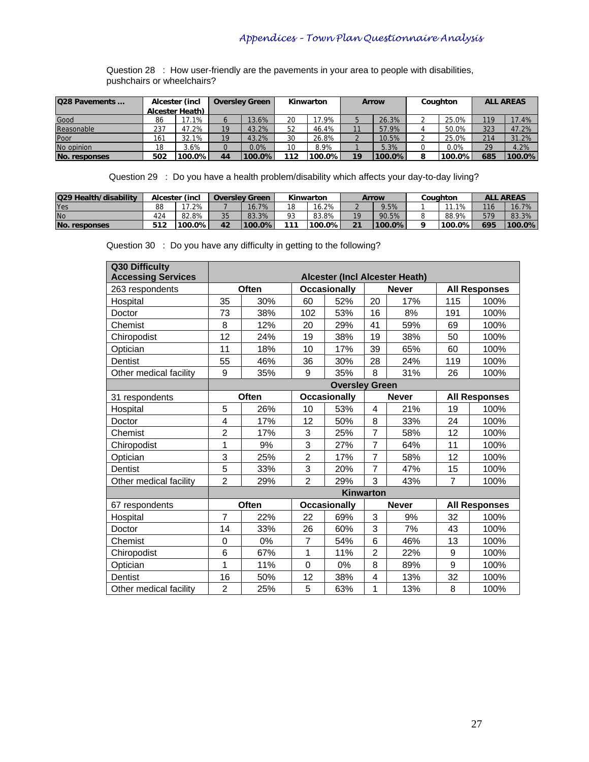Question 28 : How user-friendly are the pavements in your area to people with disabilities, pushchairs or wheelchairs?

| Q28 Pavements ... | Alcester (incl Alcester Heath) | | Oversley Green | | Kinwarton | | Arrow | | Coughton | | ALL AREAS | |
|---|---|---|---|---|---|---|---|---|---|---|---|---|
| Good | 86 | 17.1% | 6 | 13.6% | 20 | 17.9% | 5 | 26.3% | 2 | 25.0% | 119 | 17.4% |
| Reasonable | 237 | 47.2% | 19 | 43.2% | 52 | 46.4% | 11 | 57.9% | 4 | 50.0% | 323 | 47.2% |
| Poor | 161 | 32.1% | 19 | 43.2% | 30 | 26.8% | 2 | 10.5% | 2 | 25.0% | 214 | 31.2% |
| No opinion | 18 | 3.6% | 0 | 0.0% | 10 | 8.9% | 1 | 5.3% | 0 | 0.0% | 29 | 4.2% |
| **No. responses** | **502** | **100.0%** | **44** | **100.0%** | **112** | **100.0%** | **19** | **100.0%** | **8** | **100.0%** | **685** | **100.0%** |

Question 29 : Do you have a health problem/disability which affects your day-to-day living?

| Q29 Health/disability | Alcester (incl | | Oversley Green | | Kinwarton | | Arrow | | Coughton | | ALL AREAS | |
|---|---|---|---|---|---|---|---|---|---|---|---|---|
| Yes | 88 | 17.2% | 7 | 16.7% | 18 | 16.2% | 2 | 9.5% | 1 | 11.1% | 116 | 16.7% |
| No | 424 | 82.8% | 35 | 83.3% | 93 | 83.8% | 19 | 90.5% | 8 | 88.9% | 579 | 83.3% |
| **No. responses** | **512** | **100.0%** | **42** | **100.0%** | **111** | **100.0%** | **21** | **100.0%** | **9** | **100.0%** | **695** | **100.0%** |

Question 30 : Do you have any difficulty in getting to the following?

| Q30 Difficulty Accessing Services | Alcester (Incl Alcester Heath) | | | | | | | |
|---|---|---|---|---|---|---|---|---|
| 263 respondents | Often | | Occasionally | | Never | | All Responses | |
| Hospital | 35 | 30% | 60 | 52% | 20 | 17% | 115 | 100% |
| Doctor | 73 | 38% | 102 | 53% | 16 | 8% | 191 | 100% |
| Chemist | 8 | 12% | 20 | 29% | 41 | 59% | 69 | 100% |
| Chiropodist | 12 | 24% | 19 | 38% | 19 | 38% | 50 | 100% |
| Optician | 11 | 18% | 10 | 17% | 39 | 65% | 60 | 100% |
| Dentist | 55 | 46% | 36 | 30% | 28 | 24% | 119 | 100% |
| Other medical facility | 9 | 35% | 9 | 35% | 8 | 31% | 26 | 100% |
| | **Oversley Green** | | | | | | | |
| 31 respondents | Often | | Occasionally | | Never | | All Responses | |
| Hospital | 5 | 26% | 10 | 53% | 4 | 21% | 19 | 100% |
| Doctor | 4 | 17% | 12 | 50% | 8 | 33% | 24 | 100% |
| Chemist | 2 | 17% | 3 | 25% | 7 | 58% | 12 | 100% |
| Chiropodist | 1 | 9% | 3 | 27% | 7 | 64% | 11 | 100% |
| Optician | 3 | 25% | 2 | 17% | 7 | 58% | 12 | 100% |
| Dentist | 5 | 33% | 3 | 20% | 7 | 47% | 15 | 100% |
| Other medical facility | 2 | 29% | 2 | 29% | 3 | 43% | 7 | 100% |
| | **Kinwarton** | | | | | | | |
| 67 respondents | Often | | Occasionally | | Never | | All Responses | |
| Hospital | 7 | 22% | 22 | 69% | 3 | 9% | 32 | 100% |
| Doctor | 14 | 33% | 26 | 60% | 3 | 7% | 43 | 100% |
| Chemist | 0 | 0% | 7 | 54% | 6 | 46% | 13 | 100% |
| Chiropodist | 6 | 67% | 1 | 11% | 2 | 22% | 9 | 100% |
| Optician | 1 | 11% | 0 | 0% | 8 | 89% | 9 | 100% |
| Dentist | 16 | 50% | 12 | 38% | 4 | 13% | 32 | 100% |
| Other medical facility | 2 | 25% | 5 | 63% | 1 | 13% | 8 | 100% |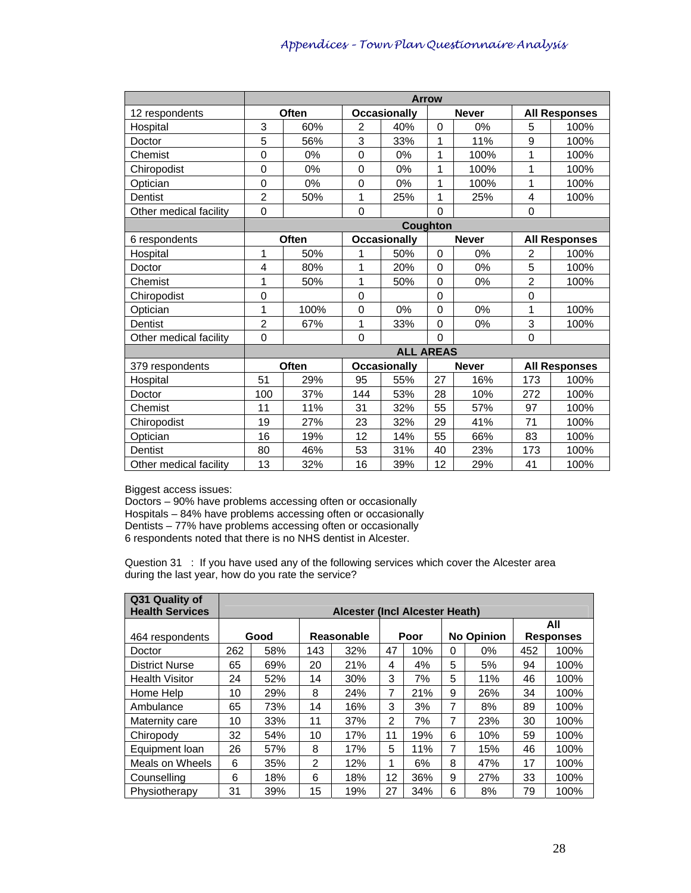| | Arrow | | | | | | | |
|---|---|---|---|---|---|---|---|---|
| 12 respondents | Often | | Occasionally | | Never | | All Responses | |
| Hospital | 3 | 60% | 2 | 40% | 0 | 0% | 5 | 100% |
| Doctor | 5 | 56% | 3 | 33% | 1 | 11% | 9 | 100% |
| Chemist | 0 | 0% | 0 | 0% | 1 | 100% | 1 | 100% |
| Chiropodist | 0 | 0% | 0 | 0% | 1 | 100% | 1 | 100% |
| Optician | 0 | 0% | 0 | 0% | 1 | 100% | 1 | 100% |
| Dentist | 2 | 50% | 1 | 25% | 1 | 25% | 4 | 100% |
| Other medical facility | 0 | | 0 | | 0 | | 0 | |
| | Coughton | | | | | | | |
| 6 respondents | Often | | Occasionally | | Never | | All Responses | |
| Hospital | 1 | 50% | 1 | 50% | 0 | 0% | 2 | 100% |
| Doctor | 4 | 80% | 1 | 20% | 0 | 0% | 5 | 100% |
| Chemist | 1 | 50% | 1 | 50% | 0 | 0% | 2 | 100% |
| Chiropodist | 0 | | 0 | | 0 | | 0 | |
| Optician | 1 | 100% | 0 | 0% | 0 | 0% | 1 | 100% |
| Dentist | 2 | 67% | 1 | 33% | 0 | 0% | 3 | 100% |
| Other medical facility | 0 | | 0 | | 0 | | 0 | |
| | ALL AREAS | | | | | | | |
| 379 respondents | Often | | Occasionally | | Never | | All Responses | |
| Hospital | 51 | 29% | 95 | 55% | 27 | 16% | 173 | 100% |
| Doctor | 100 | 37% | 144 | 53% | 28 | 10% | 272 | 100% |
| Chemist | 11 | 11% | 31 | 32% | 55 | 57% | 97 | 100% |
| Chiropodist | 19 | 27% | 23 | 32% | 29 | 41% | 71 | 100% |
| Optician | 16 | 19% | 12 | 14% | 55 | 66% | 83 | 100% |
| Dentist | 80 | 46% | 53 | 31% | 40 | 23% | 173 | 100% |
| Other medical facility | 13 | 32% | 16 | 39% | 12 | 29% | 41 | 100% |

Biggest access issues:
Doctors – 90% have problems accessing often or occasionally
Hospitals – 84% have problems accessing often or occasionally
Dentists – 77% have problems accessing often or occasionally
6 respondents noted that there is no NHS dentist in Alcester.

Question 31 : If you have used any of the following services which cover the Alcester area during the last year, how do you rate the service?

| Q31 Quality of Health Services | Alcester (Incl Alcester Heath) | | | | | | | | | |
|---|---|---|---|---|---|---|---|---|---|---|
| 464 respondents | Good | | Reasonable | | Poor | | No Opinion | | All Responses | |
| Doctor | 262 | 58% | 143 | 32% | 47 | 10% | 0 | 0% | 452 | 100% |
| District Nurse | 65 | 69% | 20 | 21% | 4 | 4% | 5 | 5% | 94 | 100% |
| Health Visitor | 24 | 52% | 14 | 30% | 3 | 7% | 5 | 11% | 46 | 100% |
| Home Help | 10 | 29% | 8 | 24% | 7 | 21% | 9 | 26% | 34 | 100% |
| Ambulance | 65 | 73% | 14 | 16% | 3 | 3% | 7 | 8% | 89 | 100% |
| Maternity care | 10 | 33% | 11 | 37% | 2 | 7% | 7 | 23% | 30 | 100% |
| Chiropody | 32 | 54% | 10 | 17% | 11 | 19% | 6 | 10% | 59 | 100% |
| Equipment loan | 26 | 57% | 8 | 17% | 5 | 11% | 7 | 15% | 46 | 100% |
| Meals on Wheels | 6 | 35% | 2 | 12% | 1 | 6% | 8 | 47% | 17 | 100% |
| Counselling | 6 | 18% | 6 | 18% | 12 | 36% | 9 | 27% | 33 | 100% |
| Physiotherapy | 31 | 39% | 15 | 19% | 27 | 34% | 6 | 8% | 79 | 100% |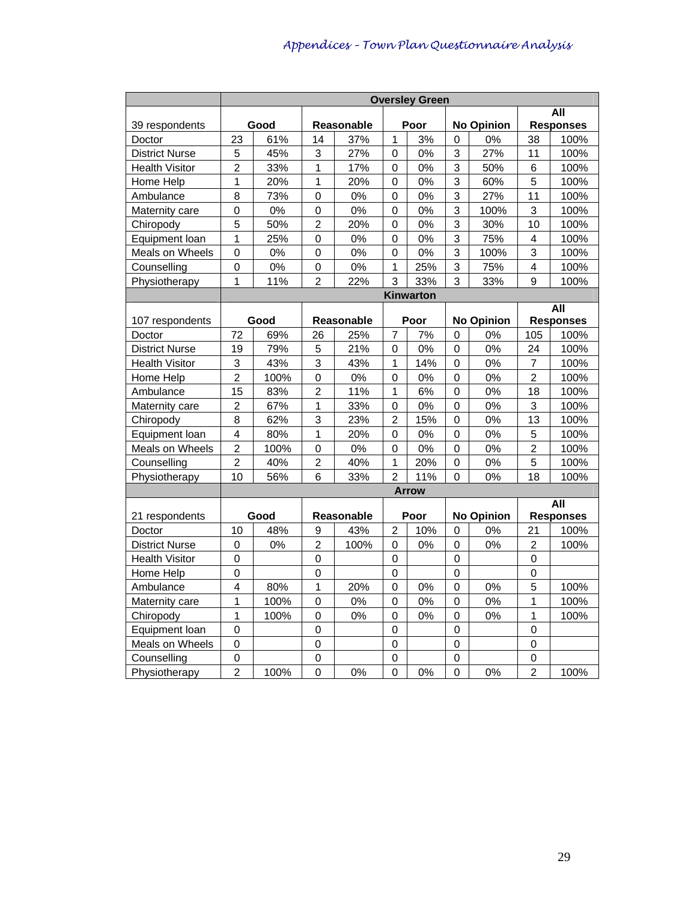| | Oversley Green | | | | | | | | | |
|---|---|---|---|---|---|---|---|---|---|---|
| 39 respondents | Good | | Reasonable | | Poor | | No Opinion | | All Responses | |
| Doctor | 23 | 61% | 14 | 37% | 1 | 3% | 0 | 0% | 38 | 100% |
| District Nurse | 5 | 45% | 3 | 27% | 0 | 0% | 3 | 27% | 11 | 100% |
| Health Visitor | 2 | 33% | 1 | 17% | 0 | 0% | 3 | 50% | 6 | 100% |
| Home Help | 1 | 20% | 1 | 20% | 0 | 0% | 3 | 60% | 5 | 100% |
| Ambulance | 8 | 73% | 0 | 0% | 0 | 0% | 3 | 27% | 11 | 100% |
| Maternity care | 0 | 0% | 0 | 0% | 0 | 0% | 3 | 100% | 3 | 100% |
| Chiropody | 5 | 50% | 2 | 20% | 0 | 0% | 3 | 30% | 10 | 100% |
| Equipment loan | 1 | 25% | 0 | 0% | 0 | 0% | 3 | 75% | 4 | 100% |
| Meals on Wheels | 0 | 0% | 0 | 0% | 0 | 0% | 3 | 100% | 3 | 100% |
| Counselling | 0 | 0% | 0 | 0% | 1 | 25% | 3 | 75% | 4 | 100% |
| Physiotherapy | 1 | 11% | 2 | 22% | 3 | 33% | 3 | 33% | 9 | 100% |
| | Kinwarton | | | | | | | | | |
| 107 respondents | Good | | Reasonable | | Poor | | No Opinion | | All Responses | |
| Doctor | 72 | 69% | 26 | 25% | 7 | 7% | 0 | 0% | 105 | 100% |
| District Nurse | 19 | 79% | 5 | 21% | 0 | 0% | 0 | 0% | 24 | 100% |
| Health Visitor | 3 | 43% | 3 | 43% | 1 | 14% | 0 | 0% | 7 | 100% |
| Home Help | 2 | 100% | 0 | 0% | 0 | 0% | 0 | 0% | 2 | 100% |
| Ambulance | 15 | 83% | 2 | 11% | 1 | 6% | 0 | 0% | 18 | 100% |
| Maternity care | 2 | 67% | 1 | 33% | 0 | 0% | 0 | 0% | 3 | 100% |
| Chiropody | 8 | 62% | 3 | 23% | 2 | 15% | 0 | 0% | 13 | 100% |
| Equipment loan | 4 | 80% | 1 | 20% | 0 | 0% | 0 | 0% | 5 | 100% |
| Meals on Wheels | 2 | 100% | 0 | 0% | 0 | 0% | 0 | 0% | 2 | 100% |
| Counselling | 2 | 40% | 2 | 40% | 1 | 20% | 0 | 0% | 5 | 100% |
| Physiotherapy | 10 | 56% | 6 | 33% | 2 | 11% | 0 | 0% | 18 | 100% |
| | Arrow | | | | | | | | | |
| 21 respondents | Good | | Reasonable | | Poor | | No Opinion | | All Responses | |
| Doctor | 10 | 48% | 9 | 43% | 2 | 10% | 0 | 0% | 21 | 100% |
| District Nurse | 0 | 0% | 2 | 100% | 0 | 0% | 0 | 0% | 2 | 100% |
| Health Visitor | 0 | | 0 | | 0 | | 0 | | 0 | |
| Home Help | 0 | | 0 | | 0 | | 0 | | 0 | |
| Ambulance | 4 | 80% | 1 | 20% | 0 | 0% | 0 | 0% | 5 | 100% |
| Maternity care | 1 | 100% | 0 | 0% | 0 | 0% | 0 | 0% | 1 | 100% |
| Chiropody | 1 | 100% | 0 | 0% | 0 | 0% | 0 | 0% | 1 | 100% |
| Equipment loan | 0 | | 0 | | 0 | | 0 | | 0 | |
| Meals on Wheels | 0 | | 0 | | 0 | | 0 | | 0 | |
| Counselling | 0 | | 0 | | 0 | | 0 | | 0 | |
| Physiotherapy | 2 | 100% | 0 | 0% | 0 | 0% | 0 | 0% | 2 | 100% |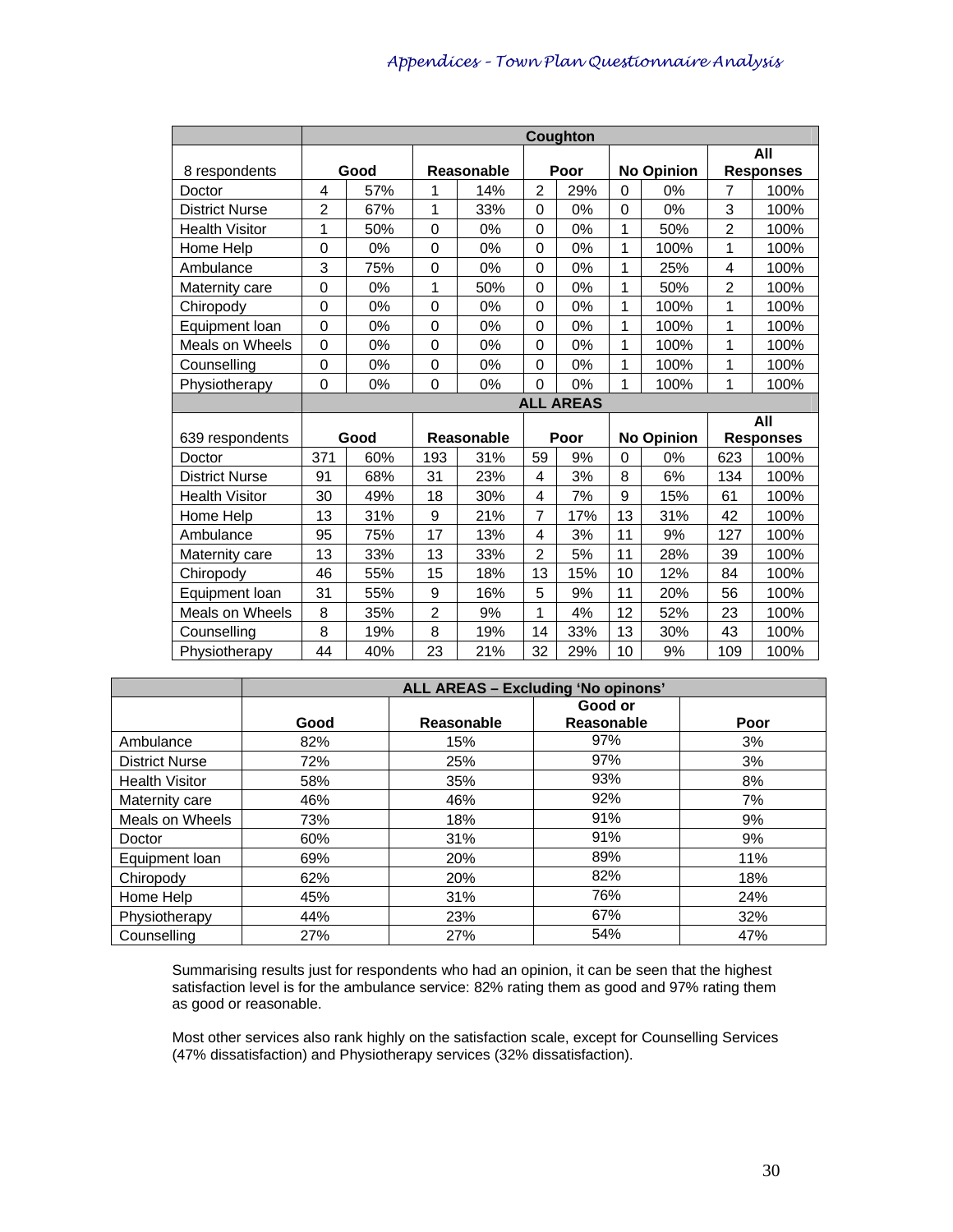| | Coughton | | | | | | | | | |
|---|---|---|---|---|---|---|---|---|---|---|
| 8 respondents | Good | | Reasonable | | Poor | | No Opinion | | All Responses | |
| Doctor | 4 | 57% | 1 | 14% | 2 | 29% | 0 | 0% | 7 | 100% |
| District Nurse | 2 | 67% | 1 | 33% | 0 | 0% | 0 | 0% | 3 | 100% |
| Health Visitor | 1 | 50% | 0 | 0% | 0 | 0% | 1 | 50% | 2 | 100% |
| Home Help | 0 | 0% | 0 | 0% | 0 | 0% | 1 | 100% | 1 | 100% |
| Ambulance | 3 | 75% | 0 | 0% | 0 | 0% | 1 | 25% | 4 | 100% |
| Maternity care | 0 | 0% | 1 | 50% | 0 | 0% | 1 | 50% | 2 | 100% |
| Chiropody | 0 | 0% | 0 | 0% | 0 | 0% | 1 | 100% | 1 | 100% |
| Equipment loan | 0 | 0% | 0 | 0% | 0 | 0% | 1 | 100% | 1 | 100% |
| Meals on Wheels | 0 | 0% | 0 | 0% | 0 | 0% | 1 | 100% | 1 | 100% |
| Counselling | 0 | 0% | 0 | 0% | 0 | 0% | 1 | 100% | 1 | 100% |
| Physiotherapy | 0 | 0% | 0 | 0% | 0 | 0% | 1 | 100% | 1 | 100% |
| | ALL AREAS | | | | | | | | | |
| 639 respondents | Good | | Reasonable | | Poor | | No Opinion | | All Responses | |
| Doctor | 371 | 60% | 193 | 31% | 59 | 9% | 0 | 0% | 623 | 100% |
| District Nurse | 91 | 68% | 31 | 23% | 4 | 3% | 8 | 6% | 134 | 100% |
| Health Visitor | 30 | 49% | 18 | 30% | 4 | 7% | 9 | 15% | 61 | 100% |
| Home Help | 13 | 31% | 9 | 21% | 7 | 17% | 13 | 31% | 42 | 100% |
| Ambulance | 95 | 75% | 17 | 13% | 4 | 3% | 11 | 9% | 127 | 100% |
| Maternity care | 13 | 33% | 13 | 33% | 2 | 5% | 11 | 28% | 39 | 100% |
| Chiropody | 46 | 55% | 15 | 18% | 13 | 15% | 10 | 12% | 84 | 100% |
| Equipment loan | 31 | 55% | 9 | 16% | 5 | 9% | 11 | 20% | 56 | 100% |
| Meals on Wheels | 8 | 35% | 2 | 9% | 1 | 4% | 12 | 52% | 23 | 100% |
| Counselling | 8 | 19% | 8 | 19% | 14 | 33% | 13 | 30% | 43 | 100% |
| Physiotherapy | 44 | 40% | 23 | 21% | 32 | 29% | 10 | 9% | 109 | 100% |

| | ALL AREAS – Excluding 'No opinons' | | | |
|---|---|---|---|---|
| | Good | Reasonable | Good or Reasonable | Poor |
| Ambulance | 82% | 15% | 97% | 3% |
| District Nurse | 72% | 25% | 97% | 3% |
| Health Visitor | 58% | 35% | 93% | 8% |
| Maternity care | 46% | 46% | 92% | 7% |
| Meals on Wheels | 73% | 18% | 91% | 9% |
| Doctor | 60% | 31% | 91% | 9% |
| Equipment loan | 69% | 20% | 89% | 11% |
| Chiropody | 62% | 20% | 82% | 18% |
| Home Help | 45% | 31% | 76% | 24% |
| Physiotherapy | 44% | 23% | 67% | 32% |
| Counselling | 27% | 27% | 54% | 47% |

Summarising results just for respondents who had an opinion, it can be seen that the highest satisfaction level is for the ambulance service: 82% rating them as good and 97% rating them as good or reasonable.

Most other services also rank highly on the satisfaction scale, except for Counselling Services (47% dissatisfaction) and Physiotherapy services (32% dissatisfaction).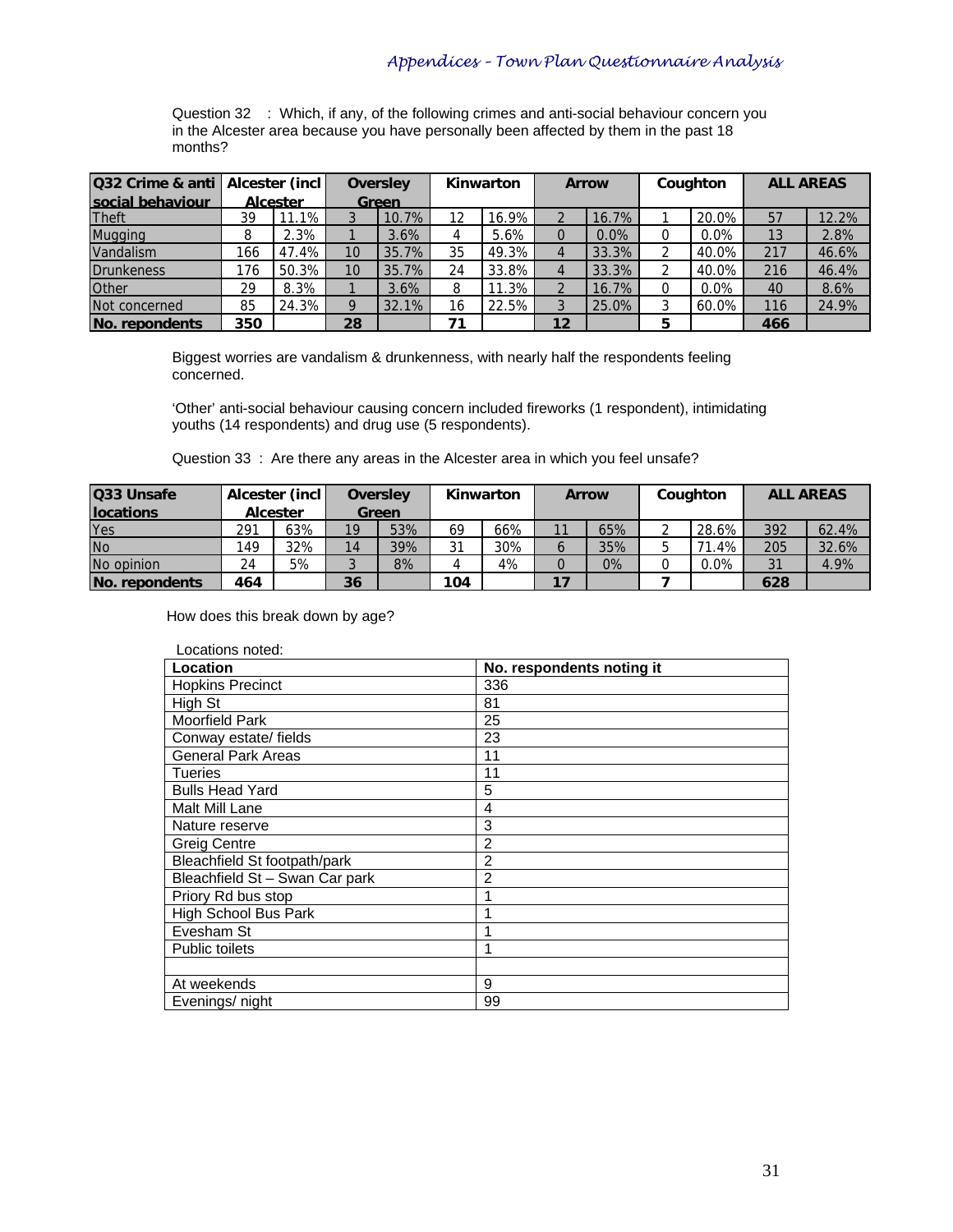Question 32 : Which, if any, of the following crimes and anti-social behaviour concern you in the Alcester area because you have personally been affected by them in the past 18 months?

| Q32 Crime & anti social behaviour | Alcester (incl Alcester | | Oversley Green | | Kinwarton | | Arrow | | Coughton | | ALL AREAS | |
|---|---|---|---|---|---|---|---|---|---|---|---|---|
| Theft | 39 | 11.1% | 3 | 10.7% | 12 | 16.9% | 2 | 16.7% | 1 | 20.0% | 57 | 12.2% |
| Mugging | 8 | 2.3% | 1 | 3.6% | 4 | 5.6% | 0 | 0.0% | 0 | 0.0% | 13 | 2.8% |
| Vandalism | 166 | 47.4% | 10 | 35.7% | 35 | 49.3% | 4 | 33.3% | 2 | 40.0% | 217 | 46.6% |
| Drunkeness | 176 | 50.3% | 10 | 35.7% | 24 | 33.8% | 4 | 33.3% | 2 | 40.0% | 216 | 46.4% |
| Other | 29 | 8.3% | 1 | 3.6% | 8 | 11.3% | 2 | 16.7% | 0 | 0.0% | 40 | 8.6% |
| Not concerned | 85 | 24.3% | 9 | 32.1% | 16 | 22.5% | 3 | 25.0% | 3 | 60.0% | 116 | 24.9% |
| **No. repondents** | **350** | | **28** | | **71** | | **12** | | **5** | | **466** | |

Biggest worries are vandalism & drunkenness, with nearly half the respondents feeling concerned.

'Other' anti-social behaviour causing concern included fireworks (1 respondent), intimidating youths (14 respondents) and drug use (5 respondents).

Question 33 : Are there any areas in the Alcester area in which you feel unsafe?

| Q33 Unsafe locations | Alcester (incl Alcester | | Oversley Green | | Kinwarton | | Arrow | | Coughton | | ALL AREAS | |
|---|---|---|---|---|---|---|---|---|---|---|---|---|
| Yes | 291 | 63% | 19 | 53% | 69 | 66% | 11 | 65% | 2 | 28.6% | 392 | 62.4% |
| No | 149 | 32% | 14 | 39% | 31 | 30% | 6 | 35% | 5 | 71.4% | 205 | 32.6% |
| No opinion | 24 | 5% | 3 | 8% | 4 | 4% | 0 | 0% | 0 | 0.0% | 31 | 4.9% |
| **No. repondents** | **464** | | **36** | | **104** | | **17** | | **7** | | **628** | |

How does this break down by age?

Locations noted:

| Location | No. respondents noting it |
|---|---|
| Hopkins Precinct | 336 |
| High St | 81 |
| Moorfield Park | 25 |
| Conway estate/ fields | 23 |
| General Park Areas | 11 |
| Tueries | 11 |
| Bulls Head Yard | 5 |
| Malt Mill Lane | 4 |
| Nature reserve | 3 |
| Greig Centre | 2 |
| Bleachfield St footpath/park | 2 |
| Bleachfield St – Swan Car park | 2 |
| Priory Rd bus stop | 1 |
| High School Bus Park | 1 |
| Evesham St | 1 |
| Public toilets | 1 |
| | |
| At weekends | 9 |
| Evenings/ night | 99 |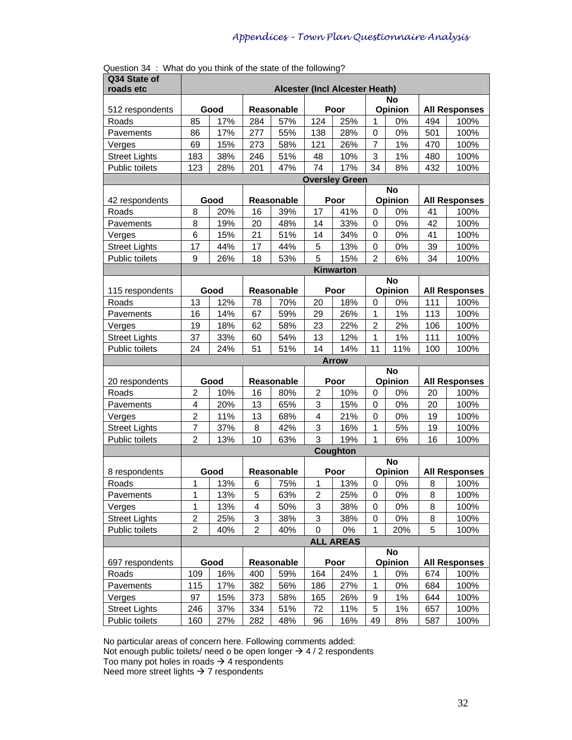Question 34 : What do you think of the state of the following?

| Q34 State of roads etc | Alcester (Incl Alcester Heath) | | | | | | | | | |
|---|---|---|---|---|---|---|---|---|---|---|
| 512 respondents | Good | | Reasonable | | Poor | | No Opinion | | All Responses | |
| Roads | 85 | 17% | 284 | 57% | 124 | 25% | 1 | 0% | 494 | 100% |
| Pavements | 86 | 17% | 277 | 55% | 138 | 28% | 0 | 0% | 501 | 100% |
| Verges | 69 | 15% | 273 | 58% | 121 | 26% | 7 | 1% | 470 | 100% |
| Street Lights | 183 | 38% | 246 | 51% | 48 | 10% | 3 | 1% | 480 | 100% |
| Public toilets | 123 | 28% | 201 | 47% | 74 | 17% | 34 | 8% | 432 | 100% |
| | Oversley Green | | | | | | | | | |
| 42 respondents | Good | | Reasonable | | Poor | | No Opinion | | All Responses | |
| Roads | 8 | 20% | 16 | 39% | 17 | 41% | 0 | 0% | 41 | 100% |
| Pavements | 8 | 19% | 20 | 48% | 14 | 33% | 0 | 0% | 42 | 100% |
| Verges | 6 | 15% | 21 | 51% | 14 | 34% | 0 | 0% | 41 | 100% |
| Street Lights | 17 | 44% | 17 | 44% | 5 | 13% | 0 | 0% | 39 | 100% |
| Public toilets | 9 | 26% | 18 | 53% | 5 | 15% | 2 | 6% | 34 | 100% |
| | Kinwarton | | | | | | | | | |
| 115 respondents | Good | | Reasonable | | Poor | | No Opinion | | All Responses | |
| Roads | 13 | 12% | 78 | 70% | 20 | 18% | 0 | 0% | 111 | 100% |
| Pavements | 16 | 14% | 67 | 59% | 29 | 26% | 1 | 1% | 113 | 100% |
| Verges | 19 | 18% | 62 | 58% | 23 | 22% | 2 | 2% | 106 | 100% |
| Street Lights | 37 | 33% | 60 | 54% | 13 | 12% | 1 | 1% | 111 | 100% |
| Public toilets | 24 | 24% | 51 | 51% | 14 | 14% | 11 | 11% | 100 | 100% |
| | Arrow | | | | | | | | | |
| 20 respondents | Good | | Reasonable | | Poor | | No Opinion | | All Responses | |
| Roads | 2 | 10% | 16 | 80% | 2 | 10% | 0 | 0% | 20 | 100% |
| Pavements | 4 | 20% | 13 | 65% | 3 | 15% | 0 | 0% | 20 | 100% |
| Verges | 2 | 11% | 13 | 68% | 4 | 21% | 0 | 0% | 19 | 100% |
| Street Lights | 7 | 37% | 8 | 42% | 3 | 16% | 1 | 5% | 19 | 100% |
| Public toilets | 2 | 13% | 10 | 63% | 3 | 19% | 1 | 6% | 16 | 100% |
| | Coughton | | | | | | | | | |
| 8 respondents | Good | | Reasonable | | Poor | | No Opinion | | All Responses | |
| Roads | 1 | 13% | 6 | 75% | 1 | 13% | 0 | 0% | 8 | 100% |
| Pavements | 1 | 13% | 5 | 63% | 2 | 25% | 0 | 0% | 8 | 100% |
| Verges | 1 | 13% | 4 | 50% | 3 | 38% | 0 | 0% | 8 | 100% |
| Street Lights | 2 | 25% | 3 | 38% | 3 | 38% | 0 | 0% | 8 | 100% |
| Public toilets | 2 | 40% | 2 | 40% | 0 | 0% | 1 | 20% | 5 | 100% |
| | ALL AREAS | | | | | | | | | |
| 697 respondents | Good | | Reasonable | | Poor | | No Opinion | | All Responses | |
| Roads | 109 | 16% | 400 | 59% | 164 | 24% | 1 | 0% | 674 | 100% |
| Pavements | 115 | 17% | 382 | 56% | 186 | 27% | 1 | 0% | 684 | 100% |
| Verges | 97 | 15% | 373 | 58% | 165 | 26% | 9 | 1% | 644 | 100% |
| Street Lights | 246 | 37% | 334 | 51% | 72 | 11% | 5 | 1% | 657 | 100% |
| Public toilets | 160 | 27% | 282 | 48% | 96 | 16% | 49 | 8% | 587 | 100% |

No particular areas of concern here. Following comments added:
Not enough public toilets/ need o be open longer → 4 / 2 respondents
Too many pot holes in roads → 4 respondents
Need more street lights → 7 respondents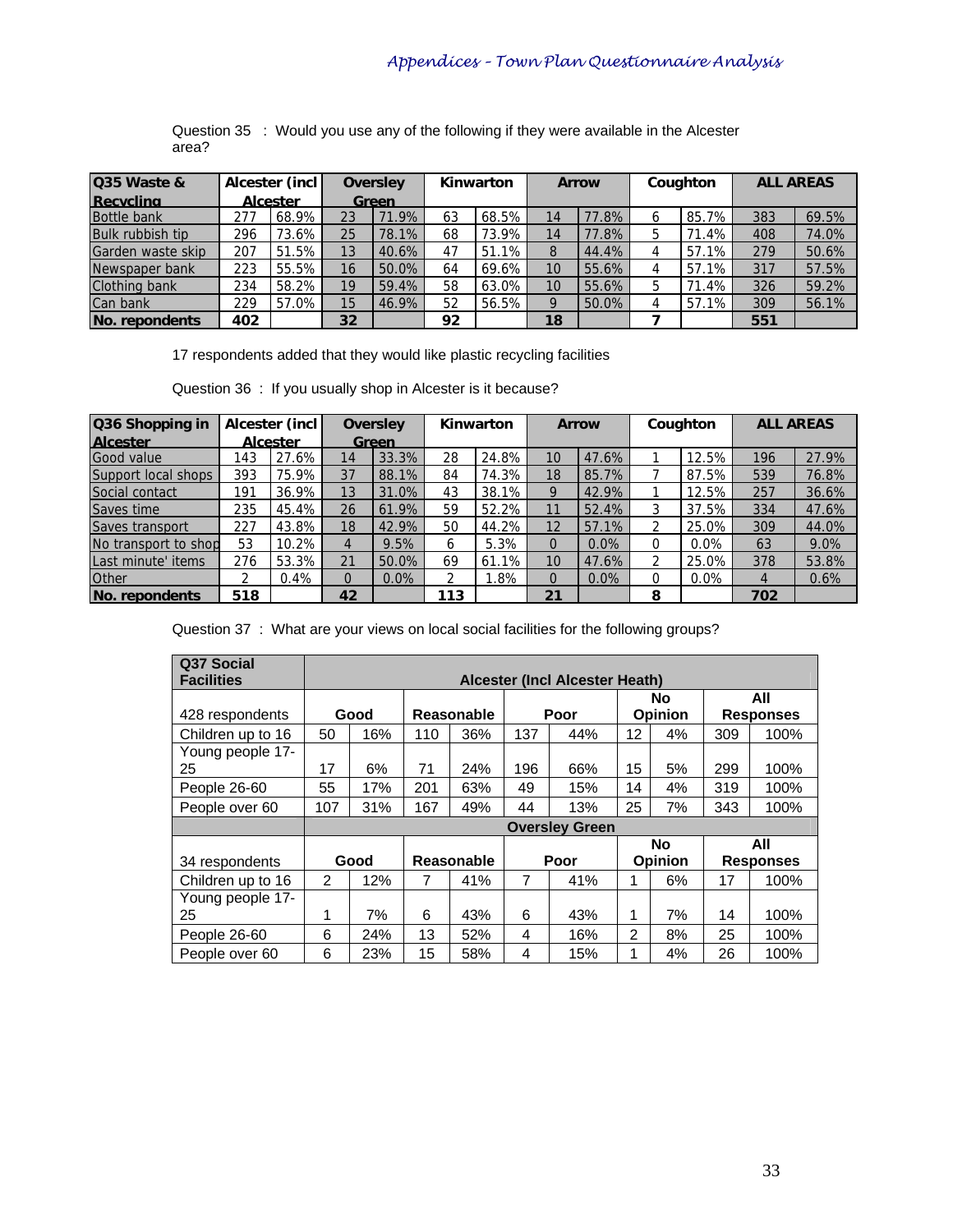Question 35 : Would you use any of the following if they were available in the Alcester area?

| Q35 Waste & Recycling | Alcester (incl Alcester | | Oversley Green | | Kinwarton | | Arrow | | Coughton | | ALL AREAS | |
|---|---|---|---|---|---|---|---|---|---|---|---|---|
| Bottle bank | 277 | 68.9% | 23 | 71.9% | 63 | 68.5% | 14 | 77.8% | 6 | 85.7% | 383 | 69.5% |
| Bulk rubbish tip | 296 | 73.6% | 25 | 78.1% | 68 | 73.9% | 14 | 77.8% | 5 | 71.4% | 408 | 74.0% |
| Garden waste skip | 207 | 51.5% | 13 | 40.6% | 47 | 51.1% | 8 | 44.4% | 4 | 57.1% | 279 | 50.6% |
| Newspaper bank | 223 | 55.5% | 16 | 50.0% | 64 | 69.6% | 10 | 55.6% | 4 | 57.1% | 317 | 57.5% |
| Clothing bank | 234 | 58.2% | 19 | 59.4% | 58 | 63.0% | 10 | 55.6% | 5 | 71.4% | 326 | 59.2% |
| Can bank | 229 | 57.0% | 15 | 46.9% | 52 | 56.5% | 9 | 50.0% | 4 | 57.1% | 309 | 56.1% |
| **No. repondents** | **402** | | **32** | | **92** | | **18** | | **7** | | **551** | |

17 respondents added that they would like plastic recycling facilities

Question 36 : If you usually shop in Alcester is it because?

| Q36 Shopping in Alcester | Alcester (incl Alcester | | Oversley Green | | Kinwarton | | Arrow | | Coughton | | ALL AREAS | |
|---|---|---|---|---|---|---|---|---|---|---|---|---|
| Good value | 143 | 27.6% | 14 | 33.3% | 28 | 24.8% | 10 | 47.6% | 1 | 12.5% | 196 | 27.9% |
| Support local shops | 393 | 75.9% | 37 | 88.1% | 84 | 74.3% | 18 | 85.7% | 7 | 87.5% | 539 | 76.8% |
| Social contact | 191 | 36.9% | 13 | 31.0% | 43 | 38.1% | 9 | 42.9% | 1 | 12.5% | 257 | 36.6% |
| Saves time | 235 | 45.4% | 26 | 61.9% | 59 | 52.2% | 11 | 52.4% | 3 | 37.5% | 334 | 47.6% |
| Saves transport | 227 | 43.8% | 18 | 42.9% | 50 | 44.2% | 12 | 57.1% | 2 | 25.0% | 309 | 44.0% |
| No transport to shop | 53 | 10.2% | 4 | 9.5% | 6 | 5.3% | 0 | 0.0% | 0 | 0.0% | 63 | 9.0% |
| Last minute' items | 276 | 53.3% | 21 | 50.0% | 69 | 61.1% | 10 | 47.6% | 2 | 25.0% | 378 | 53.8% |
| Other | 2 | 0.4% | 0 | 0.0% | 2 | 1.8% | 0 | 0.0% | 0 | 0.0% | 4 | 0.6% |
| **No. repondents** | **518** | | **42** | | **113** | | **21** | | **8** | | **702** | |

Question 37 : What are your views on local social facilities for the following groups?

| Q37 Social Facilities | Alcester (Incl Alcester Heath) | | | | | | | | | |
|---|---|---|---|---|---|---|---|---|---|---|
| 428 respondents | Good | | Reasonable | | Poor | | No Opinion | | All Responses | |
| Children up to 16 | 50 | 16% | 110 | 36% | 137 | 44% | 12 | 4% | 309 | 100% |
| Young people 17-25 | 17 | 6% | 71 | 24% | 196 | 66% | 15 | 5% | 299 | 100% |
| People 26-60 | 55 | 17% | 201 | 63% | 49 | 15% | 14 | 4% | 319 | 100% |
| People over 60 | 107 | 31% | 167 | 49% | 44 | 13% | 25 | 7% | 343 | 100% |
| | **Oversley Green** | | | | | | | | | |
| 34 respondents | Good | | Reasonable | | Poor | | No Opinion | | All Responses | |
| Children up to 16 | 2 | 12% | 7 | 41% | 7 | 41% | 1 | 6% | 17 | 100% |
| Young people 17-25 | 1 | 7% | 6 | 43% | 6 | 43% | 1 | 7% | 14 | 100% |
| People 26-60 | 6 | 24% | 13 | 52% | 4 | 16% | 2 | 8% | 25 | 100% |
| People over 60 | 6 | 23% | 15 | 58% | 4 | 15% | 1 | 4% | 26 | 100% |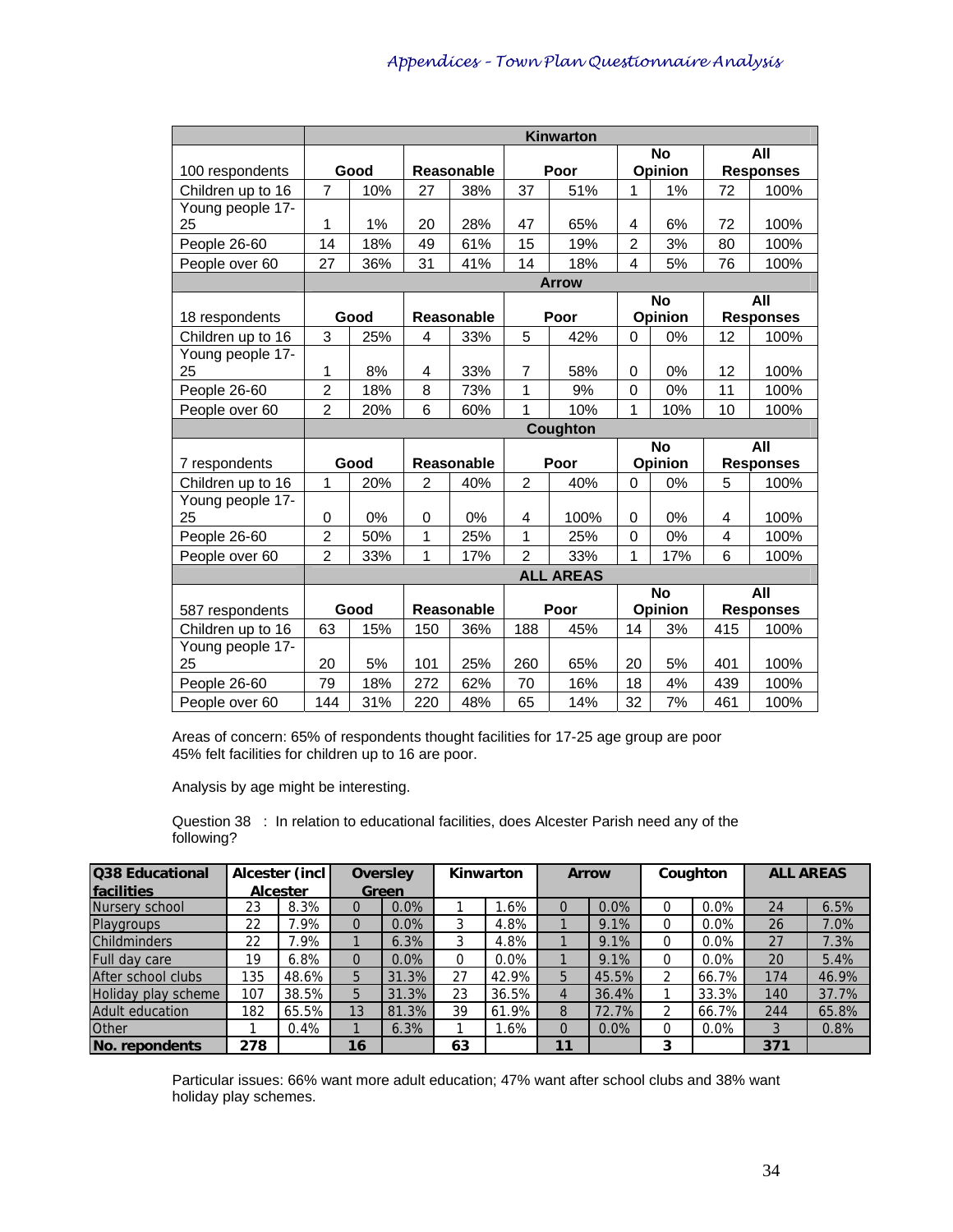| 100 respondents | Kinwarton | | | | | | | | | |
|---|---|---|---|---|---|---|---|---|---|---|
| | Good | | Reasonable | | Poor | | No Opinion | | All Responses | |
| Children up to 16 | 7 | 10% | 27 | 38% | 37 | 51% | 1 | 1% | 72 | 100% |
| Young people 17-25 | 1 | 1% | 20 | 28% | 47 | 65% | 4 | 6% | 72 | 100% |
| People 26-60 | 14 | 18% | 49 | 61% | 15 | 19% | 2 | 3% | 80 | 100% |
| People over 60 | 27 | 36% | 31 | 41% | 14 | 18% | 4 | 5% | 76 | 100% |
| | **Arrow** | | | | | | | | | |
| 18 respondents | Good | | Reasonable | | Poor | | No Opinion | | All Responses | |
| Children up to 16 | 3 | 25% | 4 | 33% | 5 | 42% | 0 | 0% | 12 | 100% |
| Young people 17-25 | 1 | 8% | 4 | 33% | 7 | 58% | 0 | 0% | 12 | 100% |
| People 26-60 | 2 | 18% | 8 | 73% | 1 | 9% | 0 | 0% | 11 | 100% |
| People over 60 | 2 | 20% | 6 | 60% | 1 | 10% | 1 | 10% | 10 | 100% |
| | **Coughton** | | | | | | | | | |
| 7 respondents | Good | | Reasonable | | Poor | | No Opinion | | All Responses | |
| Children up to 16 | 1 | 20% | 2 | 40% | 2 | 40% | 0 | 0% | 5 | 100% |
| Young people 17-25 | 0 | 0% | 0 | 0% | 4 | 100% | 0 | 0% | 4 | 100% |
| People 26-60 | 2 | 50% | 1 | 25% | 1 | 25% | 0 | 0% | 4 | 100% |
| People over 60 | 2 | 33% | 1 | 17% | 2 | 33% | 1 | 17% | 6 | 100% |
| | **ALL AREAS** | | | | | | | | | |
| 587 respondents | Good | | Reasonable | | Poor | | No Opinion | | All Responses | |
| Children up to 16 | 63 | 15% | 150 | 36% | 188 | 45% | 14 | 3% | 415 | 100% |
| Young people 17-25 | 20 | 5% | 101 | 25% | 260 | 65% | 20 | 5% | 401 | 100% |
| People 26-60 | 79 | 18% | 272 | 62% | 70 | 16% | 18 | 4% | 439 | 100% |
| People over 60 | 144 | 31% | 220 | 48% | 65 | 14% | 32 | 7% | 461 | 100% |

Areas of concern: 65% of respondents thought facilities for 17-25 age group are poor
45% felt facilities for children up to 16 are poor.

Analysis by age might be interesting.

Question 38 : In relation to educational facilities, does Alcester Parish need any of the following?

| Q38 Educational facilities | Alcester (incl Alcester | | Oversley Green | | Kinwarton | | Arrow | | Coughton | | ALL AREAS | |
|---|---|---|---|---|---|---|---|---|---|---|---|---|
| Nursery school | 23 | 8.3% | 0 | 0.0% | 1 | 1.6% | 0 | 0.0% | 0 | 0.0% | 24 | 6.5% |
| Playgroups | 22 | 7.9% | 0 | 0.0% | 3 | 4.8% | 1 | 9.1% | 0 | 0.0% | 26 | 7.0% |
| Childminders | 22 | 7.9% | 1 | 6.3% | 3 | 4.8% | 1 | 9.1% | 0 | 0.0% | 27 | 7.3% |
| Full day care | 19 | 6.8% | 0 | 0.0% | 0 | 0.0% | 1 | 9.1% | 0 | 0.0% | 20 | 5.4% |
| After school clubs | 135 | 48.6% | 5 | 31.3% | 27 | 42.9% | 5 | 45.5% | 2 | 66.7% | 174 | 46.9% |
| Holiday play scheme | 107 | 38.5% | 5 | 31.3% | 23 | 36.5% | 4 | 36.4% | 1 | 33.3% | 140 | 37.7% |
| Adult education | 182 | 65.5% | 13 | 81.3% | 39 | 61.9% | 8 | 72.7% | 2 | 66.7% | 244 | 65.8% |
| Other | 1 | 0.4% | 1 | 6.3% | 1 | 1.6% | 0 | 0.0% | 0 | 0.0% | 3 | 0.8% |
| **No. repondents** | **278** | | **16** | | **63** | | **11** | | **3** | | **371** | |

Particular issues: 66% want more adult education; 47% want after school clubs and 38% want holiday play schemes.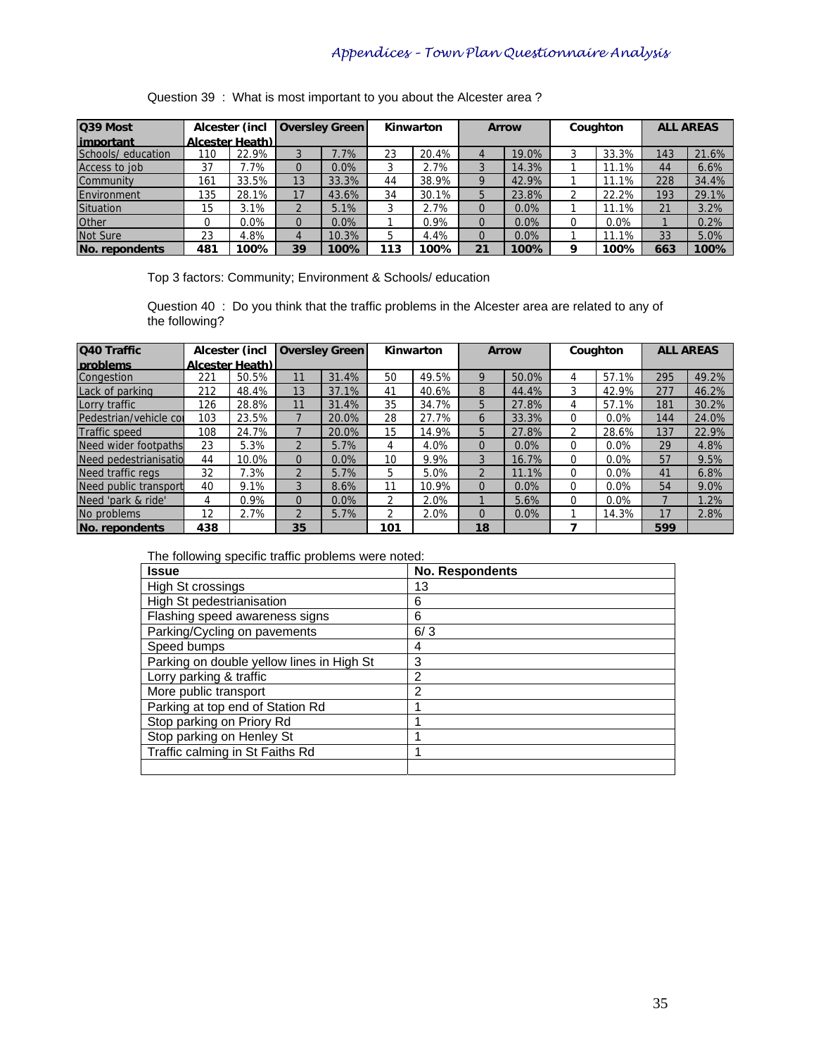Question 39 : What is most important to you about the Alcester area ?

| Q39 Most important | Alcester (incl Alcester Heath) | | Oversley Green | | Kinwarton | | Arrow | | Coughton | | ALL AREAS | |
|---|---|---|---|---|---|---|---|---|---|---|---|---|
| Schools/ education | 110 | 22.9% | 3 | 7.7% | 23 | 20.4% | 4 | 19.0% | 3 | 33.3% | 143 | 21.6% |
| Access to job | 37 | 7.7% | 0 | 0.0% | 3 | 2.7% | 3 | 14.3% | 1 | 11.1% | 44 | 6.6% |
| Community | 161 | 33.5% | 13 | 33.3% | 44 | 38.9% | 9 | 42.9% | 1 | 11.1% | 228 | 34.4% |
| Environment | 135 | 28.1% | 17 | 43.6% | 34 | 30.1% | 5 | 23.8% | 2 | 22.2% | 193 | 29.1% |
| Situation | 15 | 3.1% | 2 | 5.1% | 3 | 2.7% | 0 | 0.0% | 1 | 11.1% | 21 | 3.2% |
| Other | 0 | 0.0% | 0 | 0.0% | 1 | 0.9% | 0 | 0.0% | 0 | 0.0% | 1 | 0.2% |
| Not Sure | 23 | 4.8% | 4 | 10.3% | 5 | 4.4% | 0 | 0.0% | 1 | 11.1% | 33 | 5.0% |
| **No. repondents** | **481** | **100%** | **39** | **100%** | **113** | **100%** | **21** | **100%** | **9** | **100%** | **663** | **100%** |

Top 3 factors: Community; Environment & Schools/ education

Question 40 : Do you think that the traffic problems in the Alcester area are related to any of the following?

| Q40 Traffic problems | Alcester (incl Alcester Heath) | | Oversley Green | | Kinwarton | | Arrow | | Coughton | | ALL AREAS | |
|---|---|---|---|---|---|---|---|---|---|---|---|---|
| Congestion | 221 | 50.5% | 11 | 31.4% | 50 | 49.5% | 9 | 50.0% | 4 | 57.1% | 295 | 49.2% |
| Lack of parking | 212 | 48.4% | 13 | 37.1% | 41 | 40.6% | 8 | 44.4% | 3 | 42.9% | 277 | 46.2% |
| Lorry traffic | 126 | 28.8% | 11 | 31.4% | 35 | 34.7% | 5 | 27.8% | 4 | 57.1% | 181 | 30.2% |
| Pedestrian/vehicle co | 103 | 23.5% | 7 | 20.0% | 28 | 27.7% | 6 | 33.3% | 0 | 0.0% | 144 | 24.0% |
| Traffic speed | 108 | 24.7% | 7 | 20.0% | 15 | 14.9% | 5 | 27.8% | 2 | 28.6% | 137 | 22.9% |
| Need wider footpaths | 23 | 5.3% | 2 | 5.7% | 4 | 4.0% | 0 | 0.0% | 0 | 0.0% | 29 | 4.8% |
| Need pedestrianisatio | 44 | 10.0% | 0 | 0.0% | 10 | 9.9% | 3 | 16.7% | 0 | 0.0% | 57 | 9.5% |
| Need traffic regs | 32 | 7.3% | 2 | 5.7% | 5 | 5.0% | 2 | 11.1% | 0 | 0.0% | 41 | 6.8% |
| Need public transport | 40 | 9.1% | 3 | 8.6% | 11 | 10.9% | 0 | 0.0% | 0 | 0.0% | 54 | 9.0% |
| Need 'park & ride' | 4 | 0.9% | 0 | 0.0% | 2 | 2.0% | 1 | 5.6% | 0 | 0.0% | 7 | 1.2% |
| No problems | 12 | 2.7% | 2 | 5.7% | 2 | 2.0% | 0 | 0.0% | 1 | 14.3% | 17 | 2.8% |
| **No. repondents** | **438** | | **35** | | **101** | | **18** | | **7** | | **599** | |

The following specific traffic problems were noted:

| Issue | No. Respondents |
|---|---|
| High St crossings | 13 |
| High St pedestrianisation | 6 |
| Flashing speed awareness signs | 6 |
| Parking/Cycling on pavements | 6/ 3 |
| Speed bumps | 4 |
| Parking on double yellow lines in High St | 3 |
| Lorry parking & traffic | 2 |
| More public transport | 2 |
| Parking at top end of Station Rd | 1 |
| Stop parking on Priory Rd | 1 |
| Stop parking on Henley St | 1 |
| Traffic calming in St Faiths Rd | 1 |
| | |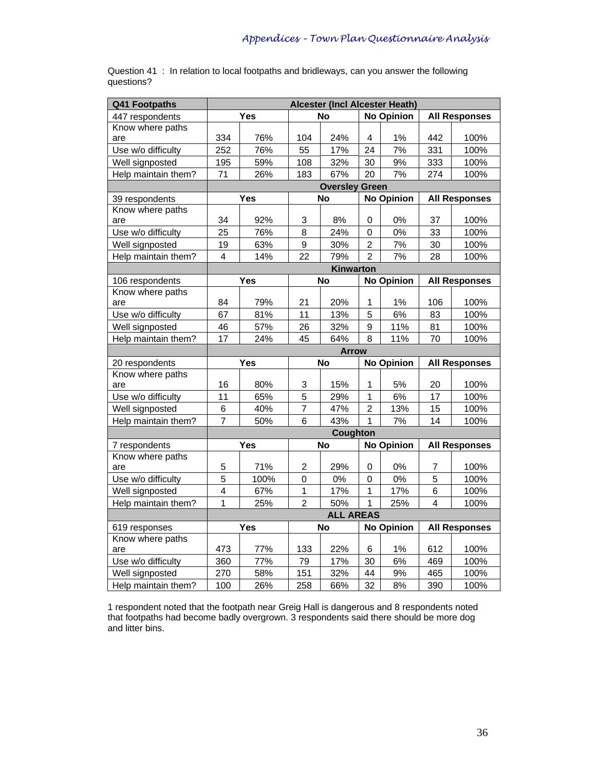Question 41 : In relation to local footpaths and bridleways, can you answer the following questions?

| Q41 Footpaths | Alcester (Incl Alcester Heath) | | | | | | | |
|---|---|---|---|---|---|---|---|---|
| 447 respondents | Yes | | No | | No Opinion | | All Responses | |
| Know where paths are | 334 | 76% | 104 | 24% | 4 | 1% | 442 | 100% |
| Use w/o difficulty | 252 | 76% | 55 | 17% | 24 | 7% | 331 | 100% |
| Well signposted | 195 | 59% | 108 | 32% | 30 | 9% | 333 | 100% |
| Help maintain them? | 71 | 26% | 183 | 67% | 20 | 7% | 274 | 100% |
| | Oversley Green | | | | | | | |
| 39 respondents | Yes | | No | | No Opinion | | All Responses | |
| Know where paths are | 34 | 92% | 3 | 8% | 0 | 0% | 37 | 100% |
| Use w/o difficulty | 25 | 76% | 8 | 24% | 0 | 0% | 33 | 100% |
| Well signposted | 19 | 63% | 9 | 30% | 2 | 7% | 30 | 100% |
| Help maintain them? | 4 | 14% | 22 | 79% | 2 | 7% | 28 | 100% |
| | Kinwarton | | | | | | | |
| 106 respondents | Yes | | No | | No Opinion | | All Responses | |
| Know where paths are | 84 | 79% | 21 | 20% | 1 | 1% | 106 | 100% |
| Use w/o difficulty | 67 | 81% | 11 | 13% | 5 | 6% | 83 | 100% |
| Well signposted | 46 | 57% | 26 | 32% | 9 | 11% | 81 | 100% |
| Help maintain them? | 17 | 24% | 45 | 64% | 8 | 11% | 70 | 100% |
| | Arrow | | | | | | | |
| 20 respondents | Yes | | No | | No Opinion | | All Responses | |
| Know where paths are | 16 | 80% | 3 | 15% | 1 | 5% | 20 | 100% |
| Use w/o difficulty | 11 | 65% | 5 | 29% | 1 | 6% | 17 | 100% |
| Well signposted | 6 | 40% | 7 | 47% | 2 | 13% | 15 | 100% |
| Help maintain them? | 7 | 50% | 6 | 43% | 1 | 7% | 14 | 100% |
| | Coughton | | | | | | | |
| 7 respondents | Yes | | No | | No Opinion | | All Responses | |
| Know where paths are | 5 | 71% | 2 | 29% | 0 | 0% | 7 | 100% |
| Use w/o difficulty | 5 | 100% | 0 | 0% | 0 | 0% | 5 | 100% |
| Well signposted | 4 | 67% | 1 | 17% | 1 | 17% | 6 | 100% |
| Help maintain them? | 1 | 25% | 2 | 50% | 1 | 25% | 4 | 100% |
| | ALL AREAS | | | | | | | |
| 619 responses | Yes | | No | | No Opinion | | All Responses | |
| Know where paths are | 473 | 77% | 133 | 22% | 6 | 1% | 612 | 100% |
| Use w/o difficulty | 360 | 77% | 79 | 17% | 30 | 6% | 469 | 100% |
| Well signposted | 270 | 58% | 151 | 32% | 44 | 9% | 465 | 100% |
| Help maintain them? | 100 | 26% | 258 | 66% | 32 | 8% | 390 | 100% |

1 respondent noted that the footpath near Greig Hall is dangerous and 8 respondents noted that footpaths had become badly overgrown. 3 respondents said there should be more dog and litter bins.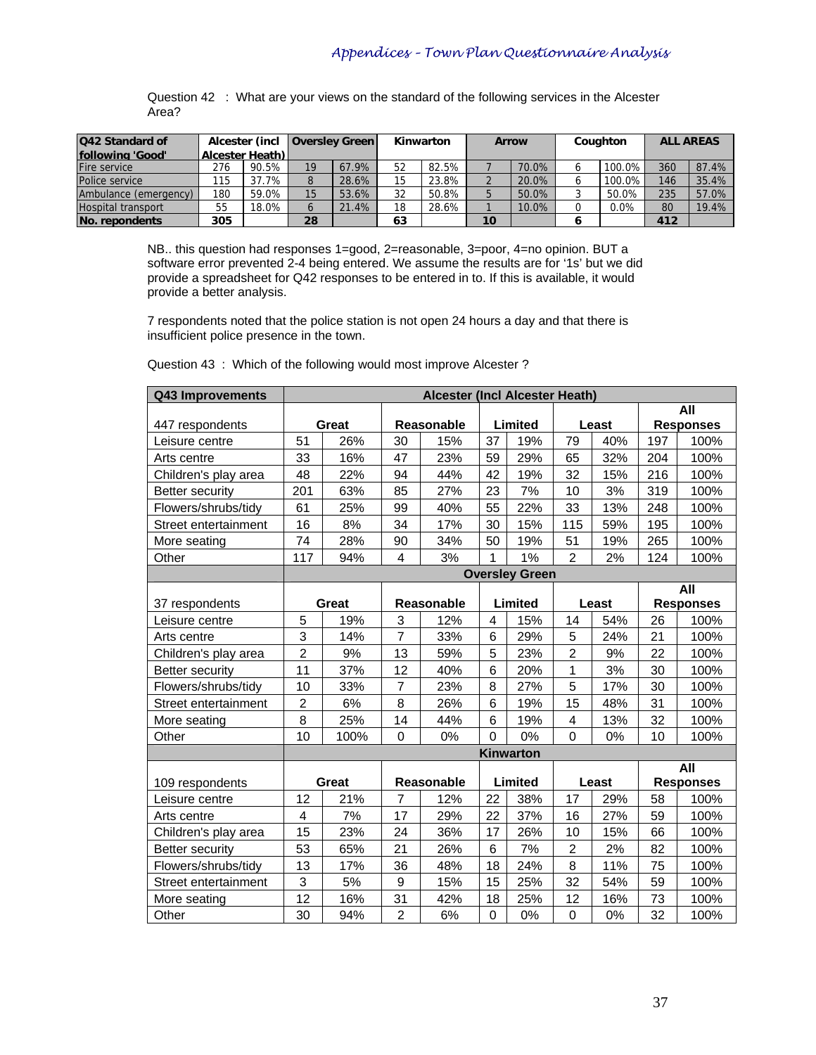Question 42 : What are your views on the standard of the following services in the Alcester Area?

| Q42 Standard of following 'Good' | Alcester (incl Alcester Heath) | | Oversley Green | | Kinwarton | | Arrow | | Coughton | | ALL AREAS | |
|---|---|---|---|---|---|---|---|---|---|---|---|---|
| Fire service | 276 | 90.5% | 19 | 67.9% | 52 | 82.5% | 7 | 70.0% | 6 | 100.0% | 360 | 87.4% |
| Police service | 115 | 37.7% | 8 | 28.6% | 15 | 23.8% | 2 | 20.0% | 6 | 100.0% | 146 | 35.4% |
| Ambulance (emergency) | 180 | 59.0% | 15 | 53.6% | 32 | 50.8% | 5 | 50.0% | 3 | 50.0% | 235 | 57.0% |
| Hospital transport | 55 | 18.0% | 6 | 21.4% | 18 | 28.6% | 1 | 10.0% | 0 | 0.0% | 80 | 19.4% |
| **No. repondents** | **305** | | **28** | | **63** | | **10** | | **6** | | **412** | |

NB.. this question had responses 1=good, 2=reasonable, 3=poor, 4=no opinion. BUT a software error prevented 2-4 being entered. We assume the results are for '1s' but we did provide a spreadsheet for Q42 responses to be entered in to. If this is available, it would provide a better analysis.

7 respondents noted that the police station is not open 24 hours a day and that there is insufficient police presence in the town.

Question 43 : Which of the following would most improve Alcester ?

| Q43 Improvements | Alcester (Incl Alcester Heath) | | | | | | | | | |
|---|---|---|---|---|---|---|---|---|---|---|
| 447 respondents | Great | | Reasonable | | Limited | | Least | | All Responses | |
| Leisure centre | 51 | 26% | 30 | 15% | 37 | 19% | 79 | 40% | 197 | 100% |
| Arts centre | 33 | 16% | 47 | 23% | 59 | 29% | 65 | 32% | 204 | 100% |
| Children's play area | 48 | 22% | 94 | 44% | 42 | 19% | 32 | 15% | 216 | 100% |
| Better security | 201 | 63% | 85 | 27% | 23 | 7% | 10 | 3% | 319 | 100% |
| Flowers/shrubs/tidy | 61 | 25% | 99 | 40% | 55 | 22% | 33 | 13% | 248 | 100% |
| Street entertainment | 16 | 8% | 34 | 17% | 30 | 15% | 115 | 59% | 195 | 100% |
| More seating | 74 | 28% | 90 | 34% | 50 | 19% | 51 | 19% | 265 | 100% |
| Other | 117 | 94% | 4 | 3% | 1 | 1% | 2 | 2% | 124 | 100% |
| | **Oversley Green** | | | | | | | | | |
| 37 respondents | Great | | Reasonable | | Limited | | Least | | All Responses | |
| Leisure centre | 5 | 19% | 3 | 12% | 4 | 15% | 14 | 54% | 26 | 100% |
| Arts centre | 3 | 14% | 7 | 33% | 6 | 29% | 5 | 24% | 21 | 100% |
| Children's play area | 2 | 9% | 13 | 59% | 5 | 23% | 2 | 9% | 22 | 100% |
| Better security | 11 | 37% | 12 | 40% | 6 | 20% | 1 | 3% | 30 | 100% |
| Flowers/shrubs/tidy | 10 | 33% | 7 | 23% | 8 | 27% | 5 | 17% | 30 | 100% |
| Street entertainment | 2 | 6% | 8 | 26% | 6 | 19% | 15 | 48% | 31 | 100% |
| More seating | 8 | 25% | 14 | 44% | 6 | 19% | 4 | 13% | 32 | 100% |
| Other | 10 | 100% | 0 | 0% | 0 | 0% | 0 | 0% | 10 | 100% |
| | **Kinwarton** | | | | | | | | | |
| 109 respondents | Great | | Reasonable | | Limited | | Least | | All Responses | |
| Leisure centre | 12 | 21% | 7 | 12% | 22 | 38% | 17 | 29% | 58 | 100% |
| Arts centre | 4 | 7% | 17 | 29% | 22 | 37% | 16 | 27% | 59 | 100% |
| Children's play area | 15 | 23% | 24 | 36% | 17 | 26% | 10 | 15% | 66 | 100% |
| Better security | 53 | 65% | 21 | 26% | 6 | 7% | 2 | 2% | 82 | 100% |
| Flowers/shrubs/tidy | 13 | 17% | 36 | 48% | 18 | 24% | 8 | 11% | 75 | 100% |
| Street entertainment | 3 | 5% | 9 | 15% | 15 | 25% | 32 | 54% | 59 | 100% |
| More seating | 12 | 16% | 31 | 42% | 18 | 25% | 12 | 16% | 73 | 100% |
| Other | 30 | 94% | 2 | 6% | 0 | 0% | 0 | 0% | 32 | 100% |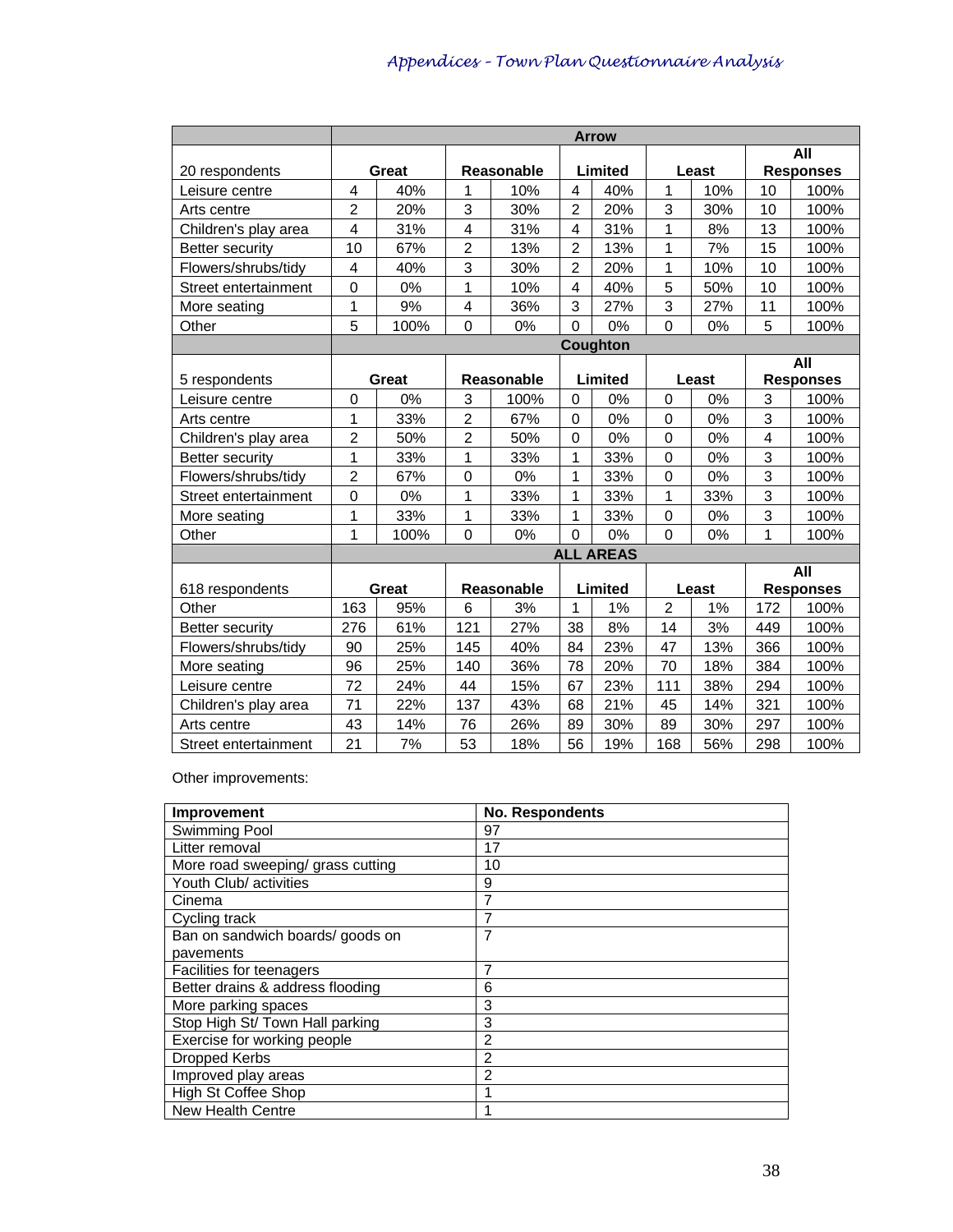| | Arrow | | | | | | | | | |
|---|---|---|---|---|---|---|---|---|---|---|
| 20 respondents | Great | | Reasonable | | Limited | | Least | | All Responses | |
| Leisure centre | 4 | 40% | 1 | 10% | 4 | 40% | 1 | 10% | 10 | 100% |
| Arts centre | 2 | 20% | 3 | 30% | 2 | 20% | 3 | 30% | 10 | 100% |
| Children's play area | 4 | 31% | 4 | 31% | 4 | 31% | 1 | 8% | 13 | 100% |
| Better security | 10 | 67% | 2 | 13% | 2 | 13% | 1 | 7% | 15 | 100% |
| Flowers/shrubs/tidy | 4 | 40% | 3 | 30% | 2 | 20% | 1 | 10% | 10 | 100% |
| Street entertainment | 0 | 0% | 1 | 10% | 4 | 40% | 5 | 50% | 10 | 100% |
| More seating | 1 | 9% | 4 | 36% | 3 | 27% | 3 | 27% | 11 | 100% |
| Other | 5 | 100% | 0 | 0% | 0 | 0% | 0 | 0% | 5 | 100% |
| | Coughton | | | | | | | | | |
| 5 respondents | Great | | Reasonable | | Limited | | Least | | All Responses | |
| Leisure centre | 0 | 0% | 3 | 100% | 0 | 0% | 0 | 0% | 3 | 100% |
| Arts centre | 1 | 33% | 2 | 67% | 0 | 0% | 0 | 0% | 3 | 100% |
| Children's play area | 2 | 50% | 2 | 50% | 0 | 0% | 0 | 0% | 4 | 100% |
| Better security | 1 | 33% | 1 | 33% | 1 | 33% | 0 | 0% | 3 | 100% |
| Flowers/shrubs/tidy | 2 | 67% | 0 | 0% | 1 | 33% | 0 | 0% | 3 | 100% |
| Street entertainment | 0 | 0% | 1 | 33% | 1 | 33% | 1 | 33% | 3 | 100% |
| More seating | 1 | 33% | 1 | 33% | 1 | 33% | 0 | 0% | 3 | 100% |
| Other | 1 | 100% | 0 | 0% | 0 | 0% | 0 | 0% | 1 | 100% |
| | ALL AREAS | | | | | | | | | |
| 618 respondents | Great | | Reasonable | | Limited | | Least | | All Responses | |
| Other | 163 | 95% | 6 | 3% | 1 | 1% | 2 | 1% | 172 | 100% |
| Better security | 276 | 61% | 121 | 27% | 38 | 8% | 14 | 3% | 449 | 100% |
| Flowers/shrubs/tidy | 90 | 25% | 145 | 40% | 84 | 23% | 47 | 13% | 366 | 100% |
| More seating | 96 | 25% | 140 | 36% | 78 | 20% | 70 | 18% | 384 | 100% |
| Leisure centre | 72 | 24% | 44 | 15% | 67 | 23% | 111 | 38% | 294 | 100% |
| Children's play area | 71 | 22% | 137 | 43% | 68 | 21% | 45 | 14% | 321 | 100% |
| Arts centre | 43 | 14% | 76 | 26% | 89 | 30% | 89 | 30% | 297 | 100% |
| Street entertainment | 21 | 7% | 53 | 18% | 56 | 19% | 168 | 56% | 298 | 100% |

Other improvements:

| Improvement | No. Respondents |
|---|---|
| Swimming Pool | 97 |
| Litter removal | 17 |
| More road sweeping/ grass cutting | 10 |
| Youth Club/ activities | 9 |
| Cinema | 7 |
| Cycling track | 7 |
| Ban on sandwich boards/ goods on pavements | 7 |
| Facilities for teenagers | 7 |
| Better drains & address flooding | 6 |
| More parking spaces | 3 |
| Stop High St/ Town Hall parking | 3 |
| Exercise for working people | 2 |
| Dropped Kerbs | 2 |
| Improved play areas | 2 |
| High St Coffee Shop | 1 |
| New Health Centre | 1 |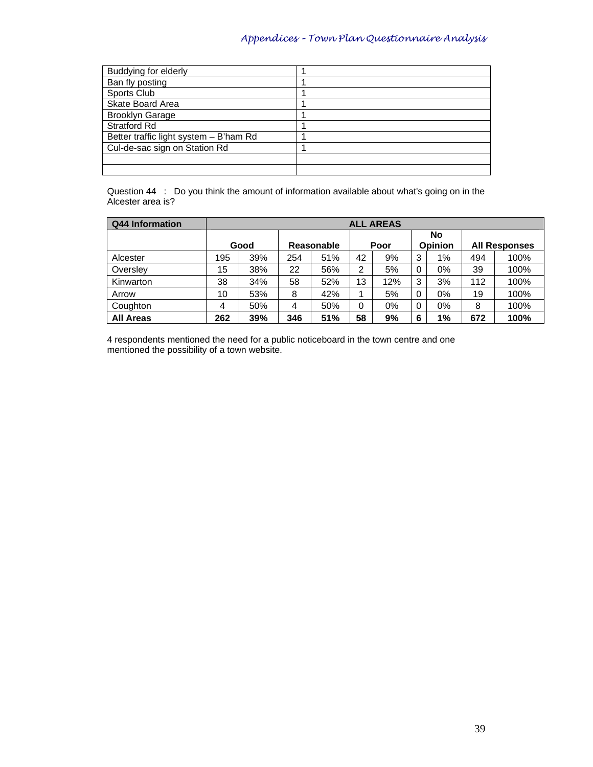| | |
|---|---|
| Buddying for elderly | 1 |
| Ban fly posting | 1 |
| Sports Club | 1 |
| Skate Board Area | 1 |
| Brooklyn Garage | 1 |
| Stratford Rd | 1 |
| Better traffic light system – B'ham Rd | 1 |
| Cul-de-sac sign on Station Rd | 1 |
| | |
| | |

Question 44 : Do you think the amount of information available about what's going on in the Alcester area is?

| **Q44 Information** | **ALL AREAS** | | | | | | | | | |
|---|---|---|---|---|---|---|---|---|---|---|
| | **Good** | | **Reasonable** | | **Poor** | | **No Opinion** | | **All Responses** | |
| Alcester | 195 | 39% | 254 | 51% | 42 | 9% | 3 | 1% | 494 | 100% |
| Oversley | 15 | 38% | 22 | 56% | 2 | 5% | 0 | 0% | 39 | 100% |
| Kinwarton | 38 | 34% | 58 | 52% | 13 | 12% | 3 | 3% | 112 | 100% |
| Arrow | 10 | 53% | 8 | 42% | 1 | 5% | 0 | 0% | 19 | 100% |
| Coughton | 4 | 50% | 4 | 50% | 0 | 0% | 0 | 0% | 8 | 100% |
| **All Areas** | **262** | **39%** | **346** | **51%** | **58** | **9%** | **6** | **1%** | **672** | **100%** |

4 respondents mentioned the need for a public noticeboard in the town centre and one mentioned the possibility of a town website.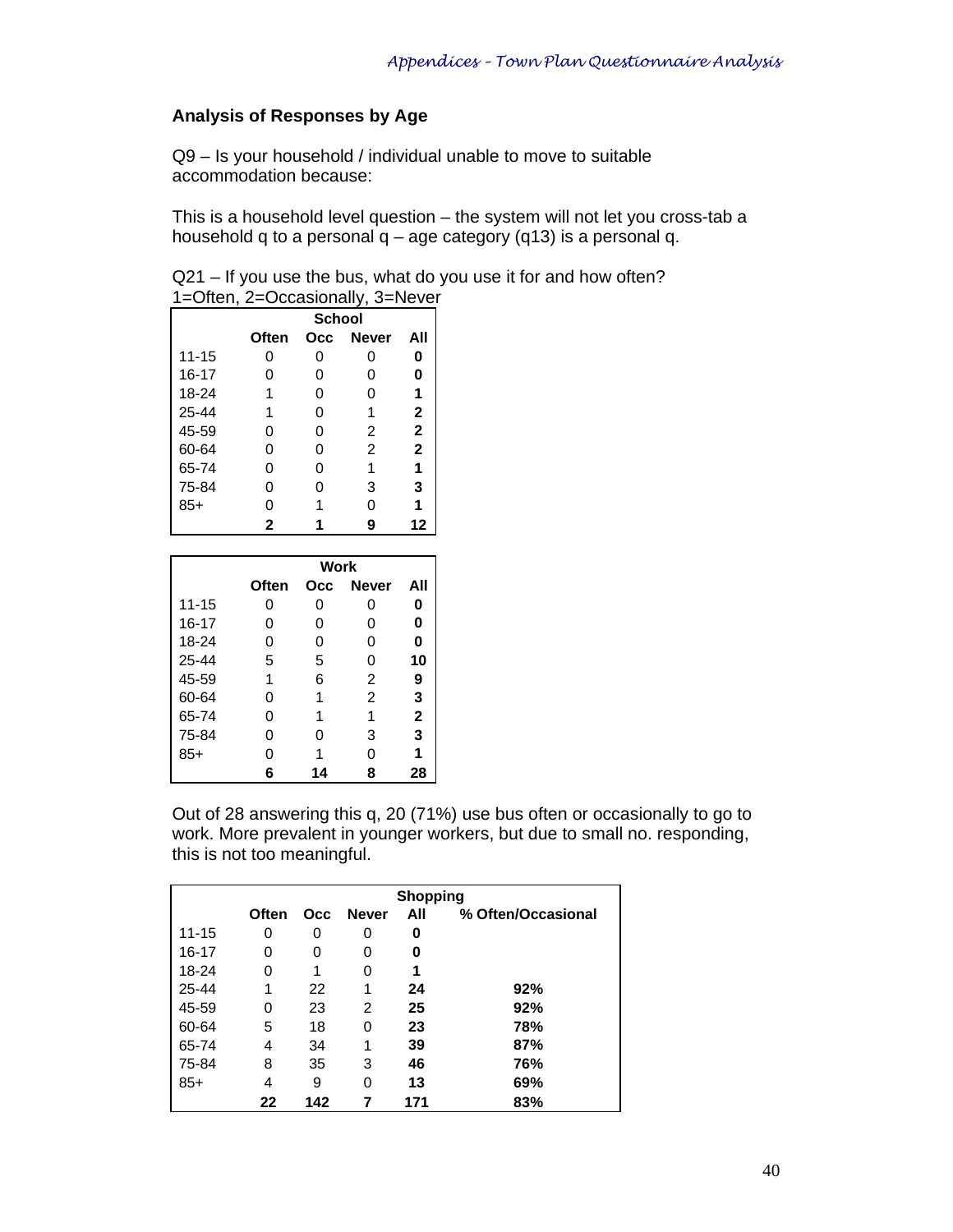## Analysis of Responses by Age

Q9 – Is your household / individual unable to move to suitable accommodation because:

This is a household level question – the system will not let you cross-tab a household q to a personal q – age category (q13) is a personal q.

Q21 – If you use the bus, what do you use it for and how often?
1=Often, 2=Occasionally, 3=Never

| | School | | | |
|---|---|---|---|---|
| | **Often** | **Occ** | **Never** | **All** |
| 11-15 | 0 | 0 | 0 | **0** |
| 16-17 | 0 | 0 | 0 | **0** |
| 18-24 | 1 | 0 | 0 | **1** |
| 25-44 | 1 | 0 | 1 | **2** |
| 45-59 | 0 | 0 | 2 | **2** |
| 60-64 | 0 | 0 | 2 | **2** |
| 65-74 | 0 | 0 | 1 | **1** |
| 75-84 | 0 | 0 | 3 | **3** |
| 85+ | 0 | 1 | 0 | **1** |
| | **2** | **1** | **9** | **12** |

| | Work | | | |
|---|---|---|---|---|
| | **Often** | **Occ** | **Never** | **All** |
| 11-15 | 0 | 0 | 0 | **0** |
| 16-17 | 0 | 0 | 0 | **0** |
| 18-24 | 0 | 0 | 0 | **0** |
| 25-44 | 5 | 5 | 0 | **10** |
| 45-59 | 1 | 6 | 2 | **9** |
| 60-64 | 0 | 1 | 2 | **3** |
| 65-74 | 0 | 1 | 1 | **2** |
| 75-84 | 0 | 0 | 3 | **3** |
| 85+ | 0 | 1 | 0 | **1** |
| | **6** | **14** | **8** | **28** |

Out of 28 answering this q, 20 (71%) use bus often or occasionally to go to work. More prevalent in younger workers, but due to small no. responding, this is not too meaningful.

| | Shopping | | | | |
|---|---|---|---|---|---|
| | **Often** | **Occ** | **Never** | **All** | **% Often/Occasional** |
| 11-15 | 0 | 0 | 0 | **0** | |
| 16-17 | 0 | 0 | 0 | **0** | |
| 18-24 | 0 | 1 | 0 | **1** | |
| 25-44 | 1 | 22 | 1 | **24** | **92%** |
| 45-59 | 0 | 23 | 2 | **25** | **92%** |
| 60-64 | 5 | 18 | 0 | **23** | **78%** |
| 65-74 | 4 | 34 | 1 | **39** | **87%** |
| 75-84 | 8 | 35 | 3 | **46** | **76%** |
| 85+ | 4 | 9 | 0 | **13** | **69%** |
| | **22** | **142** | **7** | **171** | **83%** |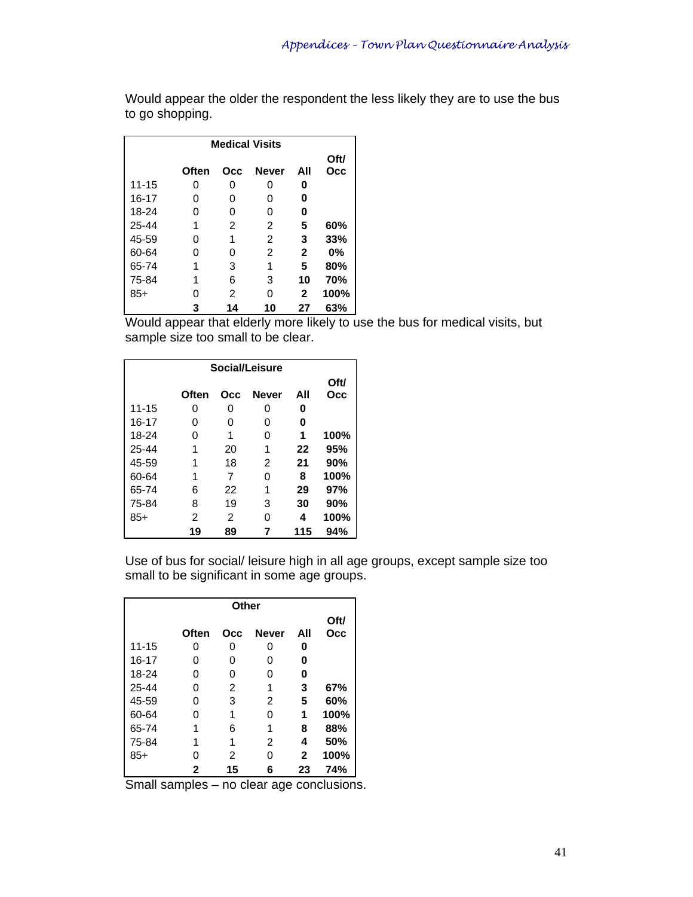Would appear the older the respondent the less likely they are to use the bus to go shopping.

| Medical Visits | | | | | |
|---|---|---|---|---|---|
| | **Often** | **Occ** | **Never** | **All** | **Oft/ Occ** |
| 11-15 | 0 | 0 | 0 | **0** | |
| 16-17 | 0 | 0 | 0 | **0** | |
| 18-24 | 0 | 0 | 0 | **0** | |
| 25-44 | 1 | 2 | 2 | **5** | **60%** |
| 45-59 | 0 | 1 | 2 | **3** | **33%** |
| 60-64 | 0 | 0 | 2 | **2** | **0%** |
| 65-74 | 1 | 3 | 1 | **5** | **80%** |
| 75-84 | 1 | 6 | 3 | **10** | **70%** |
| 85+ | 0 | 2 | 0 | **2** | **100%** |
| | **3** | **14** | **10** | **27** | **63%** |

Would appear that elderly more likely to use the bus for medical visits, but sample size too small to be clear.

| Social/Leisure | | | | | |
|---|---|---|---|---|---|
| | **Often** | **Occ** | **Never** | **All** | **Oft/ Occ** |
| 11-15 | 0 | 0 | 0 | **0** | |
| 16-17 | 0 | 0 | 0 | **0** | |
| 18-24 | 0 | 1 | 0 | **1** | **100%** |
| 25-44 | 1 | 20 | 1 | **22** | **95%** |
| 45-59 | 1 | 18 | 2 | **21** | **90%** |
| 60-64 | 1 | 7 | 0 | **8** | **100%** |
| 65-74 | 6 | 22 | 1 | **29** | **97%** |
| 75-84 | 8 | 19 | 3 | **30** | **90%** |
| 85+ | 2 | 2 | 0 | **4** | **100%** |
| | **19** | **89** | **7** | **115** | **94%** |

Use of bus for social/ leisure high in all age groups, except sample size too small to be significant in some age groups.

| Other | | | | | |
|---|---|---|---|---|---|
| | **Often** | **Occ** | **Never** | **All** | **Oft/ Occ** |
| 11-15 | 0 | 0 | 0 | **0** | |
| 16-17 | 0 | 0 | 0 | **0** | |
| 18-24 | 0 | 0 | 0 | **0** | |
| 25-44 | 0 | 2 | 1 | **3** | **67%** |
| 45-59 | 0 | 3 | 2 | **5** | **60%** |
| 60-64 | 0 | 1 | 0 | **1** | **100%** |
| 65-74 | 1 | 6 | 1 | **8** | **88%** |
| 75-84 | 1 | 1 | 2 | **4** | **50%** |
| 85+ | 0 | 2 | 0 | **2** | **100%** |
| | **2** | **15** | **6** | **23** | **74%** |

Small samples – no clear age conclusions.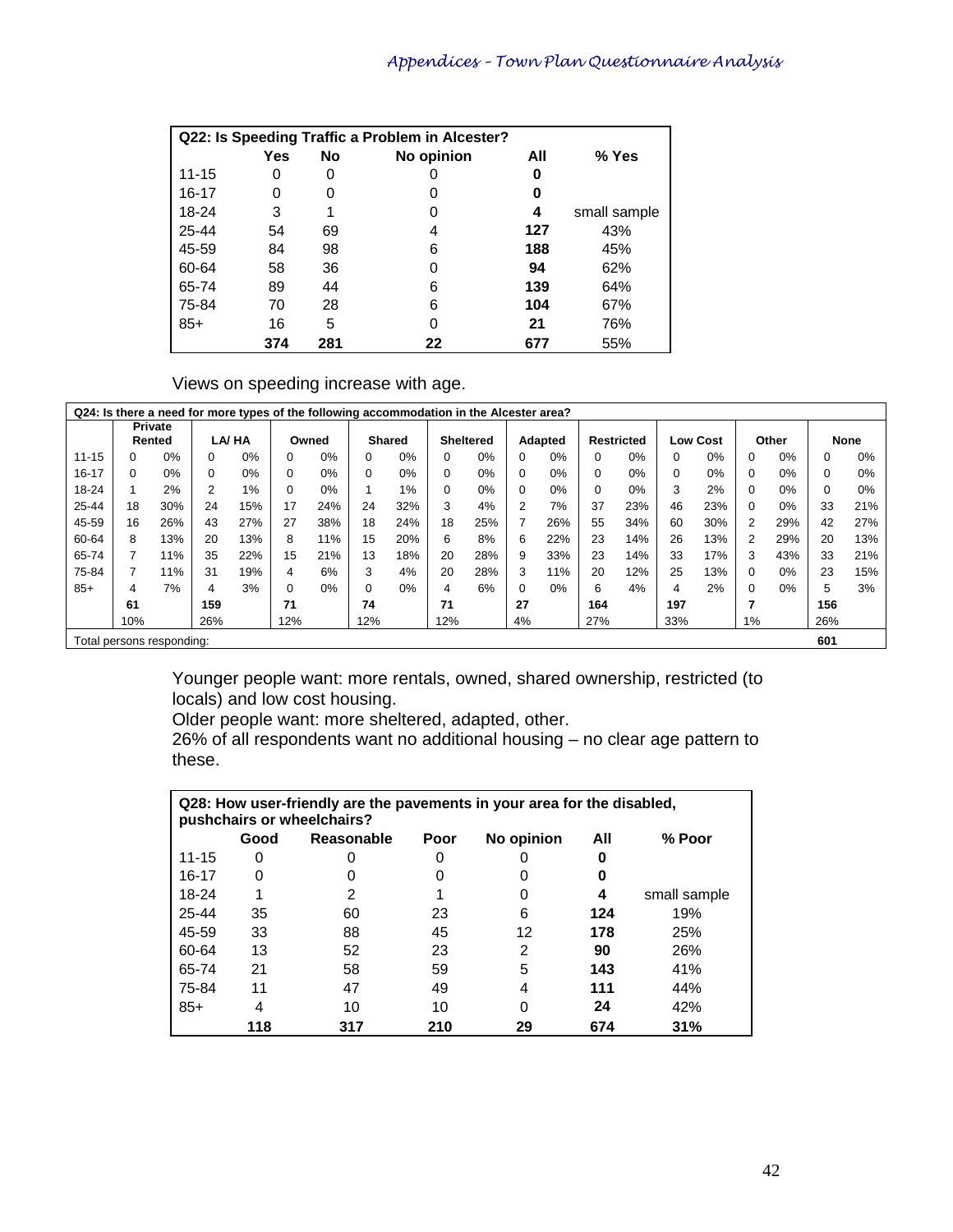| Q22: Is Speeding Traffic a Problem in Alcester? | | | | | |
|---|---|---|---|---|---|
| | **Yes** | **No** | **No opinion** | **All** | **% Yes** |
| 11-15 | 0 | 0 | 0 | **0** | |
| 16-17 | 0 | 0 | 0 | **0** | |
| 18-24 | 3 | 1 | 0 | **4** | small sample |
| 25-44 | 54 | 69 | 4 | **127** | 43% |
| 45-59 | 84 | 98 | 6 | **188** | 45% |
| 60-64 | 58 | 36 | 0 | **94** | 62% |
| 65-74 | 89 | 44 | 6 | **139** | 64% |
| 75-84 | 70 | 28 | 6 | **104** | 67% |
| 85+ | 16 | 5 | 0 | **21** | 76% |
| | **374** | **281** | **22** | **677** | 55% |

Views on speeding increase with age.

| Q24: Is there a need for more types of the following accommodation in the Alcester area? | | | | | | | | | | | | | | | | | | | | |
|---|---|---|---|---|---|---|---|---|---|---|---|---|---|---|---|---|---|---|---|---|
| | **Private Rented** | | **LA/ HA** | | **Owned** | | **Shared** | | **Sheltered** | | **Adapted** | | **Restricted** | | **Low Cost** | | **Other** | | **None** | |
| 11-15 | 0 | 0% | 0 | 0% | 0 | 0% | 0 | 0% | 0 | 0% | 0 | 0% | 0 | 0% | 0 | 0% | 0 | 0% | 0 | 0% |
| 16-17 | 0 | 0% | 0 | 0% | 0 | 0% | 0 | 0% | 0 | 0% | 0 | 0% | 0 | 0% | 0 | 0% | 0 | 0% | 0 | 0% |
| 18-24 | 1 | 2% | 2 | 1% | 0 | 0% | 1 | 1% | 0 | 0% | 0 | 0% | 0 | 0% | 3 | 2% | 0 | 0% | 0 | 0% |
| 25-44 | 18 | 30% | 24 | 15% | 17 | 24% | 24 | 32% | 3 | 4% | 2 | 7% | 37 | 23% | 46 | 23% | 0 | 0% | 33 | 21% |
| 45-59 | 16 | 26% | 43 | 27% | 27 | 38% | 18 | 24% | 18 | 25% | 7 | 26% | 55 | 34% | 60 | 30% | 2 | 29% | 42 | 27% |
| 60-64 | 8 | 13% | 20 | 13% | 8 | 11% | 15 | 20% | 6 | 8% | 6 | 22% | 23 | 14% | 26 | 13% | 2 | 29% | 20 | 13% |
| 65-74 | 7 | 11% | 35 | 22% | 15 | 21% | 13 | 18% | 20 | 28% | 9 | 33% | 23 | 14% | 33 | 17% | 3 | 43% | 33 | 21% |
| 75-84 | 7 | 11% | 31 | 19% | 4 | 6% | 3 | 4% | 20 | 28% | 3 | 11% | 20 | 12% | 25 | 13% | 0 | 0% | 23 | 15% |
| 85+ | 4 | 7% | 4 | 3% | 0 | 0% | 0 | 0% | 4 | 6% | 0 | 0% | 6 | 4% | 4 | 2% | 0 | 0% | 5 | 3% |
| | **61** | | **159** | | **71** | | **74** | | **71** | | **27** | | **164** | | **197** | | **7** | | **156** | |
| | 10% | | 26% | | 12% | | 12% | | 12% | | 4% | | 27% | | 33% | | 1% | | 26% | |
| Total persons responding: | | | | | | | | | | | | | | | | | | | **601** | |

Younger people want: more rentals, owned, shared ownership, restricted (to locals) and low cost housing.
Older people want: more sheltered, adapted, other.
26% of all respondents want no additional housing – no clear age pattern to these.

| Q28: How user-friendly are the pavements in your area for the disabled, pushchairs or wheelchairs? | | | | | | |
|---|---|---|---|---|---|---|
| | **Good** | **Reasonable** | **Poor** | **No opinion** | **All** | **% Poor** |
| 11-15 | 0 | 0 | 0 | 0 | **0** | |
| 16-17 | 0 | 0 | 0 | 0 | **0** | |
| 18-24 | 1 | 2 | 1 | 0 | **4** | small sample |
| 25-44 | 35 | 60 | 23 | 6 | **124** | 19% |
| 45-59 | 33 | 88 | 45 | 12 | **178** | 25% |
| 60-64 | 13 | 52 | 23 | 2 | **90** | 26% |
| 65-74 | 21 | 58 | 59 | 5 | **143** | 41% |
| 75-84 | 11 | 47 | 49 | 4 | **111** | 44% |
| 85+ | 4 | 10 | 10 | 0 | **24** | 42% |
| | **118** | **317** | **210** | **29** | **674** | **31%** |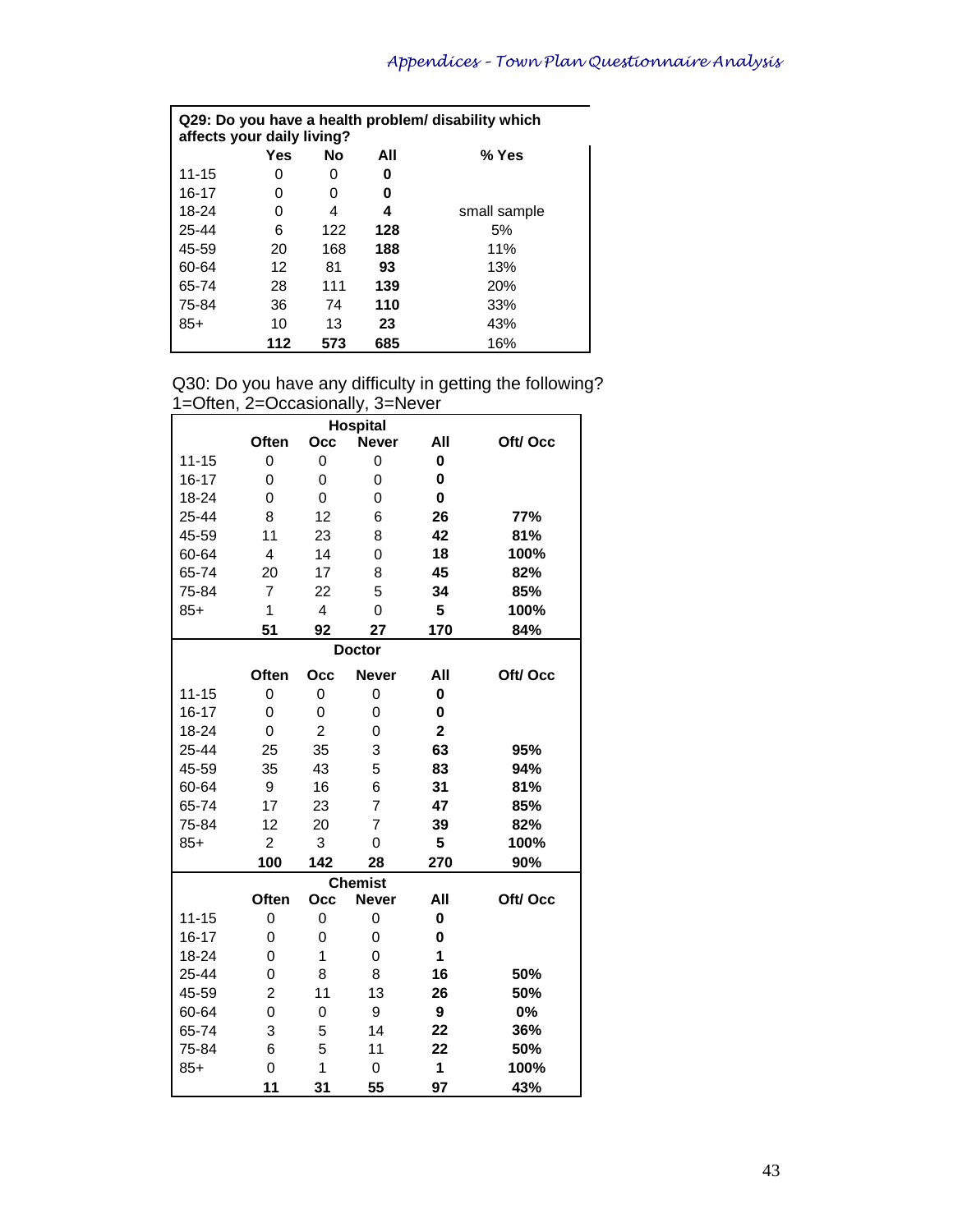| Q29: Do you have a health problem/ disability which affects your daily living? | | | | |
|---|---|---|---|---|
| | **Yes** | **No** | **All** | **% Yes** |
| 11-15 | 0 | 0 | **0** | |
| 16-17 | 0 | 0 | **0** | |
| 18-24 | 0 | 4 | **4** | small sample |
| 25-44 | 6 | 122 | **128** | 5% |
| 45-59 | 20 | 168 | **188** | 11% |
| 60-64 | 12 | 81 | **93** | 13% |
| 65-74 | 28 | 111 | **139** | 20% |
| 75-84 | 36 | 74 | **110** | 33% |
| 85+ | 10 | 13 | **23** | 43% |
| | **112** | **573** | **685** | 16% |

Q30: Do you have any difficulty in getting the following?
1=Often, 2=Occasionally, 3=Never

| | | **Hospital** | | | |
|---|---|---|---|---|---|
| | **Often** | **Occ** | **Never** | **All** | **Oft/ Occ** |
| 11-15 | 0 | 0 | 0 | **0** | |
| 16-17 | 0 | 0 | 0 | **0** | |
| 18-24 | 0 | 0 | 0 | **0** | |
| 25-44 | 8 | 12 | 6 | **26** | **77%** |
| 45-59 | 11 | 23 | 8 | **42** | **81%** |
| 60-64 | 4 | 14 | 0 | **18** | **100%** |
| 65-74 | 20 | 17 | 8 | **45** | **82%** |
| 75-84 | 7 | 22 | 5 | **34** | **85%** |
| 85+ | 1 | 4 | 0 | **5** | **100%** |
| | **51** | **92** | **27** | **170** | **84%** |
| | | **Doctor** | | | |
| | **Often** | **Occ** | **Never** | **All** | **Oft/ Occ** |
| 11-15 | 0 | 0 | 0 | **0** | |
| 16-17 | 0 | 0 | 0 | **0** | |
| 18-24 | 0 | 2 | 0 | **2** | |
| 25-44 | 25 | 35 | 3 | **63** | **95%** |
| 45-59 | 35 | 43 | 5 | **83** | **94%** |
| 60-64 | 9 | 16 | 6 | **31** | **81%** |
| 65-74 | 17 | 23 | 7 | **47** | **85%** |
| 75-84 | 12 | 20 | 7 | **39** | **82%** |
| 85+ | 2 | 3 | 0 | **5** | **100%** |
| | **100** | **142** | **28** | **270** | **90%** |
| | | **Chemist** | | | |
| | **Often** | **Occ** | **Never** | **All** | **Oft/ Occ** |
| 11-15 | 0 | 0 | 0 | **0** | |
| 16-17 | 0 | 0 | 0 | **0** | |
| 18-24 | 0 | 1 | 0 | **1** | |
| 25-44 | 0 | 8 | 8 | **16** | **50%** |
| 45-59 | 2 | 11 | 13 | **26** | **50%** |
| 60-64 | 0 | 0 | 9 | **9** | **0%** |
| 65-74 | 3 | 5 | 14 | **22** | **36%** |
| 75-84 | 6 | 5 | 11 | **22** | **50%** |
| 85+ | 0 | 1 | 0 | **1** | **100%** |
| | **11** | **31** | **55** | **97** | **43%** |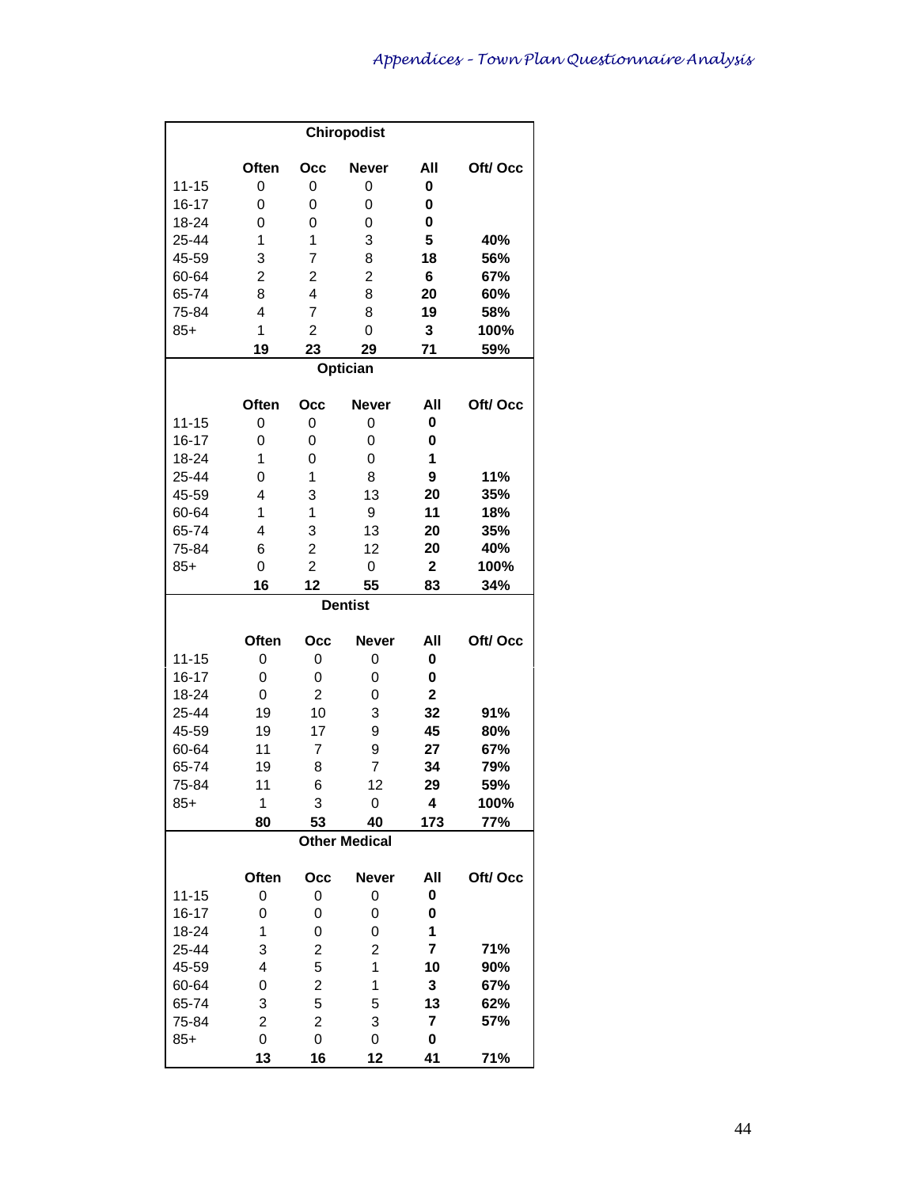### Chiropodist

| | Often | Occ | Never | All | Oft/ Occ |
|---|---|---|---|---|---|
| 11-15 | 0 | 0 | 0 | **0** | |
| 16-17 | 0 | 0 | 0 | **0** | |
| 18-24 | 0 | 0 | 0 | **0** | |
| 25-44 | 1 | 1 | 3 | **5** | **40%** |
| 45-59 | 3 | 7 | 8 | **18** | **56%** |
| 60-64 | 2 | 2 | 2 | **6** | **67%** |
| 65-74 | 8 | 4 | 8 | **20** | **60%** |
| 75-84 | 4 | 7 | 8 | **19** | **58%** |
| 85+ | 1 | 2 | 0 | **3** | **100%** |
| | **19** | **23** | **29** | **71** | **59%** |

### Optician

| | Often | Occ | Never | All | Oft/ Occ |
|---|---|---|---|---|---|
| 11-15 | 0 | 0 | 0 | **0** | |
| 16-17 | 0 | 0 | 0 | **0** | |
| 18-24 | 1 | 0 | 0 | **1** | |
| 25-44 | 0 | 1 | 8 | **9** | **11%** |
| 45-59 | 4 | 3 | 13 | **20** | **35%** |
| 60-64 | 1 | 1 | 9 | **11** | **18%** |
| 65-74 | 4 | 3 | 13 | **20** | **35%** |
| 75-84 | 6 | 2 | 12 | **20** | **40%** |
| 85+ | 0 | 2 | 0 | **2** | **100%** |
| | **16** | **12** | **55** | **83** | **34%** |

### Dentist

| | Often | Occ | Never | All | Oft/ Occ |
|---|---|---|---|---|---|
| 11-15 | 0 | 0 | 0 | **0** | |
| 16-17 | 0 | 0 | 0 | **0** | |
| 18-24 | 0 | 2 | 0 | **2** | |
| 25-44 | 19 | 10 | 3 | **32** | **91%** |
| 45-59 | 19 | 17 | 9 | **45** | **80%** |
| 60-64 | 11 | 7 | 9 | **27** | **67%** |
| 65-74 | 19 | 8 | 7 | **34** | **79%** |
| 75-84 | 11 | 6 | 12 | **29** | **59%** |
| 85+ | 1 | 3 | 0 | **4** | **100%** |
| | **80** | **53** | **40** | **173** | **77%** |

### Other Medical

| | Often | Occ | Never | All | Oft/ Occ |
|---|---|---|---|---|---|
| 11-15 | 0 | 0 | 0 | **0** | |
| 16-17 | 0 | 0 | 0 | **0** | |
| 18-24 | 1 | 0 | 0 | **1** | |
| 25-44 | 3 | 2 | 2 | **7** | **71%** |
| 45-59 | 4 | 5 | 1 | **10** | **90%** |
| 60-64 | 0 | 2 | 1 | **3** | **67%** |
| 65-74 | 3 | 5 | 5 | **13** | **62%** |
| 75-84 | 2 | 2 | 3 | **7** | **57%** |
| 85+ | 0 | 0 | 0 | **0** | |
| | **13** | **16** | **12** | **41** | **71%** |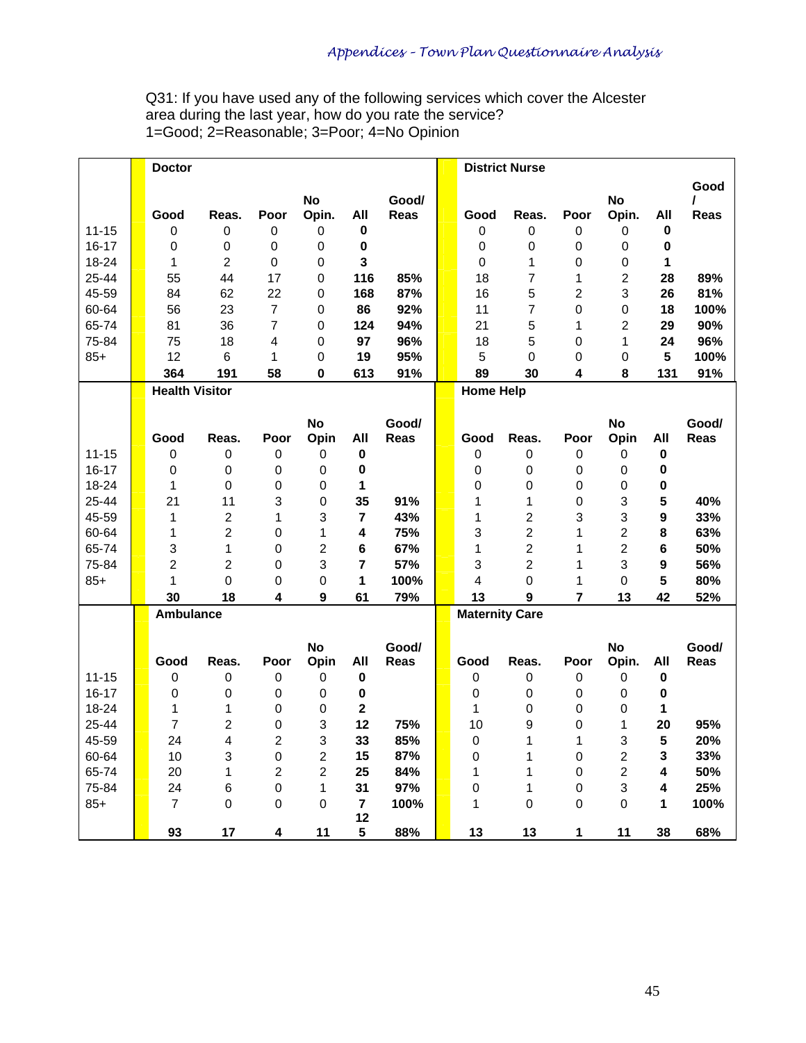Q31: If you have used any of the following services which cover the Alcester area during the last year, how do you rate the service?
1=Good; 2=Reasonable; 3=Poor; 4=No Opinion

| | Doctor | | | | | | District Nurse | | | | | |
|---|---|---|---|---|---|---|---|---|---|---|---|---|
| | Good | Reas. | Poor | No Opin. | All | Good/ Reas | Good | Reas. | Poor | No Opin. | All | Good / Reas |
| 11-15 | 0 | 0 | 0 | 0 | **0** | | 0 | 0 | 0 | 0 | **0** | |
| 16-17 | 0 | 0 | 0 | 0 | **0** | | 0 | 0 | 0 | 0 | **0** | |
| 18-24 | 1 | 2 | 0 | 0 | **3** | | 0 | 1 | 0 | 0 | **1** | |
| 25-44 | 55 | 44 | 17 | 0 | **116** | **85%** | 18 | 7 | 1 | 2 | **28** | **89%** |
| 45-59 | 84 | 62 | 22 | 0 | **168** | **87%** | 16 | 5 | 2 | 3 | **26** | **81%** |
| 60-64 | 56 | 23 | 7 | 0 | **86** | **92%** | 11 | 7 | 0 | 0 | **18** | **100%** |
| 65-74 | 81 | 36 | 7 | 0 | **124** | **94%** | 21 | 5 | 1 | 2 | **29** | **90%** |
| 75-84 | 75 | 18 | 4 | 0 | **97** | **96%** | 18 | 5 | 0 | 1 | **24** | **96%** |
| 85+ | 12 | 6 | 1 | 0 | **19** | **95%** | 5 | 0 | 0 | 0 | **5** | **100%** |
| | **364** | **191** | **58** | **0** | **613** | **91%** | **89** | **30** | **4** | **8** | **131** | **91%** |

| | Health Visitor | | | | | | Home Help | | | | | |
|---|---|---|---|---|---|---|---|---|---|---|---|---|
| | Good | Reas. | Poor | No Opin | All | Good/ Reas | Good | Reas. | Poor | No Opin | All | Good/ Reas |
| 11-15 | 0 | 0 | 0 | 0 | **0** | | 0 | 0 | 0 | 0 | **0** | |
| 16-17 | 0 | 0 | 0 | 0 | **0** | | 0 | 0 | 0 | 0 | **0** | |
| 18-24 | 1 | 0 | 0 | 0 | **1** | | 0 | 0 | 0 | 0 | **0** | |
| 25-44 | 21 | 11 | 3 | 0 | **35** | **91%** | 1 | 1 | 0 | 3 | **5** | **40%** |
| 45-59 | 1 | 2 | 1 | 3 | **7** | **43%** | 1 | 2 | 3 | 3 | **9** | **33%** |
| 60-64 | 1 | 2 | 0 | 1 | **4** | **75%** | 3 | 2 | 1 | 2 | **8** | **63%** |
| 65-74 | 3 | 1 | 0 | 2 | **6** | **67%** | 1 | 2 | 1 | 2 | **6** | **50%** |
| 75-84 | 2 | 2 | 0 | 3 | **7** | **57%** | 3 | 2 | 1 | 3 | **9** | **56%** |
| 85+ | 1 | 0 | 0 | 0 | **1** | **100%** | 4 | 0 | 1 | 0 | **5** | **80%** |
| | **30** | **18** | **4** | **9** | **61** | **79%** | **13** | **9** | **7** | **13** | **42** | **52%** |

| | Ambulance | | | | | | Maternity Care | | | | | |
|---|---|---|---|---|---|---|---|---|---|---|---|---|
| | Good | Reas. | Poor | No Opin | All | Good/ Reas | Good | Reas. | Poor | No Opin. | All | Good/ Reas |
| 11-15 | 0 | 0 | 0 | 0 | **0** | | 0 | 0 | 0 | 0 | **0** | |
| 16-17 | 0 | 0 | 0 | 0 | **0** | | 0 | 0 | 0 | 0 | **0** | |
| 18-24 | 1 | 1 | 0 | 0 | **2** | | 1 | 0 | 0 | 0 | **1** | |
| 25-44 | 7 | 2 | 0 | 3 | **12** | **75%** | 10 | 9 | 0 | 1 | **20** | **95%** |
| 45-59 | 24 | 4 | 2 | 3 | **33** | **85%** | 0 | 1 | 1 | 3 | **5** | **20%** |
| 60-64 | 10 | 3 | 0 | 2 | **15** | **87%** | 0 | 1 | 0 | 2 | **3** | **33%** |
| 65-74 | 20 | 1 | 2 | 2 | **25** | **84%** | 1 | 1 | 0 | 2 | **4** | **50%** |
| 75-84 | 24 | 6 | 0 | 1 | **31** | **97%** | 0 | 1 | 0 | 3 | **4** | **25%** |
| 85+ | 7 | 0 | 0 | 0 | **7** | **100%** | 1 | 0 | 0 | 0 | **1** | **100%** |
| | **93** | **17** | **4** | **11** | **125** | **88%** | **13** | **13** | **1** | **11** | **38** | **68%** |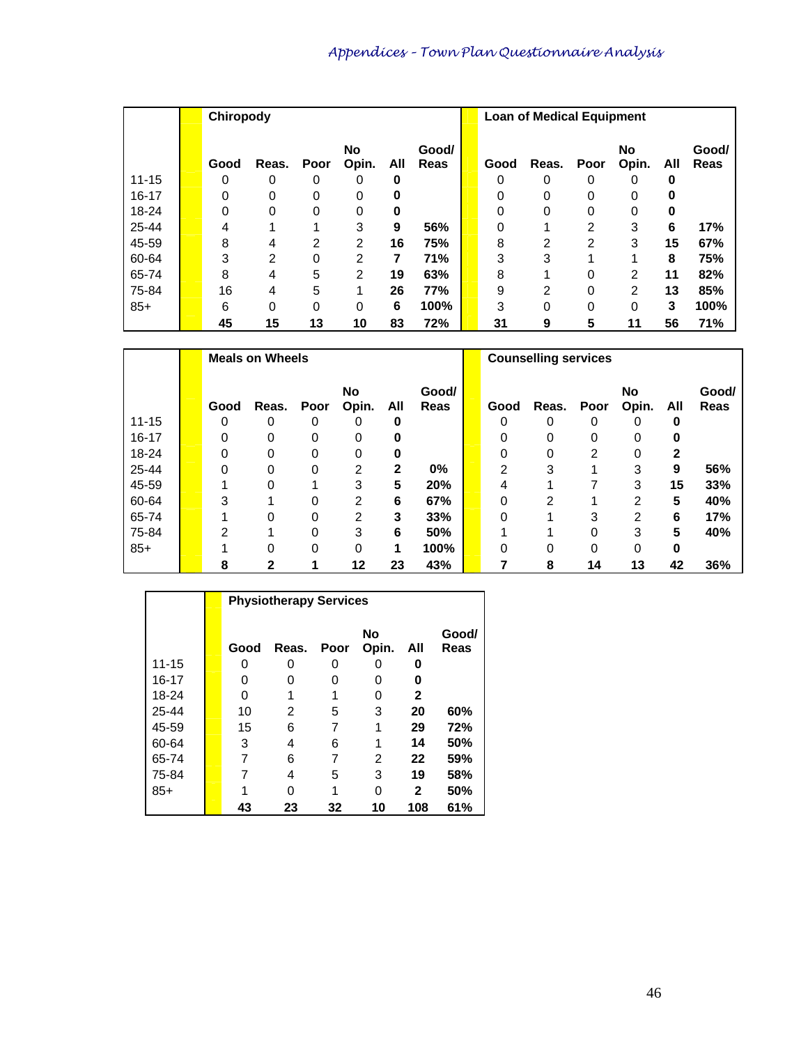| | Chiropody | | | | | | Loan of Medical Equipment | | | | | |
|---|---|---|---|---|---|---|---|---|---|---|---|---|
| | Good | Reas. | Poor | No Opin. | All | Good/ Reas | Good | Reas. | Poor | No Opin. | All | Good/ Reas |
| 11-15 | 0 | 0 | 0 | 0 | **0** | | 0 | 0 | 0 | 0 | **0** | |
| 16-17 | 0 | 0 | 0 | 0 | **0** | | 0 | 0 | 0 | 0 | **0** | |
| 18-24 | 0 | 0 | 0 | 0 | **0** | | 0 | 0 | 0 | 0 | **0** | |
| 25-44 | 4 | 1 | 1 | 3 | **9** | **56%** | 0 | 1 | 2 | 3 | **6** | **17%** |
| 45-59 | 8 | 4 | 2 | 2 | **16** | **75%** | 8 | 2 | 2 | 3 | **15** | **67%** |
| 60-64 | 3 | 2 | 0 | 2 | **7** | **71%** | 3 | 3 | 1 | 1 | **8** | **75%** |
| 65-74 | 8 | 4 | 5 | 2 | **19** | **63%** | 8 | 1 | 0 | 2 | **11** | **82%** |
| 75-84 | 16 | 4 | 5 | 1 | **26** | **77%** | 9 | 2 | 0 | 2 | **13** | **85%** |
| 85+ | 6 | 0 | 0 | 0 | **6** | **100%** | 3 | 0 | 0 | 0 | **3** | **100%** |
| | **45** | **15** | **13** | **10** | **83** | **72%** | **31** | **9** | **5** | **11** | **56** | **71%** |

| | Meals on Wheels | | | | | | Counselling services | | | | | |
|---|---|---|---|---|---|---|---|---|---|---|---|---|
| | Good | Reas. | Poor | No Opin. | All | Good/ Reas | Good | Reas. | Poor | No Opin. | All | Good/ Reas |
| 11-15 | 0 | 0 | 0 | 0 | **0** | | 0 | 0 | 0 | 0 | **0** | |
| 16-17 | 0 | 0 | 0 | 0 | **0** | | 0 | 0 | 0 | 0 | **0** | |
| 18-24 | 0 | 0 | 0 | 0 | **0** | | 0 | 0 | 2 | 0 | **2** | |
| 25-44 | 0 | 0 | 0 | 2 | **2** | **0%** | 2 | 3 | 1 | 3 | **9** | **56%** |
| 45-59 | 1 | 0 | 1 | 3 | **5** | **20%** | 4 | 1 | 7 | 3 | **15** | **33%** |
| 60-64 | 3 | 1 | 0 | 2 | **6** | **67%** | 0 | 2 | 1 | 2 | **5** | **40%** |
| 65-74 | 1 | 0 | 0 | 2 | **3** | **33%** | 0 | 1 | 3 | 2 | **6** | **17%** |
| 75-84 | 2 | 1 | 0 | 3 | **6** | **50%** | 1 | 1 | 0 | 3 | **5** | **40%** |
| 85+ | 1 | 0 | 0 | 0 | **1** | **100%** | 0 | 0 | 0 | 0 | **0** | |
| | **8** | **2** | **1** | **12** | **23** | **43%** | **7** | **8** | **14** | **13** | **42** | **36%** |

| | Physiotherapy Services | | | | | |
|---|---|---|---|---|---|---|
| | Good | Reas. | Poor | No Opin. | All | Good/ Reas |
| 11-15 | 0 | 0 | 0 | 0 | **0** | |
| 16-17 | 0 | 0 | 0 | 0 | **0** | |
| 18-24 | 0 | 1 | 1 | 0 | **2** | |
| 25-44 | 10 | 2 | 5 | 3 | **20** | **60%** |
| 45-59 | 15 | 6 | 7 | 1 | **29** | **72%** |
| 60-64 | 3 | 4 | 6 | 1 | **14** | **50%** |
| 65-74 | 7 | 6 | 7 | 2 | **22** | **59%** |
| 75-84 | 7 | 4 | 5 | 3 | **19** | **58%** |
| 85+ | 1 | 0 | 1 | 0 | **2** | **50%** |
| | **43** | **23** | **32** | **10** | **108** | **61%** |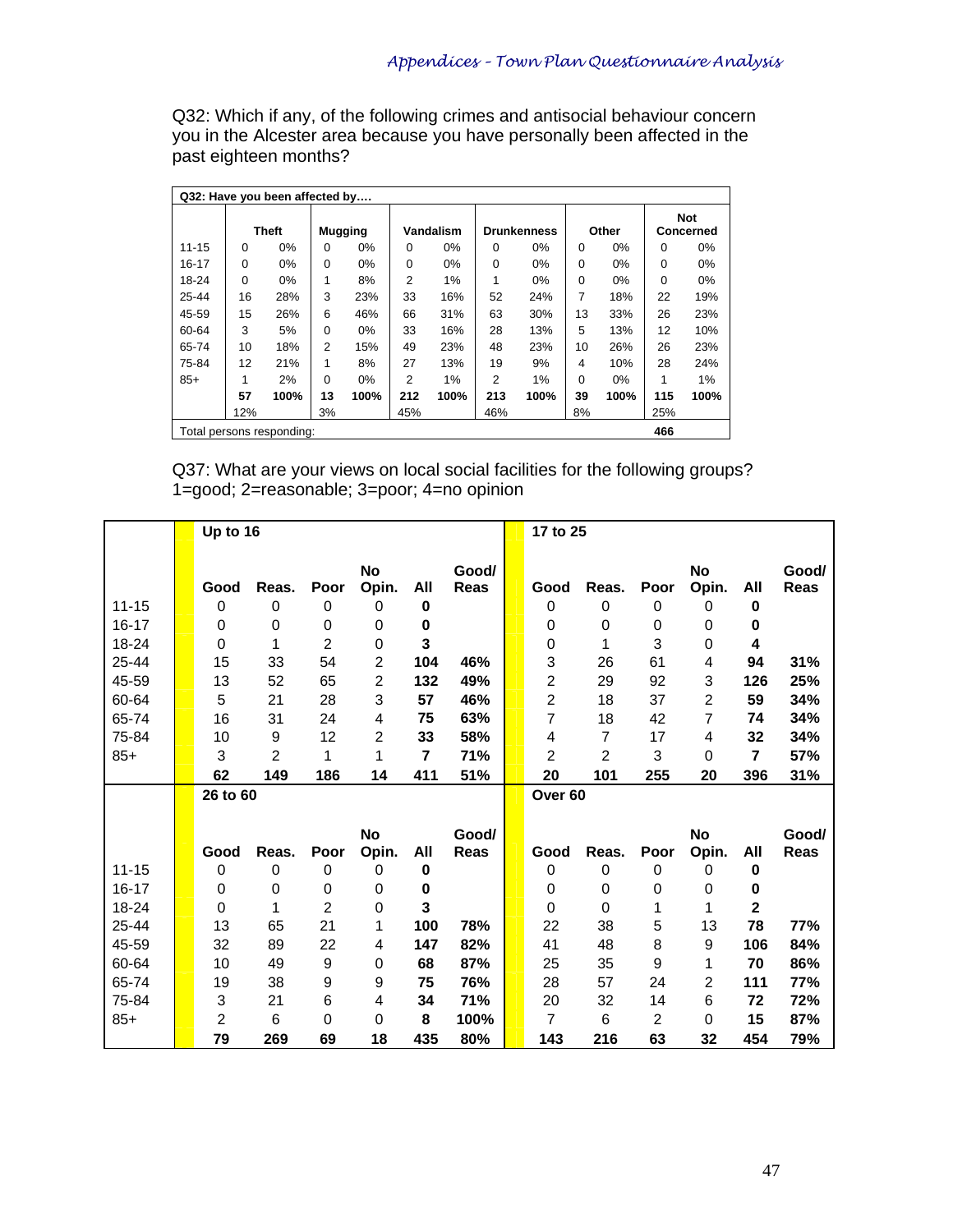Q32: Which if any, of the following crimes and antisocial behaviour concern you in the Alcester area because you have personally been affected in the past eighteen months?

| Q32: Have you been affected by…. | | | | | | | | | | | | |
|---|---|---|---|---|---|---|---|---|---|---|---|---|
| | Theft | | Mugging | | Vandalism | | Drunkenness | | Other | | Not Concerned | |
| 11-15 | 0 | 0% | 0 | 0% | 0 | 0% | 0 | 0% | 0 | 0% | 0 | 0% |
| 16-17 | 0 | 0% | 0 | 0% | 0 | 0% | 0 | 0% | 0 | 0% | 0 | 0% |
| 18-24 | 0 | 0% | 1 | 8% | 2 | 1% | 1 | 0% | 0 | 0% | 0 | 0% |
| 25-44 | 16 | 28% | 3 | 23% | 33 | 16% | 52 | 24% | 7 | 18% | 22 | 19% |
| 45-59 | 15 | 26% | 6 | 46% | 66 | 31% | 63 | 30% | 13 | 33% | 26 | 23% |
| 60-64 | 3 | 5% | 0 | 0% | 33 | 16% | 28 | 13% | 5 | 13% | 12 | 10% |
| 65-74 | 10 | 18% | 2 | 15% | 49 | 23% | 48 | 23% | 10 | 26% | 26 | 23% |
| 75-84 | 12 | 21% | 1 | 8% | 27 | 13% | 19 | 9% | 4 | 10% | 28 | 24% |
| 85+ | 1 | 2% | 0 | 0% | 2 | 1% | 2 | 1% | 0 | 0% | 1 | 1% |
| | **57** | **100%** | **13** | **100%** | **212** | **100%** | **213** | **100%** | **39** | **100%** | **115** | **100%** |
| | 12% | | 3% | | 45% | | 46% | | 8% | | 25% | |
| Total persons responding: | | | | | | | | | | | 466 | |

Q37: What are your views on local social facilities for the following groups?
1=good; 2=reasonable; 3=poor; 4=no opinion

| | Up to 16 | | | | | | 17 to 25 | | | | | |
|---|---|---|---|---|---|---|---|---|---|---|---|---|
| | Good | Reas. | Poor | No Opin. | All | Good/ Reas | Good | Reas. | Poor | No Opin. | All | Good/ Reas |
| 11-15 | 0 | 0 | 0 | 0 | **0** | | 0 | 0 | 0 | 0 | **0** | |
| 16-17 | 0 | 0 | 0 | 0 | **0** | | 0 | 0 | 0 | 0 | **0** | |
| 18-24 | 0 | 1 | 2 | 0 | **3** | | 0 | 1 | 3 | 0 | **4** | |
| 25-44 | 15 | 33 | 54 | 2 | **104** | **46%** | 3 | 26 | 61 | 4 | **94** | **31%** |
| 45-59 | 13 | 52 | 65 | 2 | **132** | **49%** | 2 | 29 | 92 | 3 | **126** | **25%** |
| 60-64 | 5 | 21 | 28 | 3 | **57** | **46%** | 2 | 18 | 37 | 2 | **59** | **34%** |
| 65-74 | 16 | 31 | 24 | 4 | **75** | **63%** | 7 | 18 | 42 | 7 | **74** | **34%** |
| 75-84 | 10 | 9 | 12 | 2 | **33** | **58%** | 4 | 7 | 17 | 4 | **32** | **34%** |
| 85+ | 3 | 2 | 1 | 1 | **7** | **71%** | 2 | 2 | 3 | 0 | **7** | **57%** |
| | **62** | **149** | **186** | **14** | **411** | **51%** | **20** | **101** | **255** | **20** | **396** | **31%** |
| | **26 to 60** | | | | | | **Over 60** | | | | | |
| | Good | Reas. | Poor | No Opin. | All | Good/ Reas | Good | Reas. | Poor | No Opin. | All | Good/ Reas |
| 11-15 | 0 | 0 | 0 | 0 | **0** | | 0 | 0 | 0 | 0 | **0** | |
| 16-17 | 0 | 0 | 0 | 0 | **0** | | 0 | 0 | 0 | 0 | **0** | |
| 18-24 | 0 | 1 | 2 | 0 | **3** | | 0 | 0 | 1 | 1 | **2** | |
| 25-44 | 13 | 65 | 21 | 1 | **100** | **78%** | 22 | 38 | 5 | 13 | **78** | **77%** |
| 45-59 | 32 | 89 | 22 | 4 | **147** | **82%** | 41 | 48 | 8 | 9 | **106** | **84%** |
| 60-64 | 10 | 49 | 9 | 0 | **68** | **87%** | 25 | 35 | 9 | 1 | **70** | **86%** |
| 65-74 | 19 | 38 | 9 | 9 | **75** | **76%** | 28 | 57 | 24 | 2 | **111** | **77%** |
| 75-84 | 3 | 21 | 6 | 4 | **34** | **71%** | 20 | 32 | 14 | 6 | **72** | **72%** |
| 85+ | 2 | 6 | 0 | 0 | **8** | **100%** | 7 | 6 | 2 | 0 | **15** | **87%** |
| | **79** | **269** | **69** | **18** | **435** | **80%** | **143** | **216** | **63** | **32** | **454** | **79%** |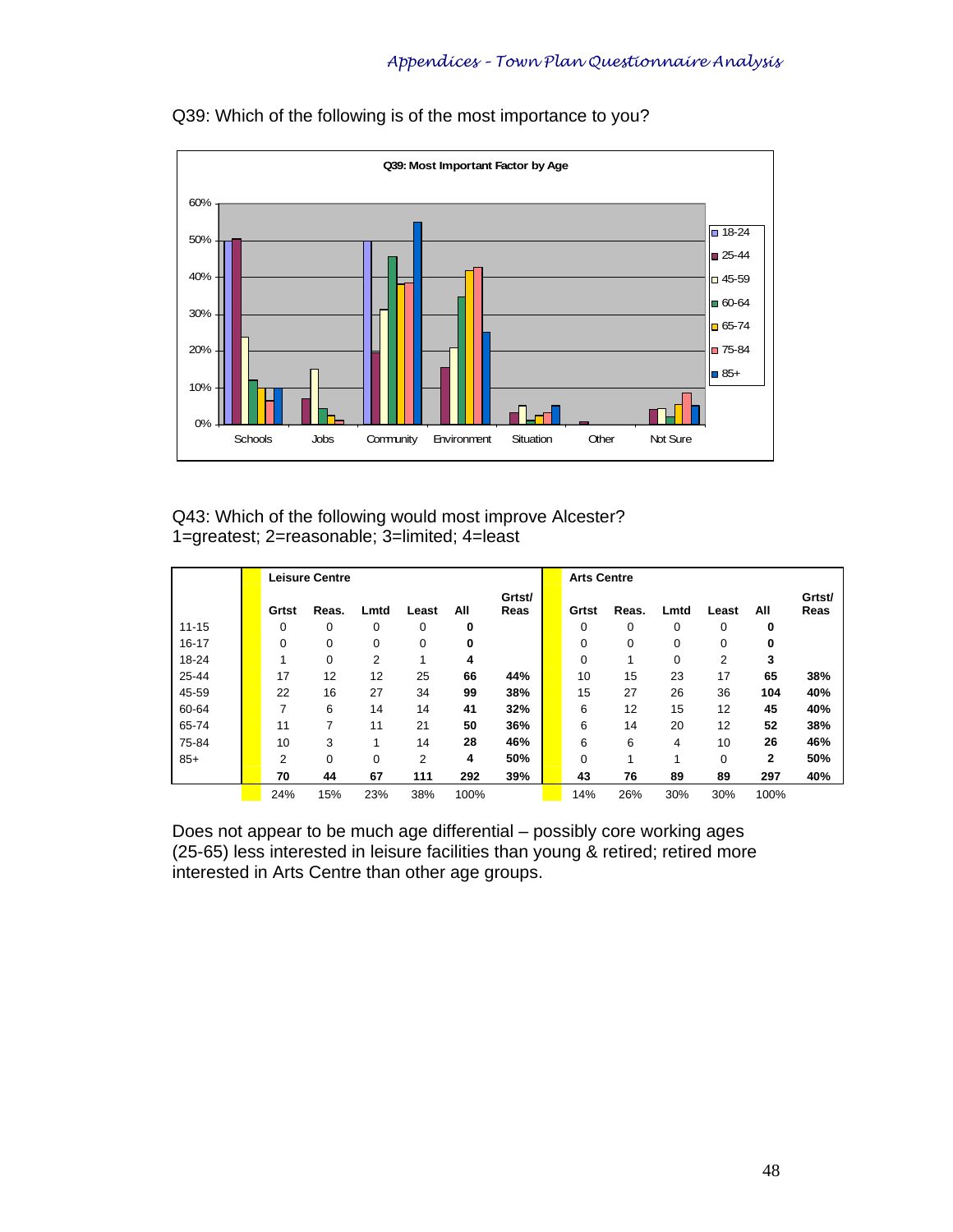Q39: Which of the following is of the most importance to you?

Q43: Which of the following would most improve Alcester?
1=greatest; 2=reasonable; 3=limited; 4=least

| | Leisure Centre | | | | | | Arts Centre | | | | | |
|---|---|---|---|---|---|---|---|---|---|---|---|---|
| | **Grtst** | **Reas.** | **Lmtd** | **Least** | **All** | **Grtst/ Reas** | **Grtst** | **Reas.** | **Lmtd** | **Least** | **All** | **Grtst/ Reas** |
| 11-15 | 0 | 0 | 0 | 0 | **0** | | 0 | 0 | 0 | 0 | **0** | |
| 16-17 | 0 | 0 | 0 | 0 | **0** | | 0 | 0 | 0 | 0 | **0** | |
| 18-24 | 1 | 0 | 2 | 1 | **4** | | 0 | 1 | 0 | 2 | **3** | |
| 25-44 | 17 | 12 | 12 | 25 | **66** | **44%** | 10 | 15 | 23 | 17 | **65** | **38%** |
| 45-59 | 22 | 16 | 27 | 34 | **99** | **38%** | 15 | 27 | 26 | 36 | **104** | **40%** |
| 60-64 | 7 | 6 | 14 | 14 | **41** | **32%** | 6 | 12 | 15 | 12 | **45** | **40%** |
| 65-74 | 11 | 7 | 11 | 21 | **50** | **36%** | 6 | 14 | 20 | 12 | **52** | **38%** |
| 75-84 | 10 | 3 | 1 | 14 | **28** | **46%** | 6 | 6 | 4 | 10 | **26** | **46%** |
| 85+ | 2 | 0 | 0 | 2 | **4** | **50%** | 0 | 1 | 1 | 0 | **2** | **50%** |
| | **70** | **44** | **67** | **111** | **292** | **39%** | **43** | **76** | **89** | **89** | **297** | **40%** |
| | 24% | 15% | 23% | 38% | 100% | | 14% | 26% | 30% | 30% | 100% | |

Does not appear to be much age differential – possibly core working ages (25-65) less interested in leisure facilities than young & retired; retired more interested in Arts Centre than other age groups.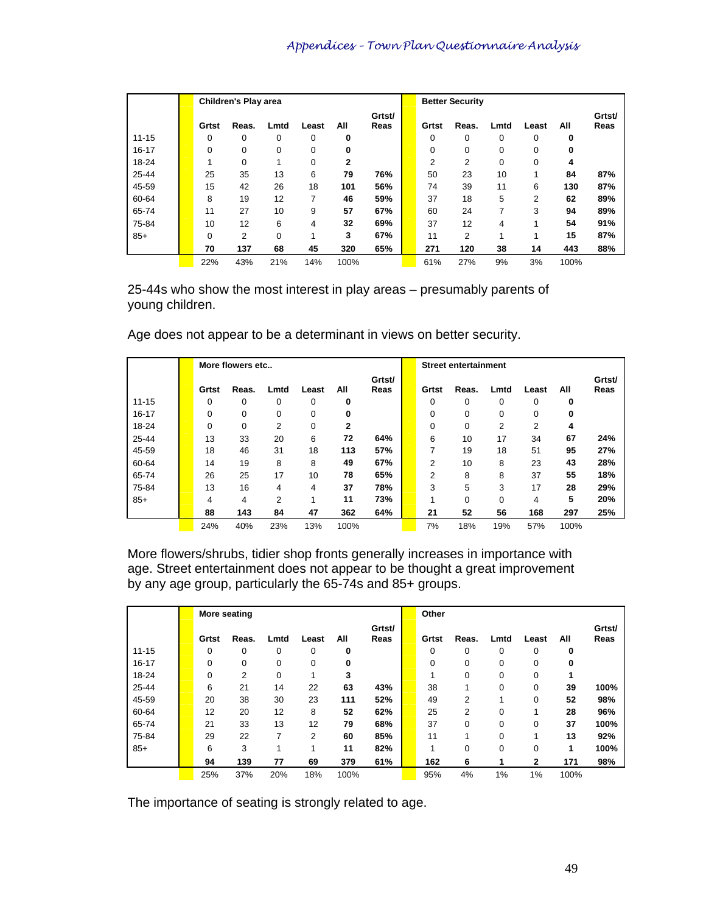| | Children's Play area | | | | | | Better Security | | | | | |
|---|---|---|---|---|---|---|---|---|---|---|---|---|
| | Grtst | Reas. | Lmtd | Least | All | Grtst/ Reas | Grtst | Reas. | Lmtd | Least | All | Grtst/ Reas |
| 11-15 | 0 | 0 | 0 | 0 | **0** | | 0 | 0 | 0 | 0 | **0** | |
| 16-17 | 0 | 0 | 0 | 0 | **0** | | 0 | 0 | 0 | 0 | **0** | |
| 18-24 | 1 | 0 | 1 | 0 | **2** | | 2 | 2 | 0 | 0 | **4** | |
| 25-44 | 25 | 35 | 13 | 6 | **79** | **76%** | 50 | 23 | 10 | 1 | **84** | **87%** |
| 45-59 | 15 | 42 | 26 | 18 | **101** | **56%** | 74 | 39 | 11 | 6 | **130** | **87%** |
| 60-64 | 8 | 19 | 12 | 7 | **46** | **59%** | 37 | 18 | 5 | 2 | **62** | **89%** |
| 65-74 | 11 | 27 | 10 | 9 | **57** | **67%** | 60 | 24 | 7 | 3 | **94** | **89%** |
| 75-84 | 10 | 12 | 6 | 4 | **32** | **69%** | 37 | 12 | 4 | 1 | **54** | **91%** |
| 85+ | 0 | 2 | 0 | 1 | **3** | **67%** | 11 | 2 | 1 | 1 | **15** | **87%** |
| | **70** | **137** | **68** | **45** | **320** | **65%** | **271** | **120** | **38** | **14** | **443** | **88%** |
| | 22% | 43% | 21% | 14% | 100% | | 61% | 27% | 9% | 3% | 100% | |

25-44s who show the most interest in play areas – presumably parents of young children.

Age does not appear to be a determinant in views on better security.

| | More flowers etc.. | | | | | | Street entertainment | | | | | |
|---|---|---|---|---|---|---|---|---|---|---|---|---|
| | Grtst | Reas. | Lmtd | Least | All | Grtst/ Reas | Grtst | Reas. | Lmtd | Least | All | Grtst/ Reas |
| 11-15 | 0 | 0 | 0 | 0 | **0** | | 0 | 0 | 0 | 0 | **0** | |
| 16-17 | 0 | 0 | 0 | 0 | **0** | | 0 | 0 | 0 | 0 | **0** | |
| 18-24 | 0 | 0 | 2 | 0 | **2** | | 0 | 0 | 2 | 2 | **4** | |
| 25-44 | 13 | 33 | 20 | 6 | **72** | **64%** | 6 | 10 | 17 | 34 | **67** | **24%** |
| 45-59 | 18 | 46 | 31 | 18 | **113** | **57%** | 7 | 19 | 18 | 51 | **95** | **27%** |
| 60-64 | 14 | 19 | 8 | 8 | **49** | **67%** | 2 | 10 | 8 | 23 | **43** | **28%** |
| 65-74 | 26 | 25 | 17 | 10 | **78** | **65%** | 2 | 8 | 8 | 37 | **55** | **18%** |
| 75-84 | 13 | 16 | 4 | 4 | **37** | **78%** | 3 | 5 | 3 | 17 | **28** | **29%** |
| 85+ | 4 | 4 | 2 | 1 | **11** | **73%** | 1 | 0 | 0 | 4 | **5** | **20%** |
| | **88** | **143** | **84** | **47** | **362** | **64%** | **21** | **52** | **56** | **168** | **297** | **25%** |
| | 24% | 40% | 23% | 13% | 100% | | 7% | 18% | 19% | 57% | 100% | |

More flowers/shrubs, tidier shop fronts generally increases in importance with age. Street entertainment does not appear to be thought a great improvement by any age group, particularly the 65-74s and 85+ groups.

| | More seating | | | | | | Other | | | | | |
|---|---|---|---|---|---|---|---|---|---|---|---|---|
| | Grtst | Reas. | Lmtd | Least | All | Grtst/ Reas | Grtst | Reas. | Lmtd | Least | All | Grtst/ Reas |
| 11-15 | 0 | 0 | 0 | 0 | **0** | | 0 | 0 | 0 | 0 | **0** | |
| 16-17 | 0 | 0 | 0 | 0 | **0** | | 0 | 0 | 0 | 0 | **0** | |
| 18-24 | 0 | 2 | 0 | 1 | **3** | | 1 | 0 | 0 | 0 | **1** | |
| 25-44 | 6 | 21 | 14 | 22 | **63** | **43%** | 38 | 1 | 0 | 0 | **39** | **100%** |
| 45-59 | 20 | 38 | 30 | 23 | **111** | **52%** | 49 | 2 | 1 | 0 | **52** | **98%** |
| 60-64 | 12 | 20 | 12 | 8 | **52** | **62%** | 25 | 2 | 0 | 1 | **28** | **96%** |
| 65-74 | 21 | 33 | 13 | 12 | **79** | **68%** | 37 | 0 | 0 | 0 | **37** | **100%** |
| 75-84 | 29 | 22 | 7 | 2 | **60** | **85%** | 11 | 1 | 0 | 1 | **13** | **92%** |
| 85+ | 6 | 3 | 1 | 1 | **11** | **82%** | 1 | 0 | 0 | 0 | **1** | **100%** |
| | **94** | **139** | **77** | **69** | **379** | **61%** | **162** | **6** | **1** | **2** | **171** | **98%** |
| | 25% | 37% | 20% | 18% | 100% | | 95% | 4% | 1% | 1% | 100% | |

The importance of seating is strongly related to age.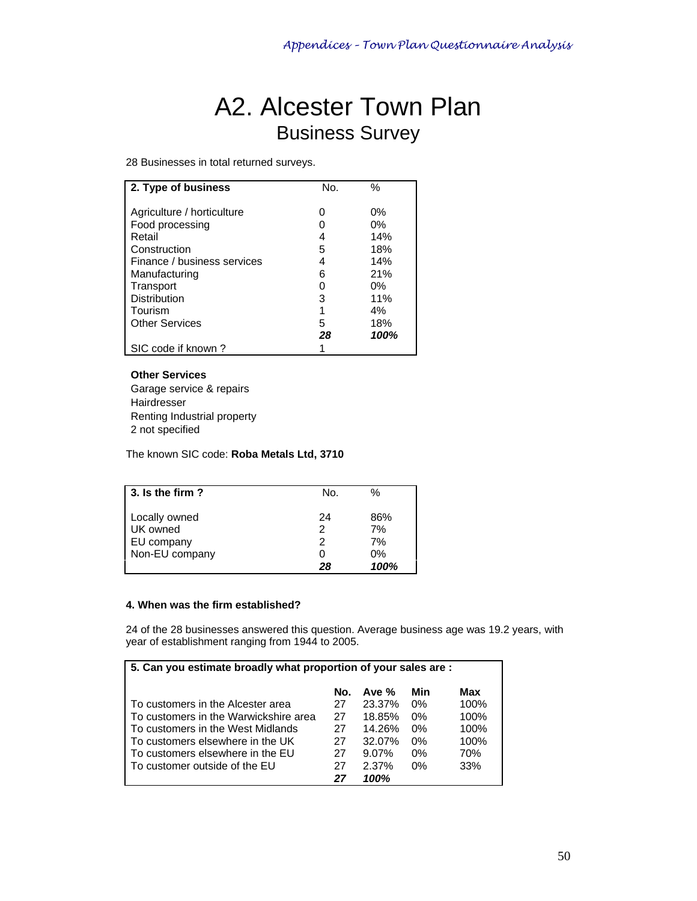# A2. Alcester Town Plan

## Business Survey

28 Businesses in total returned surveys.

| 2. Type of business | No. | % |
|---|---|---|
| Agriculture / horticulture | 0 | 0% |
| Food processing | 0 | 0% |
| Retail | 4 | 14% |
| Construction | 5 | 18% |
| Finance / business services | 4 | 14% |
| Manufacturing | 6 | 21% |
| Transport | 0 | 0% |
| Distribution | 3 | 11% |
| Tourism | 1 | 4% |
| Other Services | 5 | 18% |
| | ***28*** | ***100%*** |
| SIC code if known ? | 1 | |

**Other Services**
Garage service & repairs
Hairdresser
Renting Industrial property
2 not specified

The known SIC code: **Roba Metals Ltd, 3710**

| 3. Is the firm ? | No. | % |
|---|---|---|
| Locally owned | 24 | 86% |
| UK owned | 2 | 7% |
| EU company | 2 | 7% |
| Non-EU company | 0 | 0% |
| | ***28*** | ***100%*** |

**4. When was the firm established?**

24 of the 28 businesses answered this question. Average business age was 19.2 years, with year of establishment ranging from 1944 to 2005.

| 5. Can you estimate broadly what proportion of your sales are : | No. | Ave % | Min | Max |
|---|---|---|---|---|
| To customers in the Alcester area | 27 | 23.37% | 0% | 100% |
| To customers in the Warwickshire area | 27 | 18.85% | 0% | 100% |
| To customers in the West Midlands | 27 | 14.26% | 0% | 100% |
| To customers elsewhere in the UK | 27 | 32.07% | 0% | 100% |
| To customers elsewhere in the EU | 27 | 9.07% | 0% | 70% |
| To customer outside of the EU | 27 | 2.37% | 0% | 33% |
| | ***27*** | ***100%*** | | |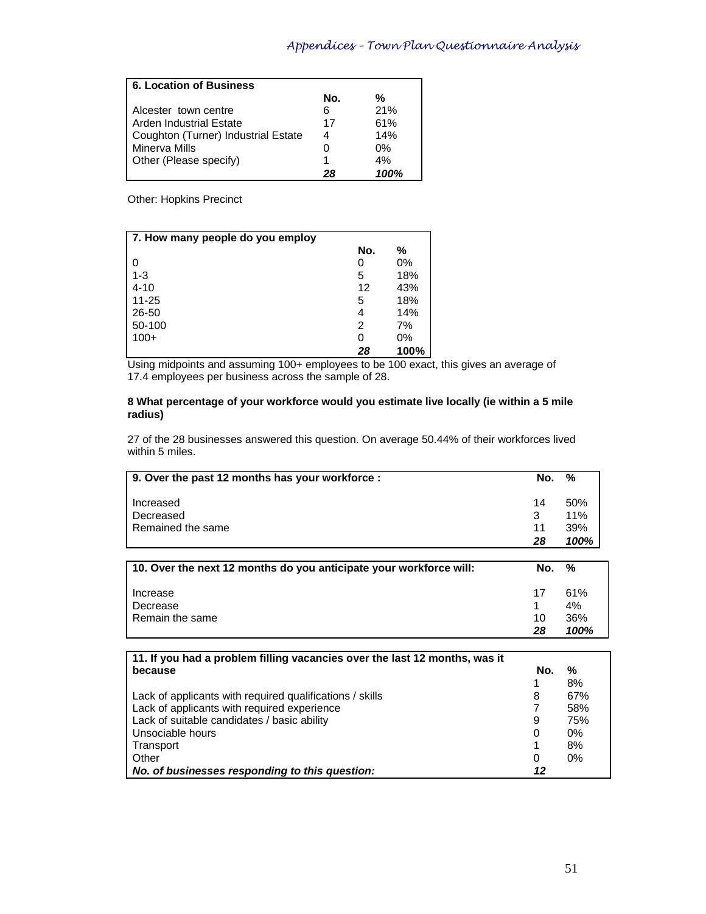| 6. Location of Business | No. | % |
|---|---|---|
| Alcester town centre | 6 | 21% |
| Arden Industrial Estate | 17 | 61% |
| Coughton (Turner) Industrial Estate | 4 | 14% |
| Minerva Mills | 0 | 0% |
| Other (Please specify) | 1 | 4% |
| | ***28*** | ***100%*** |

Other: Hopkins Precinct

| 7. How many people do you employ | No. | % |
|---|---|---|
| 0 | 0 | 0% |
| 1-3 | 5 | 18% |
| 4-10 | 12 | 43% |
| 11-25 | 5 | 18% |
| 26-50 | 4 | 14% |
| 50-100 | 2 | 7% |
| 100+ | 0 | 0% |
| | ***28*** | **100%** |

Using midpoints and assuming 100+ employees to be 100 exact, this gives an average of 17.4 employees per business across the sample of 28.

**8 What percentage of your workforce would you estimate live locally (ie within a 5 mile radius)**

27 of the 28 businesses answered this question. On average 50.44% of their workforces lived within 5 miles.

| 9. Over the past 12 months has your workforce : | No. | % |
|---|---|---|
| Increased | 14 | 50% |
| Decreased | 3 | 11% |
| Remained the same | 11 | 39% |
| | ***28*** | ***100%*** |

| 10. Over the next 12 months do you anticipate your workforce will: | No. | % |
|---|---|---|
| Increase | 17 | 61% |
| Decrease | 1 | 4% |
| Remain the same | 10 | 36% |
| | ***28*** | ***100%*** |

| 11. If you had a problem filling vacancies over the last 12 months, was it because | No. | % |
|---|---|---|
| | 1 | 8% |
| Lack of applicants with required qualifications / skills | 8 | 67% |
| Lack of applicants with required experience | 7 | 58% |
| Lack of suitable candidates / basic ability | 9 | 75% |
| Unsociable hours | 0 | 0% |
| Transport | 1 | 8% |
| Other | 0 | 0% |
| ***No. of businesses responding to this question:*** | ***12*** | |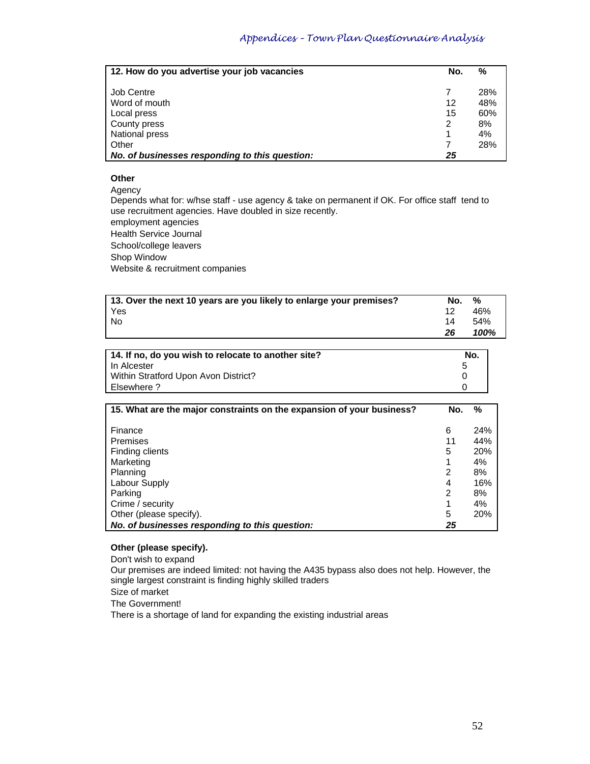| 12. How do you advertise your job vacancies | No. | % |
|---|---|---|
| Job Centre | 7 | 28% |
| Word of mouth | 12 | 48% |
| Local press | 15 | 60% |
| County press | 2 | 8% |
| National press | 1 | 4% |
| Other | 7 | 28% |
| ***No. of businesses responding to this question:*** | ***25*** | |

**Other**

Agency

Depends what for: w/hse staff - use agency & take on permanent if OK. For office staff tend to use recruitment agencies. Have doubled in size recently.

employment agencies

Health Service Journal

School/college leavers

Shop Window

Website & recruitment companies

| 13. Over the next 10 years are you likely to enlarge your premises? | No. | % |
|---|---|---|
| Yes | 12 | 46% |
| No | 14 | 54% |
| | ***26*** | ***100%*** |

| 14. If no, do you wish to relocate to another site? | No. |
|---|---|
| In Alcester | 5 |
| Within Stratford Upon Avon District? | 0 |
| Elsewhere ? | 0 |

| 15. What are the major constraints on the expansion of your business? | No. | % |
|---|---|---|
| Finance | 6 | 24% |
| Premises | 11 | 44% |
| Finding clients | 5 | 20% |
| Marketing | 1 | 4% |
| Planning | 2 | 8% |
| Labour Supply | 4 | 16% |
| Parking | 2 | 8% |
| Crime / security | 1 | 4% |
| Other (please specify). | 5 | 20% |
| ***No. of businesses responding to this question:*** | ***25*** | |

**Other (please specify).**

Don't wish to expand

Our premises are indeed limited: not having the A435 bypass also does not help. However, the single largest constraint is finding highly skilled traders

Size of market

The Government!

There is a shortage of land for expanding the existing industrial areas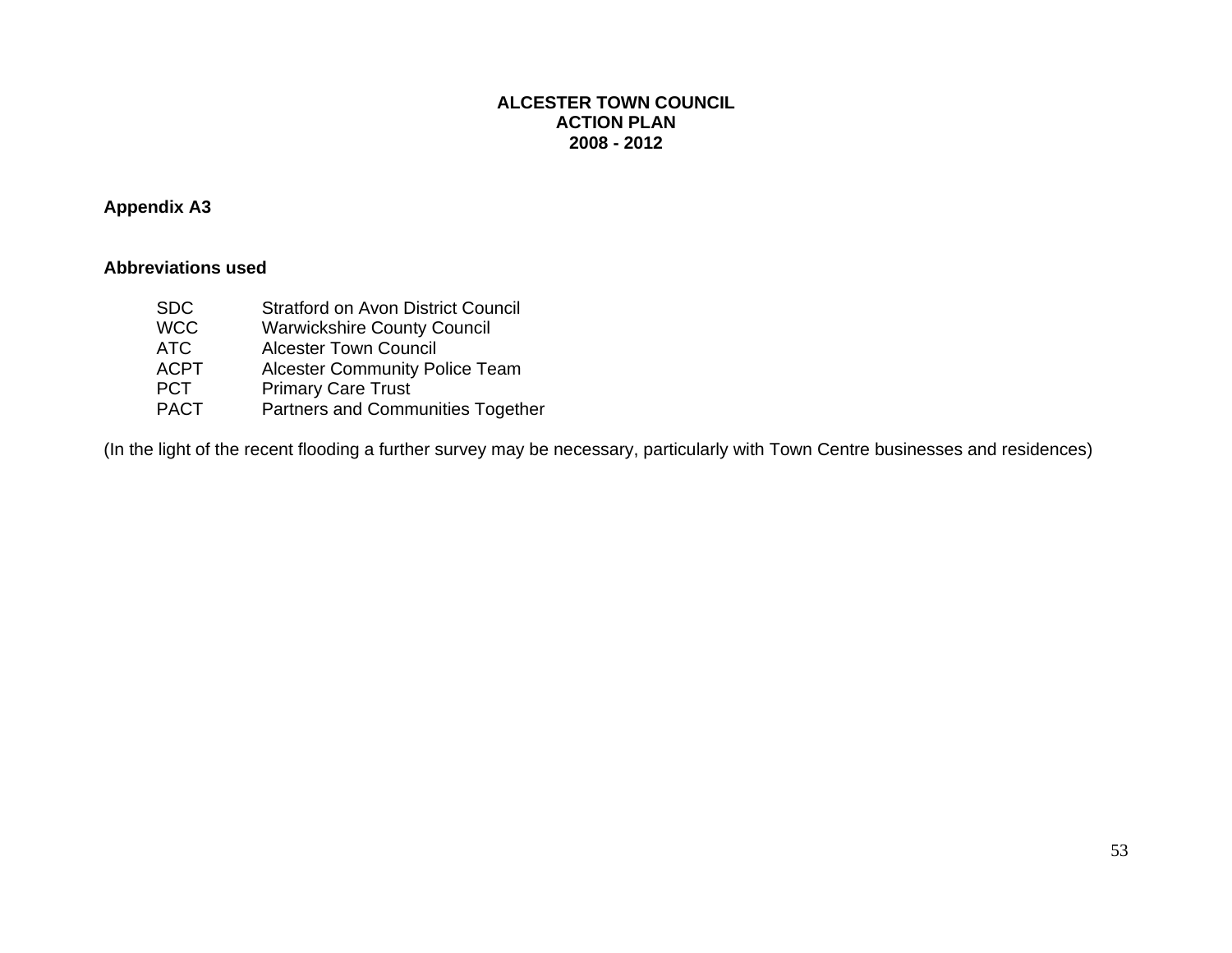**ALCESTER TOWN COUNCIL**
**ACTION PLAN**
**2008 - 2012**

**Appendix A3**

**Abbreviations used**

| | |
|---|---|
| SDC | Stratford on Avon District Council |
| WCC | Warwickshire County Council |
| ATC | Alcester Town Council |
| ACPT | Alcester Community Police Team |
| PCT | Primary Care Trust |
| PACT | Partners and Communities Together |

(In the light of the recent flooding a further survey may be necessary, particularly with Town Centre businesses and residences)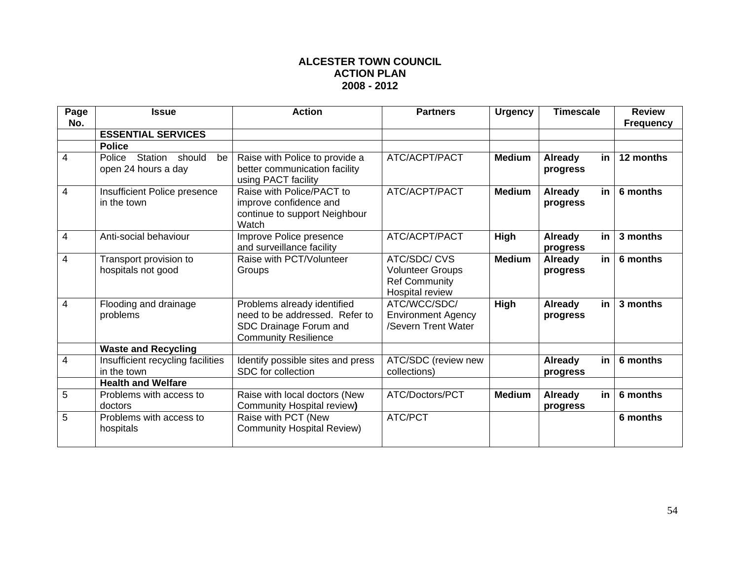**ALCESTER TOWN COUNCIL**
**ACTION PLAN**
**2008 - 2012**

| Page No. | Issue | Action | Partners | Urgency | Timescale | Review Frequency |
|---|---|---|---|---|---|---|
| | **ESSENTIAL SERVICES** | | | | | |
| | **Police** | | | | | |
| 4 | Police Station should be open 24 hours a day | Raise with Police to provide a better communication facility using PACT facility | ATC/ACPT/PACT | **Medium** | **Already in progress** | **12 months** |
| 4 | Insufficient Police presence in the town | Raise with Police/PACT to improve confidence and continue to support Neighbour Watch | ATC/ACPT/PACT | **Medium** | **Already in progress** | **6 months** |
| 4 | Anti-social behaviour | Improve Police presence and surveillance facility | ATC/ACPT/PACT | **High** | **Already in progress** | **3 months** |
| 4 | Transport provision to hospitals not good | Raise with PCT/Volunteer Groups | ATC/SDC/ CVS Volunteer Groups Ref Community Hospital review | **Medium** | **Already in progress** | **6 months** |
| 4 | Flooding and drainage problems | Problems already identified need to be addressed. Refer to SDC Drainage Forum and Community Resilience | ATC/WCC/SDC/ Environment Agency /Severn Trent Water | **High** | **Already in progress** | **3 months** |
| | **Waste and Recycling** | | | | | |
| 4 | Insufficient recycling facilities in the town | Identify possible sites and press SDC for collection | ATC/SDC (review new collections) | | **Already in progress** | **6 months** |
| | **Health and Welfare** | | | | | |
| 5 | Problems with access to doctors | Raise with local doctors (New Community Hospital review) | ATC/Doctors/PCT | **Medium** | **Already in progress** | **6 months** |
| 5 | Problems with access to hospitals | Raise with PCT (New Community Hospital Review) | ATC/PCT | | | **6 months** |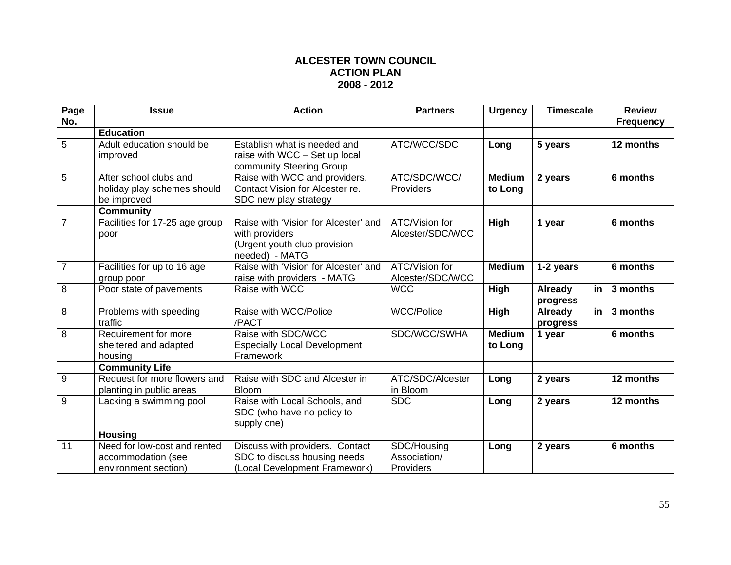**ALCESTER TOWN COUNCIL**
**ACTION PLAN**
**2008 - 2012**

| Page No. | Issue | Action | Partners | Urgency | Timescale | Review Frequency |
|---|---|---|---|---|---|---|
| | **Education** | | | | | |
| 5 | Adult education should be improved | Establish what is needed and raise with WCC – Set up local community Steering Group | ATC/WCC/SDC | **Long** | **5 years** | **12 months** |
| 5 | After school clubs and holiday play schemes should be improved | Raise with WCC and providers. Contact Vision for Alcester re. SDC new play strategy | ATC/SDC/WCC/ Providers | **Medium to Long** | **2 years** | **6 months** |
| | **Community** | | | | | |
| 7 | Facilities for 17-25 age group poor | Raise with 'Vision for Alcester' and with providers (Urgent youth club provision needed) - MATG | ATC/Vision for Alcester/SDC/WCC | **High** | **1 year** | **6 months** |
| 7 | Facilities for up to 16 age group poor | Raise with 'Vision for Alcester' and raise with providers - MATG | ATC/Vision for Alcester/SDC/WCC | **Medium** | **1-2 years** | **6 months** |
| 8 | Poor state of pavements | Raise with WCC | WCC | **High** | **Already in progress** | **3 months** |
| 8 | Problems with speeding traffic | Raise with WCC/Police /PACT | WCC/Police | **High** | **Already in progress** | **3 months** |
| 8 | Requirement for more sheltered and adapted housing | Raise with SDC/WCC Especially Local Development Framework | SDC/WCC/SWHA | **Medium to Long** | **1 year** | **6 months** |
| | **Community Life** | | | | | |
| 9 | Request for more flowers and planting in public areas | Raise with SDC and Alcester in Bloom | ATC/SDC/Alcester in Bloom | **Long** | **2 years** | **12 months** |
| 9 | Lacking a swimming pool | Raise with Local Schools, and SDC (who have no policy to supply one) | SDC | **Long** | **2 years** | **12 months** |
| | **Housing** | | | | | |
| 11 | Need for low-cost and rented accommodation (see environment section) | Discuss with providers. Contact SDC to discuss housing needs (Local Development Framework) | SDC/Housing Association/ Providers | **Long** | **2 years** | **6 months** |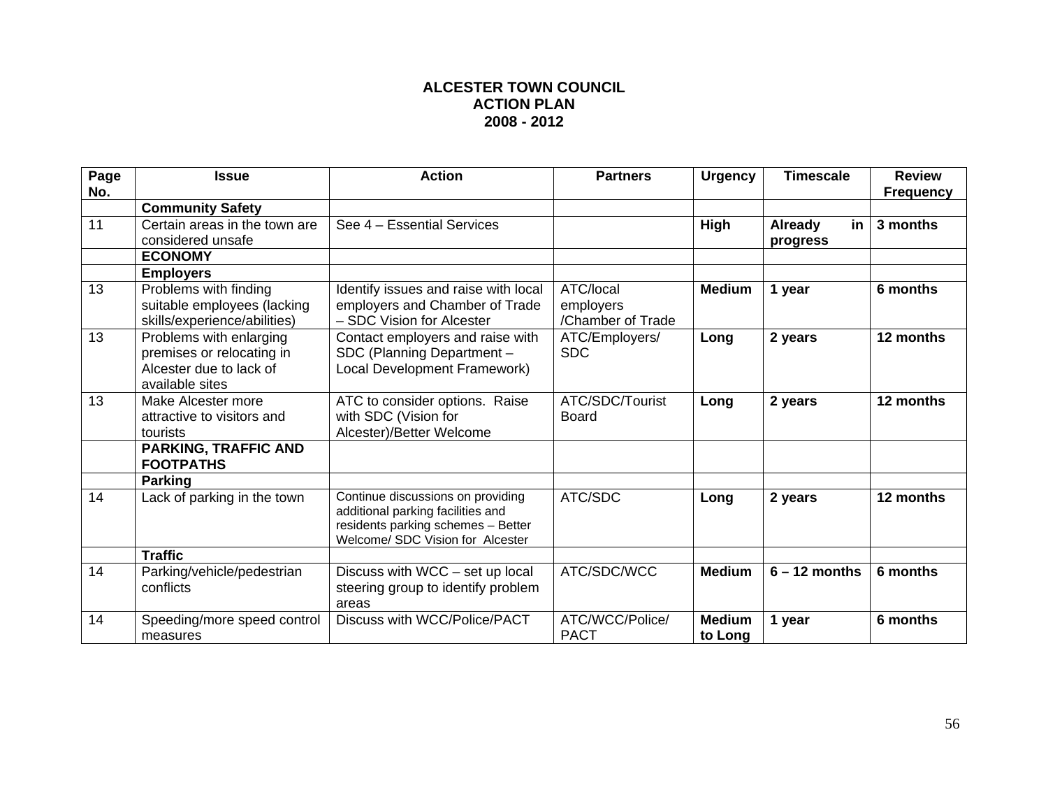# ALCESTER TOWN COUNCIL
# ACTION PLAN
# 2008 - 2012

| Page No. | Issue | Action | Partners | Urgency | Timescale | Review Frequency |
|---|---|---|---|---|---|---|
| | **Community Safety** | | | | | |
| 11 | Certain areas in the town are considered unsafe | See 4 – Essential Services | | **High** | **Already in progress** | **3 months** |
| | **ECONOMY** | | | | | |
| | **Employers** | | | | | |
| 13 | Problems with finding suitable employees (lacking skills/experience/abilities) | Identify issues and raise with local employers and Chamber of Trade – SDC Vision for Alcester | ATC/local employers /Chamber of Trade | **Medium** | **1 year** | **6 months** |
| 13 | Problems with enlarging premises or relocating in Alcester due to lack of available sites | Contact employers and raise with SDC (Planning Department – Local Development Framework) | ATC/Employers/ SDC | **Long** | **2 years** | **12 months** |
| 13 | Make Alcester more attractive to visitors and tourists | ATC to consider options. Raise with SDC (Vision for Alcester)/Better Welcome | ATC/SDC/Tourist Board | **Long** | **2 years** | **12 months** |
| | **PARKING, TRAFFIC AND FOOTPATHS** | | | | | |
| | **Parking** | | | | | |
| 14 | Lack of parking in the town | Continue discussions on providing additional parking facilities and residents parking schemes – Better Welcome/ SDC Vision for Alcester | ATC/SDC | **Long** | **2 years** | **12 months** |
| | **Traffic** | | | | | |
| 14 | Parking/vehicle/pedestrian conflicts | Discuss with WCC – set up local steering group to identify problem areas | ATC/SDC/WCC | **Medium** | **6 – 12 months** | **6 months** |
| 14 | Speeding/more speed control measures | Discuss with WCC/Police/PACT | ATC/WCC/Police/ PACT | **Medium to Long** | **1 year** | **6 months** |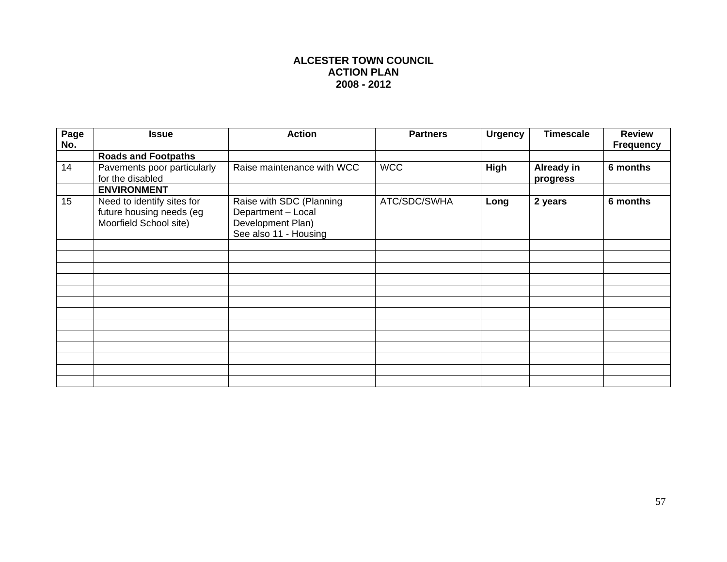**ALCESTER TOWN COUNCIL**
**ACTION PLAN**
**2008 - 2012**

| Page No. | Issue | Action | Partners | Urgency | Timescale | Review Frequency |
|---|---|---|---|---|---|---|
| | **Roads and Footpaths** | | | | | |
| 14 | Pavements poor particularly for the disabled | Raise maintenance with WCC | WCC | **High** | **Already in progress** | **6 months** |
| | **ENVIRONMENT** | | | | | |
| 15 | Need to identify sites for future housing needs (eg Moorfield School site) | Raise with SDC (Planning Department – Local Development Plan) See also 11 - Housing | ATC/SDC/SWHA | **Long** | **2 years** | **6 months** |
| | | | | | | |
| | | | | | | |
| | | | | | | |
| | | | | | | |
| | | | | | | |
| | | | | | | |
| | | | | | | |
| | | | | | | |
| | | | | | | |
| | | | | | | |
| | | | | | | |
| | | | | | | |
| | | | | | | |